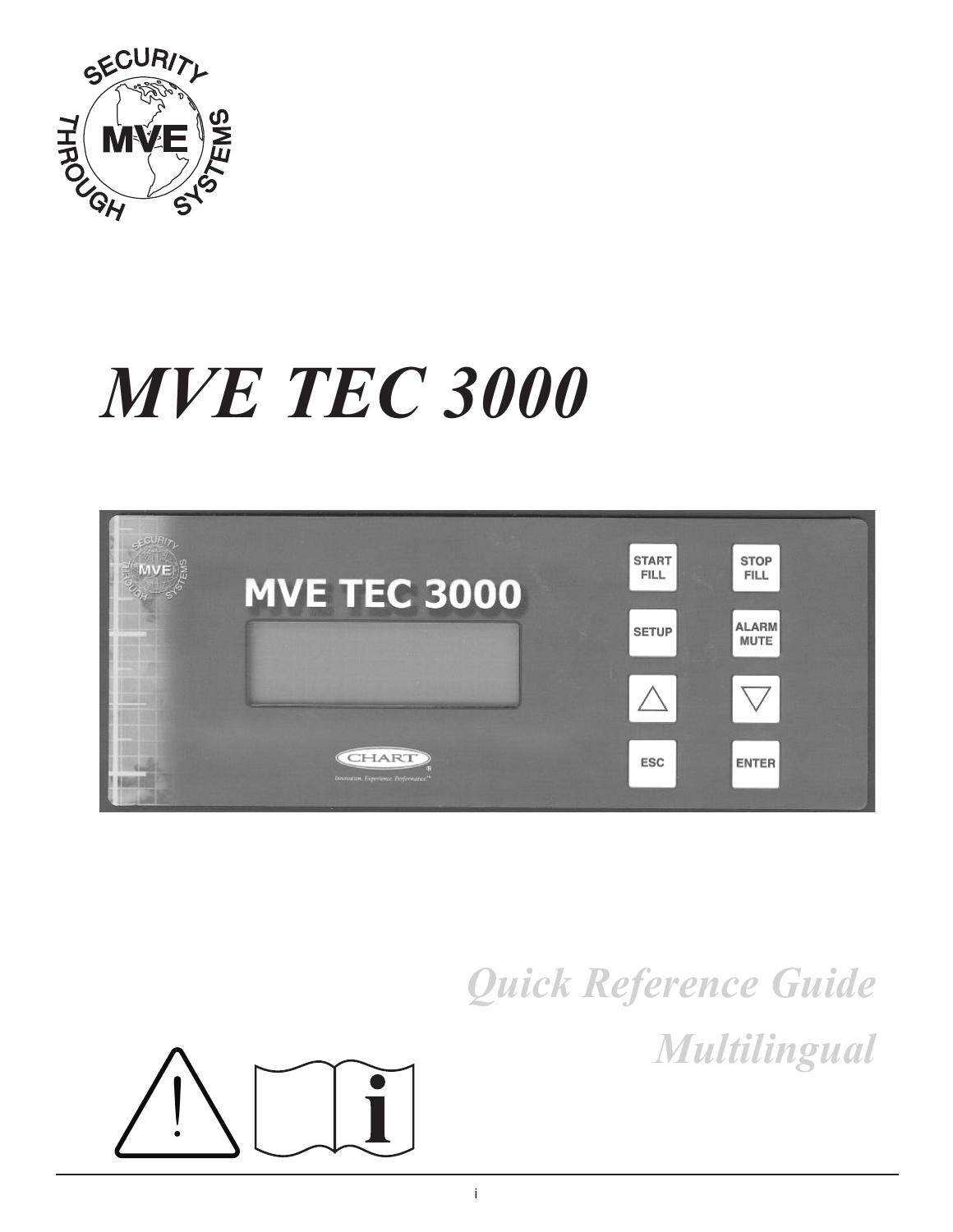# *MVE TEC 3000*

*Quick Reference Guide*

*Multilingual*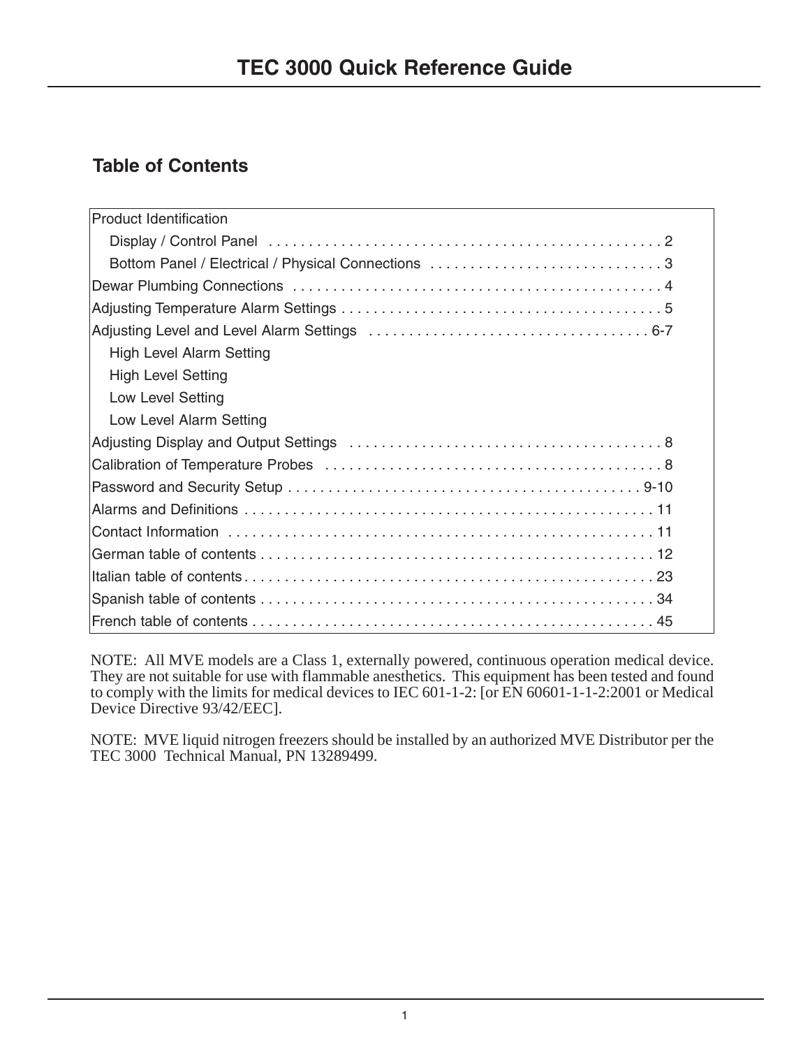# TEC 3000 Quick Reference Guide

## Table of Contents

| Section | Page |
| --- | --- |
| Product Identification | |
| Display / Control Panel | 2 |
| Bottom Panel / Electrical / Physical Connections | 3 |
| Dewar Plumbing Connections | 4 |
| Adjusting Temperature Alarm Settings | 5 |
| Adjusting Level and Level Alarm Settings | 6-7 |
| High Level Alarm Setting | |
| High Level Setting | |
| Low Level Setting | |
| Low Level Alarm Setting | |
| Adjusting Display and Output Settings | 8 |
| Calibration of Temperature Probes | 8 |
| Password and Security Setup | 9-10 |
| Alarms and Definitions | 11 |
| Contact Information | 11 |
| German table of contents | 12 |
| Italian table of contents | 23 |
| Spanish table of contents | 34 |
| French table of contents | 45 |

NOTE: All MVE models are a Class 1, externally powered, continuous operation medical device. They are not suitable for use with flammable anesthetics. This equipment has been tested and found to comply with the limits for medical devices to IEC 601-1-2: [or EN 60601-1-1-2:2001 or Medical Device Directive 93/42/EEC].

NOTE: MVE liquid nitrogen freezers should be installed by an authorized MVE Distributor per the TEC 3000 Technical Manual, PN 13289499.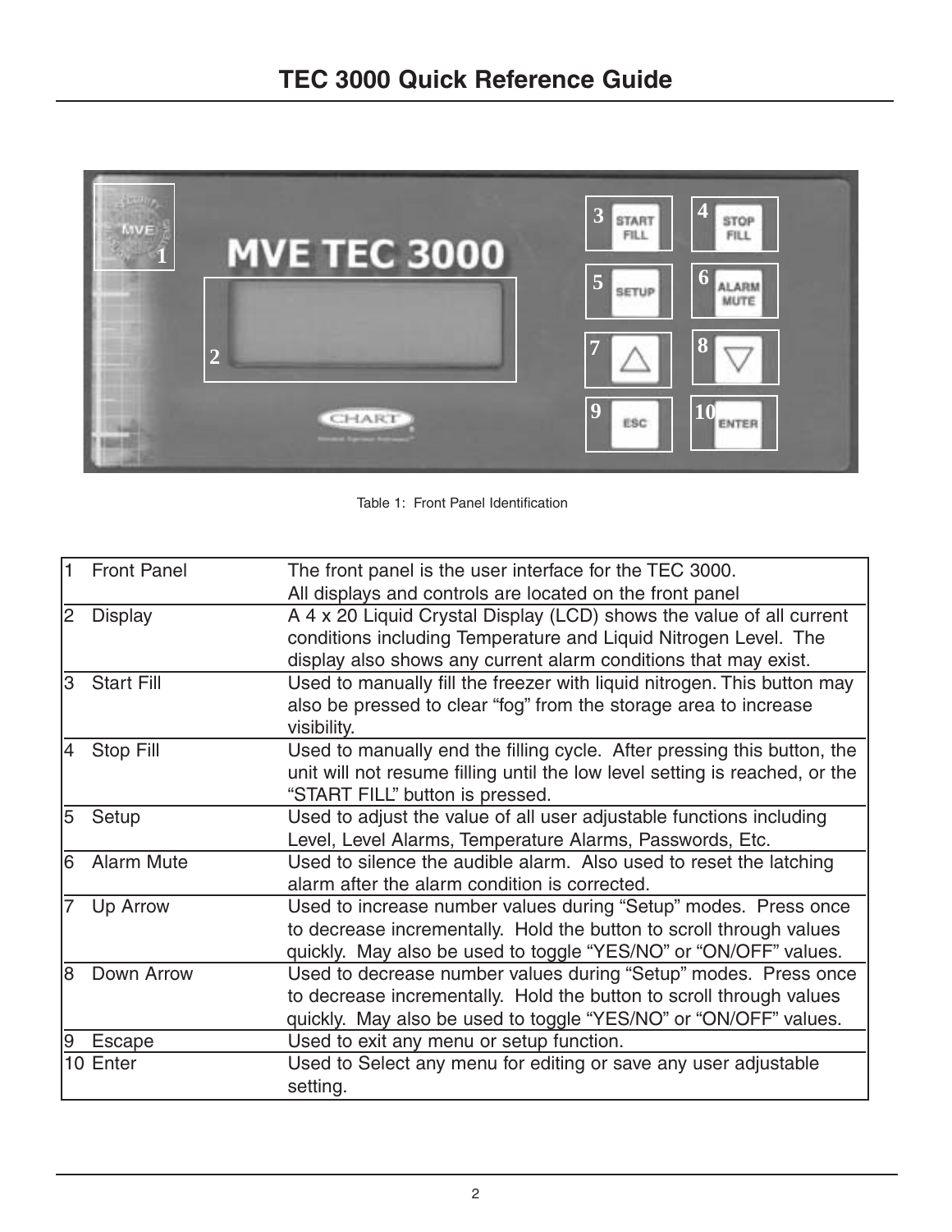# TEC 3000 Quick Reference Guide

Table 1: Front Panel Identification

| | | |
|---|---|---|
| 1 | Front Panel | The front panel is the user interface for the TEC 3000. All displays and controls are located on the front panel |
| 2 | Display | A 4 x 20 Liquid Crystal Display (LCD) shows the value of all current conditions including Temperature and Liquid Nitrogen Level. The display also shows any current alarm conditions that may exist. |
| 3 | Start Fill | Used to manually fill the freezer with liquid nitrogen. This button may also be pressed to clear "fog" from the storage area to increase visibility. |
| 4 | Stop Fill | Used to manually end the filling cycle. After pressing this button, the unit will not resume filling until the low level setting is reached, or the "START FILL" button is pressed. |
| 5 | Setup | Used to adjust the value of all user adjustable functions including Level, Level Alarms, Temperature Alarms, Passwords, Etc. |
| 6 | Alarm Mute | Used to silence the audible alarm. Also used to reset the latching alarm after the alarm condition is corrected. |
| 7 | Up Arrow | Used to increase number values during "Setup" modes. Press once to decrease incrementally. Hold the button to scroll through values quickly. May also be used to toggle "YES/NO" or "ON/OFF" values. |
| 8 | Down Arrow | Used to decrease number values during "Setup" modes. Press once to decrease incrementally. Hold the button to scroll through values quickly. May also be used to toggle "YES/NO" or "ON/OFF" values. |
| 9 | Escape | Used to exit any menu or setup function. |
| 10 | Enter | Used to Select any menu for editing or save any user adjustable setting. |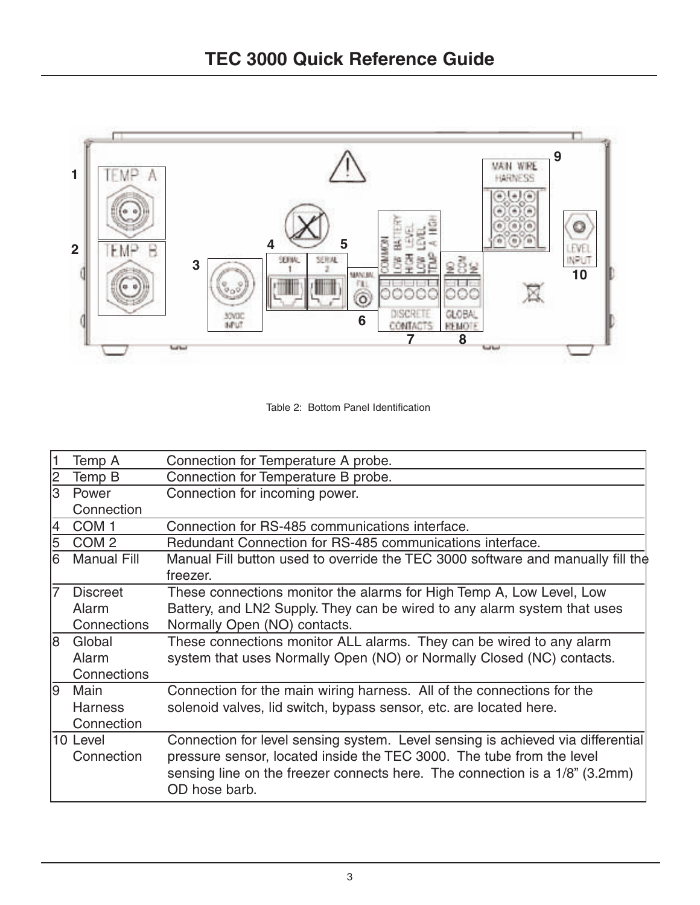# TEC 3000 Quick Reference Guide

Table 2: Bottom Panel Identification

| | | |
|---|---|---|
| 1 | Temp A | Connection for Temperature A probe. |
| 2 | Temp B | Connection for Temperature B probe. |
| 3 | Power Connection | Connection for incoming power. |
| 4 | COM 1 | Connection for RS-485 communications interface. |
| 5 | COM 2 | Redundant Connection for RS-485 communications interface. |
| 6 | Manual Fill | Manual Fill button used to override the TEC 3000 software and manually fill the freezer. |
| 7 | Discreet Alarm Connections | These connections monitor the alarms for High Temp A, Low Level, Low Battery, and LN2 Supply. They can be wired to any alarm system that uses Normally Open (NO) contacts. |
| 8 | Global Alarm Connections | These connections monitor ALL alarms. They can be wired to any alarm system that uses Normally Open (NO) or Normally Closed (NC) contacts. |
| 9 | Main Harness Connection | Connection for the main wiring harness. All of the connections for the solenoid valves, lid switch, bypass sensor, etc. are located here. |
| 10 | Level Connection | Connection for level sensing system. Level sensing is achieved via differential pressure sensor, located inside the TEC 3000. The tube from the level sensing line on the freezer connects here. The connection is a 1/8" (3.2mm) OD hose barb. |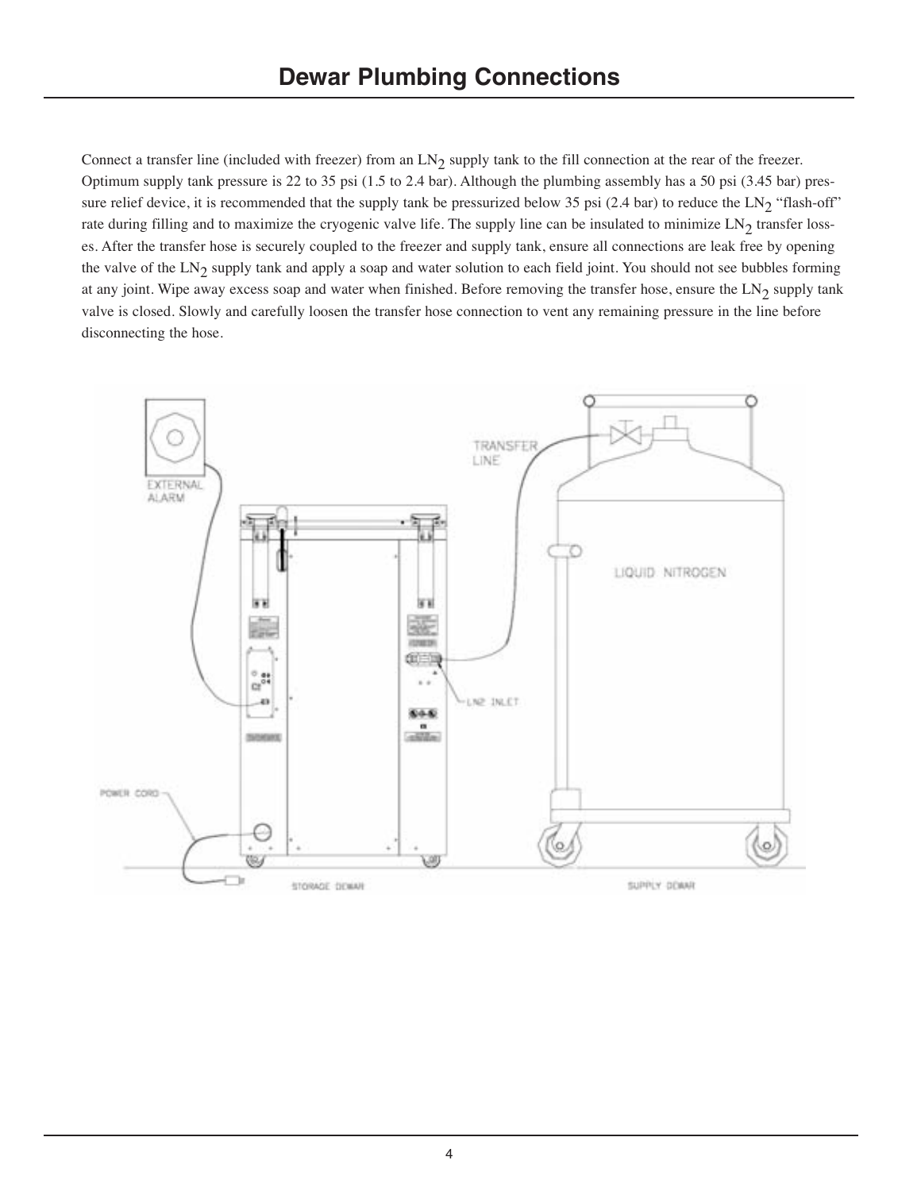# Dewar Plumbing Connections

Connect a transfer line (included with freezer) from an $LN_2$ supply tank to the fill connection at the rear of the freezer. Optimum supply tank pressure is 22 to 35 psi (1.5 to 2.4 bar). Although the plumbing assembly has a 50 psi (3.45 bar) pressure relief device, it is recommended that the supply tank be pressurized below 35 psi (2.4 bar) to reduce the $LN_2$ "flash-off" rate during filling and to maximize the cryogenic valve life. The supply line can be insulated to minimize $LN_2$ transfer losses. After the transfer hose is securely coupled to the freezer and supply tank, ensure all connections are leak free by opening the valve of the $LN_2$ supply tank and apply a soap and water solution to each field joint. You should not see bubbles forming at any joint. Wipe away excess soap and water when finished. Before removing the transfer hose, ensure the $LN_2$ supply tank valve is closed. Slowly and carefully loosen the transfer hose connection to vent any remaining pressure in the line before disconnecting the hose.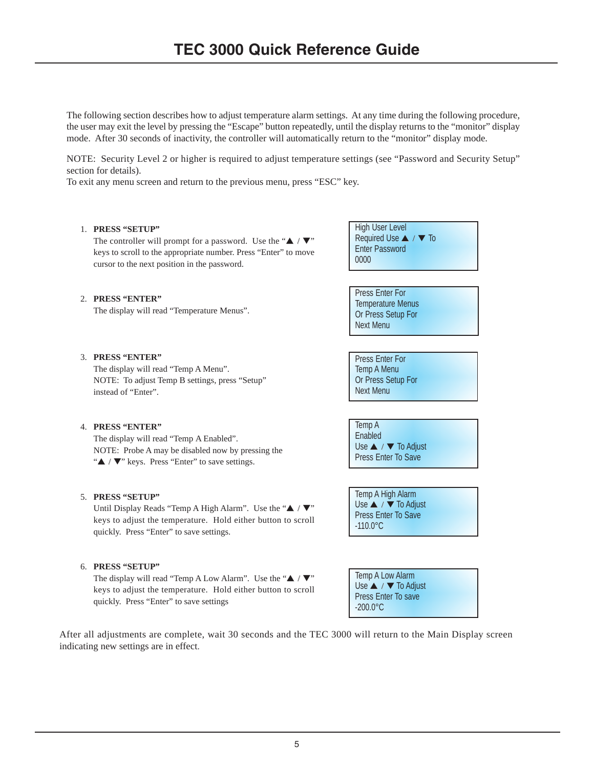# TEC 3000 Quick Reference Guide

The following section describes how to adjust temperature alarm settings. At any time during the following procedure, the user may exit the level by pressing the “Escape” button repeatedly, until the display returns to the “monitor” display mode. After 30 seconds of inactivity, the controller will automatically return to the “monitor” display mode.

NOTE: Security Level 2 or higher is required to adjust temperature settings (see “Password and Security Setup” section for details).
To exit any menu screen and return to the previous menu, press “ESC” key.

1. **PRESS “SETUP”**
   The controller will prompt for a password. Use the “▲ / ▼” keys to scroll to the appropriate number. Press “Enter” to move cursor to the next position in the password.

   ```
   High User Level
   Required Use ▲ / ▼ To
   Enter Password
   0000
   ```

2. **PRESS “ENTER”**
   The display will read “Temperature Menus”.

   ```
   Press Enter For
   Temperature Menus
   Or Press Setup For
   Next Menu
   ```

3. **PRESS “ENTER”**
   The display will read “Temp A Menu”.
   NOTE: To adjust Temp B settings, press “Setup” instead of “Enter”.

   ```
   Press Enter For
   Temp A Menu
   Or Press Setup For
   Next Menu
   ```

4. **PRESS “ENTER”**
   The display will read “Temp A Enabled”.
   NOTE: Probe A may be disabled now by pressing the “▲ / ▼” keys. Press “Enter” to save settings.

   ```
   Temp A
   Enabled
   Use ▲ / ▼ To Adjust
   Press Enter To Save
   ```

5. **PRESS “SETUP”**
   Until Display Reads “Temp A High Alarm”. Use the “▲ / ▼” keys to adjust the temperature. Hold either button to scroll quickly. Press “Enter” to save settings.

   ```
   Temp A High Alarm
   Use ▲ / ▼ To Adjust
   Press Enter To Save
   -110.0°C
   ```

6. **PRESS “SETUP”**
   The display will read “Temp A Low Alarm”. Use the “▲ / ▼” keys to adjust the temperature. Hold either button to scroll quickly. Press “Enter” to save settings

   ```
   Temp A Low Alarm
   Use ▲ / ▼ To Adjust
   Press Enter To save
   -200.0°C
   ```

After all adjustments are complete, wait 30 seconds and the TEC 3000 will return to the Main Display screen indicating new settings are in effect.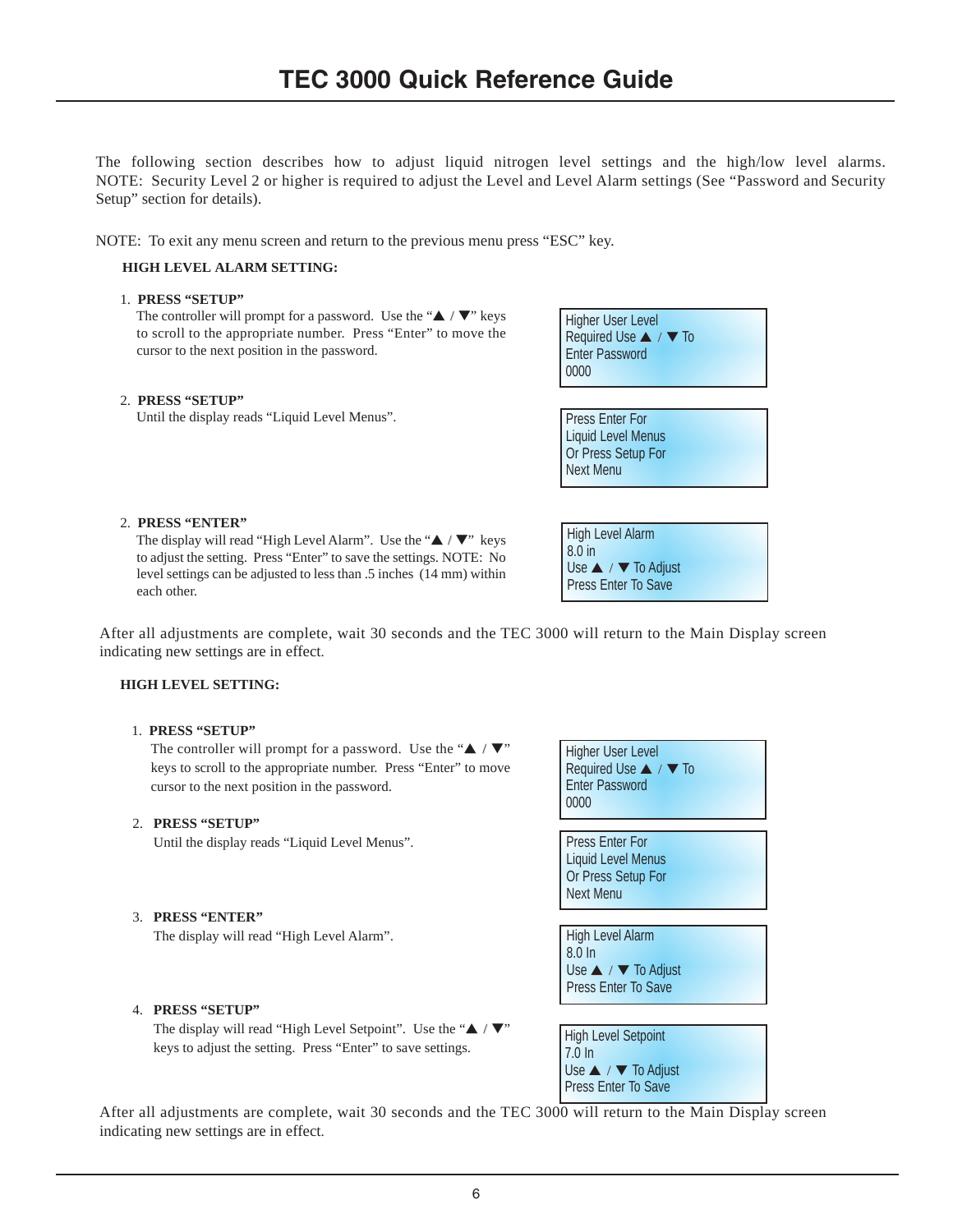# TEC 3000 Quick Reference Guide

The following section describes how to adjust liquid nitrogen level settings and the high/low level alarms. NOTE: Security Level 2 or higher is required to adjust the Level and Level Alarm settings (See "Password and Security Setup" section for details).

NOTE: To exit any menu screen and return to the previous menu press "ESC" key.

**HIGH LEVEL ALARM SETTING:**

1. **PRESS "SETUP"**
   The controller will prompt for a password. Use the "▲ / ▼" keys to scroll to the appropriate number. Press "Enter" to move the cursor to the next position in the password.

```
Higher User Level
Required Use ▲ / ▼ To
Enter Password
0000
```

2. **PRESS "SETUP"**
   Until the display reads "Liquid Level Menus".

```
Press Enter For
Liquid Level Menus
Or Press Setup For
Next Menu
```

2. **PRESS "ENTER"**
   The display will read "High Level Alarm". Use the "▲ / ▼" keys to adjust the setting. Press "Enter" to save the settings. NOTE: No level settings can be adjusted to less than .5 inches (14 mm) within each other.

```
High Level Alarm
8.0 in
Use ▲ / ▼ To Adjust
Press Enter To Save
```

After all adjustments are complete, wait 30 seconds and the TEC 3000 will return to the Main Display screen indicating new settings are in effect.

**HIGH LEVEL SETTING:**

1. **PRESS "SETUP"**
   The controller will prompt for a password. Use the "▲ / ▼" keys to scroll to the appropriate number. Press "Enter" to move cursor to the next position in the password.

```
Higher User Level
Required Use ▲ / ▼ To
Enter Password
0000
```

2. **PRESS "SETUP"**
   Until the display reads "Liquid Level Menus".

```
Press Enter For
Liquid Level Menus
Or Press Setup For
Next Menu
```

3. **PRESS "ENTER"**
   The display will read "High Level Alarm".

```
High Level Alarm
8.0 In
Use ▲ / ▼ To Adjust
Press Enter To Save
```

4. **PRESS "SETUP"**
   The display will read "High Level Setpoint". Use the "▲ / ▼" keys to adjust the setting. Press "Enter" to save settings.

```
High Level Setpoint
7.0 In
Use ▲ / ▼ To Adjust
Press Enter To Save
```

After all adjustments are complete, wait 30 seconds and the TEC 3000 will return to the Main Display screen indicating new settings are in effect.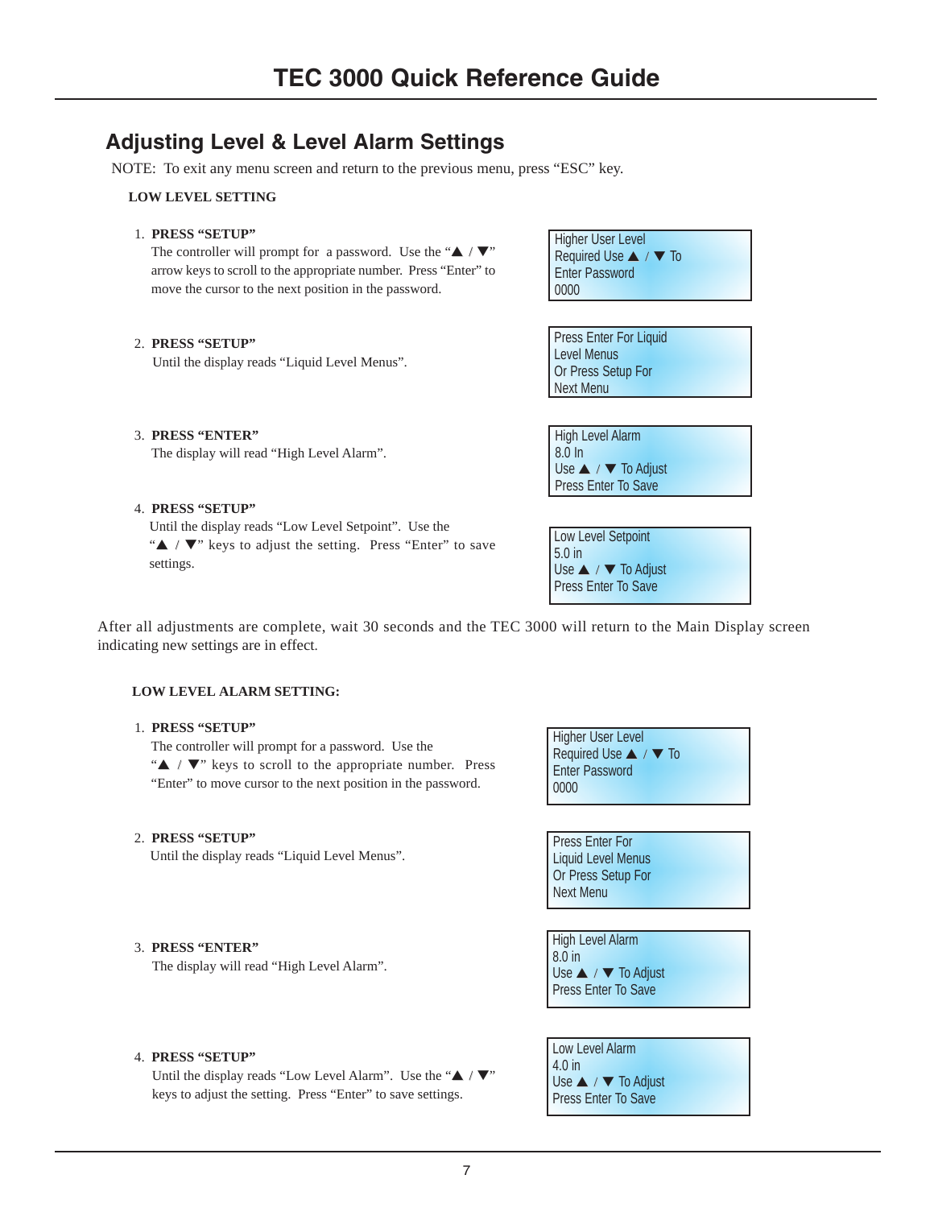# TEC 3000 Quick Reference Guide

## Adjusting Level & Level Alarm Settings

NOTE: To exit any menu screen and return to the previous menu, press "ESC" key.

**LOW LEVEL SETTING**

1. **PRESS "SETUP"**
   The controller will prompt for a password. Use the "▲ / ▼" arrow keys to scroll to the appropriate number. Press "Enter" to move the cursor to the next position in the password.

```
Higher User Level
Required Use ▲ / ▼ To
Enter Password
0000
```

2. **PRESS "SETUP"**
   Until the display reads "Liquid Level Menus".

```
Press Enter For Liquid
Level Menus
Or Press Setup For
Next Menu
```

3. **PRESS "ENTER"**
   The display will read "High Level Alarm".

```
High Level Alarm
8.0 In
Use ▲ / ▼ To Adjust
Press Enter To Save
```

4. **PRESS "SETUP"**
   Until the display reads "Low Level Setpoint". Use the "▲ / ▼" keys to adjust the setting. Press "Enter" to save settings.

```
Low Level Setpoint
5.0 in
Use ▲ / ▼ To Adjust
Press Enter To Save
```

After all adjustments are complete, wait 30 seconds and the TEC 3000 will return to the Main Display screen indicating new settings are in effect.

**LOW LEVEL ALARM SETTING:**

1. **PRESS "SETUP"**
   The controller will prompt for a password. Use the "▲ / ▼" keys to scroll to the appropriate number. Press "Enter" to move cursor to the next position in the password.

```
Higher User Level
Required Use ▲ / ▼ To
Enter Password
0000
```

2. **PRESS "SETUP"**
   Until the display reads "Liquid Level Menus".

```
Press Enter For
Liquid Level Menus
Or Press Setup For
Next Menu
```

3. **PRESS "ENTER"**
   The display will read "High Level Alarm".

```
High Level Alarm
8.0 in
Use ▲ / ▼ To Adjust
Press Enter To Save
```

4. **PRESS "SETUP"**
   Until the display reads "Low Level Alarm". Use the "▲ / ▼" keys to adjust the setting. Press "Enter" to save settings.

```
Low Level Alarm
4.0 in
Use ▲ / ▼ To Adjust
Press Enter To Save
```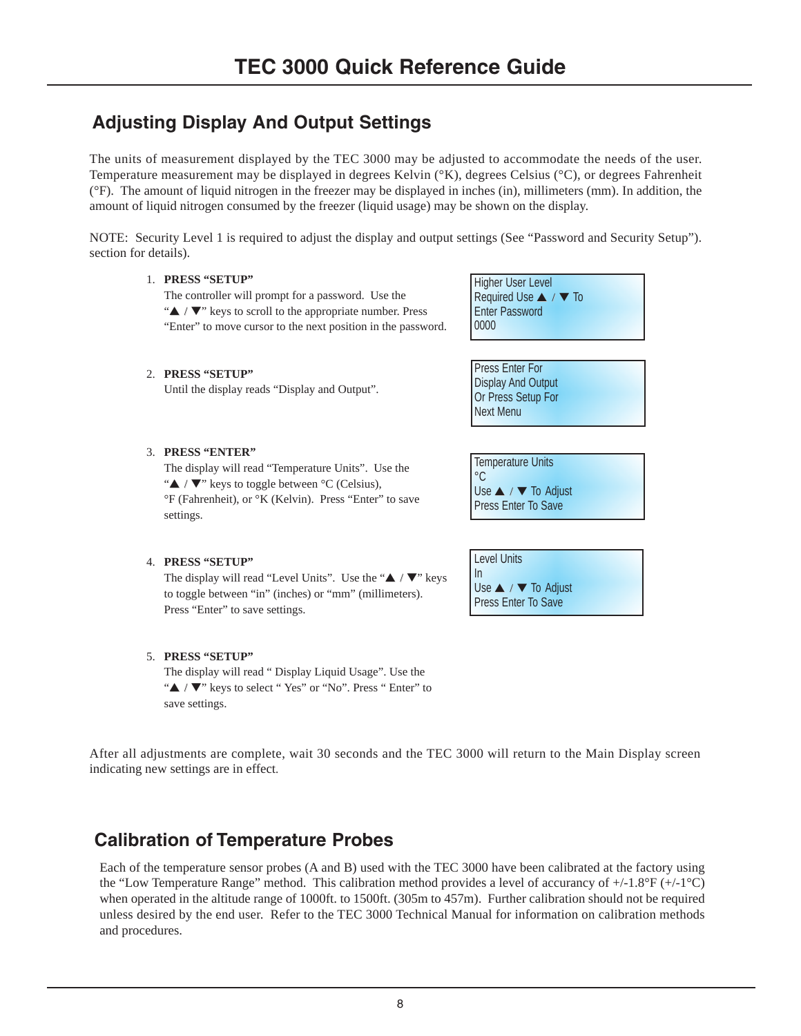# TEC 3000 Quick Reference Guide

## Adjusting Display And Output Settings

The units of measurement displayed by the TEC 3000 may be adjusted to accommodate the needs of the user. Temperature measurement may be displayed in degrees Kelvin (°K), degrees Celsius (°C), or degrees Fahrenheit (°F). The amount of liquid nitrogen in the freezer may be displayed in inches (in), millimeters (mm). In addition, the amount of liquid nitrogen consumed by the freezer (liquid usage) may be shown on the display.

NOTE: Security Level 1 is required to adjust the display and output settings (See "Password and Security Setup"). section for details).

1. **PRESS "SETUP"**
   The controller will prompt for a password. Use the "▲ / ▼" keys to scroll to the appropriate number. Press "Enter" to move cursor to the next position in the password.

   ```
   Higher User Level
   Required Use ▲ / ▼ To
   Enter Password
   0000
   ```

2. **PRESS "SETUP"**
   Until the display reads "Display and Output".

   ```
   Press Enter For
   Display And Output
   Or Press Setup For
   Next Menu
   ```

3. **PRESS "ENTER"**
   The display will read "Temperature Units". Use the "▲ / ▼" keys to toggle between °C (Celsius), °F (Fahrenheit), or °K (Kelvin). Press "Enter" to save settings.

   ```
   Temperature Units
   °C
   Use ▲ / ▼ To Adjust
   Press Enter To Save
   ```

4. **PRESS "SETUP"**
   The display will read "Level Units". Use the "▲ / ▼" keys to toggle between "in" (inches) or "mm" (millimeters). Press "Enter" to save settings.

   ```
   Level Units
   In
   Use ▲ / ▼ To Adjust
   Press Enter To Save
   ```

5. **PRESS "SETUP"**
   The display will read " Display Liquid Usage". Use the "▲ / ▼" keys to select " Yes" or "No". Press " Enter" to save settings.

After all adjustments are complete, wait 30 seconds and the TEC 3000 will return to the Main Display screen indicating new settings are in effect.

## Calibration of Temperature Probes

Each of the temperature sensor probes (A and B) used with the TEC 3000 have been calibrated at the factory using the "Low Temperature Range" method. This calibration method provides a level of accurancy of +/-1.8°F (+/-1°C) when operated in the altitude range of 1000ft. to 1500ft. (305m to 457m). Further calibration should not be required unless desired by the end user. Refer to the TEC 3000 Technical Manual for information on calibration methods and procedures.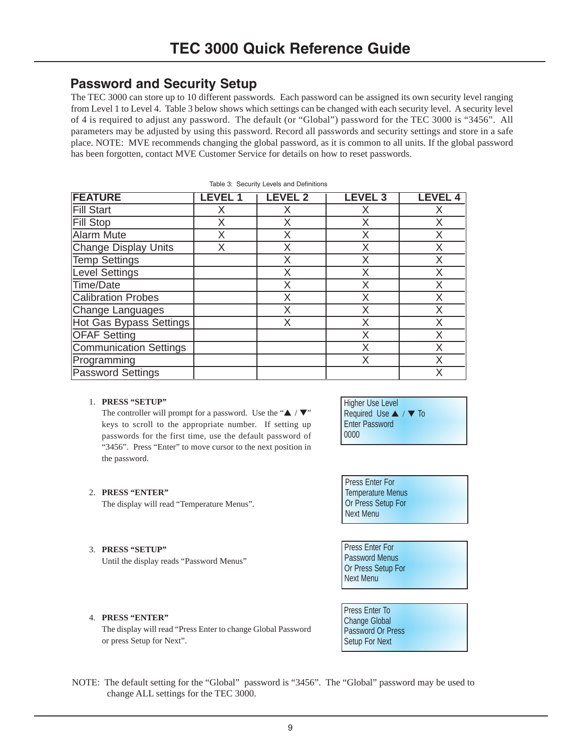# TEC 3000 Quick Reference Guide

## Password and Security Setup

The TEC 3000 can store up to 10 different passwords. Each password can be assigned its own security level ranging from Level 1 to Level 4. Table 3 below shows which settings can be changed with each security level. A security level of 4 is required to adjust any password. The default (or "Global") password for the TEC 3000 is "3456". All parameters may be adjusted by using this password. Record all passwords and security settings and store in a safe place. NOTE: MVE recommends changing the global password, as it is common to all units. If the global password has been forgotten, contact MVE Customer Service for details on how to reset passwords.

Table 3: Security Levels and Definitions

| FEATURE | LEVEL 1 | LEVEL 2 | LEVEL 3 | LEVEL 4 |
|---|---|---|---|---|
| Fill Start | X | X | X | X |
| Fill Stop | X | X | X | X |
| Alarm Mute | X | X | X | X |
| Change Display Units | X | X | X | X |
| Temp Settings | | X | X | X |
| Level Settings | | X | X | X |
| Time/Date | | X | X | X |
| Calibration Probes | | X | X | X |
| Change Languages | | X | X | X |
| Hot Gas Bypass Settings | | X | X | X |
| OFAF Setting | | | X | X |
| Communication Settings | | | X | X |
| Programming | | | X | X |
| Password Settings | | | | X |

1. **PRESS "SETUP"**
   The controller will prompt for a password. Use the "▲ / ▼" keys to scroll to the appropriate number. If setting up passwords for the first time, use the default password of "3456". Press "Enter" to move cursor to the next position in the password.

   ```
   Higher Use Level
   Required  Use ▲ / ▼ To
   Enter Password
   0000
   ```

2. **PRESS "ENTER"**
   The display will read "Temperature Menus".

   ```
   Press Enter For
   Temperature Menus
   Or Press Setup For
   Next Menu
   ```

3. **PRESS "SETUP"**
   Until the display reads "Password Menus"

   ```
   Press Enter For
   Password Menus
   Or Press Setup For
   Next Menu
   ```

4. **PRESS "ENTER"**
   The display will read "Press Enter to change Global Password or press Setup for Next".

   ```
   Press Enter To
   Change Global
   Password Or Press
   Setup For Next
   ```

NOTE: The default setting for the "Global" password is "3456". The "Global" password may be used to change ALL settings for the TEC 3000.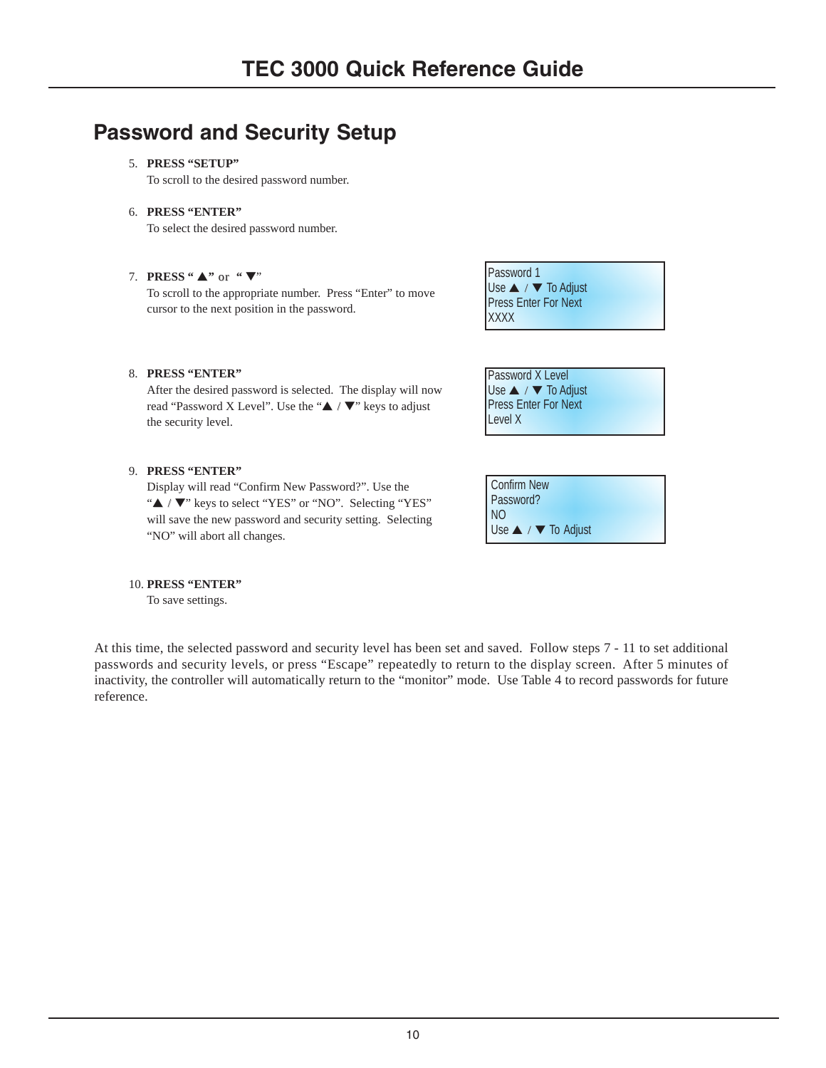## Password and Security Setup

5. **PRESS "SETUP"**
   To scroll to the desired password number.

6. **PRESS "ENTER"**
   To select the desired password number.

7. **PRESS " ▲" or " ▼"**
   To scroll to the appropriate number. Press "Enter" to move cursor to the next position in the password.

```
Password 1
Use ▲ / ▼ To Adjust
Press Enter For Next
XXXX
```

8. **PRESS "ENTER"**
   After the desired password is selected. The display will now read "Password X Level". Use the "▲ / ▼" keys to adjust the security level.

```
Password X Level
Use ▲ / ▼ To Adjust
Press Enter For Next
Level X
```

9. **PRESS "ENTER"**
   Display will read "Confirm New Password?". Use the "▲ / ▼" keys to select "YES" or "NO". Selecting "YES" will save the new password and security setting. Selecting "NO" will abort all changes.

```
Confirm New
Password?
NO
Use ▲ / ▼ To Adjust
```

10. **PRESS "ENTER"**
    To save settings.

At this time, the selected password and security level has been set and saved. Follow steps 7 - 11 to set additional passwords and security levels, or press "Escape" repeatedly to return to the display screen. After 5 minutes of inactivity, the controller will automatically return to the "monitor" mode. Use Table 4 to record passwords for future reference.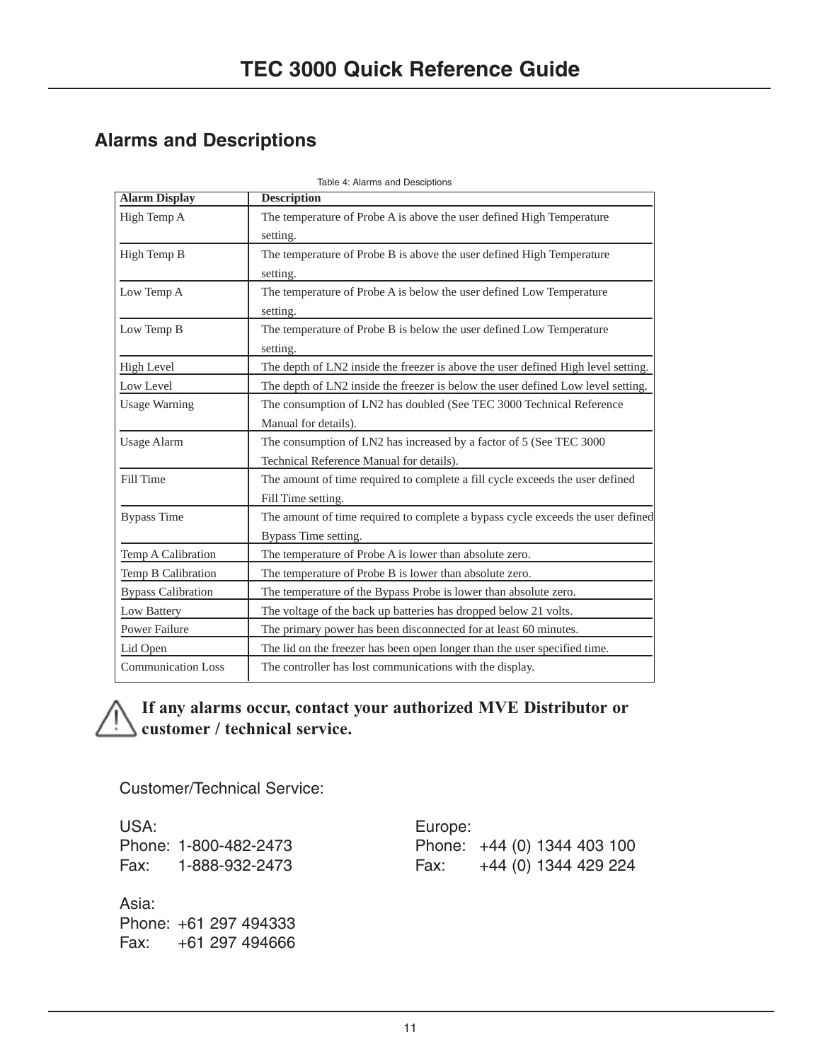## Alarms and Descriptions

Table 4: Alarms and Desciptions

| Alarm Display | Description |
|---|---|
| High Temp A | The temperature of Probe A is above the user defined High Temperature setting. |
| High Temp B | The temperature of Probe B is above the user defined High Temperature setting. |
| Low Temp A | The temperature of Probe A is below the user defined Low Temperature setting. |
| Low Temp B | The temperature of Probe B is below the user defined Low Temperature setting. |
| High Level | The depth of LN2 inside the freezer is above the user defined High level setting. |
| Low Level | The depth of LN2 inside the freezer is below the user defined Low level setting. |
| Usage Warning | The consumption of LN2 has doubled (See TEC 3000 Technical Reference Manual for details). |
| Usage Alarm | The consumption of LN2 has increased by a factor of 5 (See TEC 3000 Technical Reference Manual for details). |
| Fill Time | The amount of time required to complete a fill cycle exceeds the user defined Fill Time setting. |
| Bypass Time | The amount of time required to complete a bypass cycle exceeds the user defined Bypass Time setting. |
| Temp A Calibration | The temperature of Probe A is lower than absolute zero. |
| Temp B Calibration | The temperature of Probe B is lower than absolute zero. |
| Bypass Calibration | The temperature of the Bypass Probe is lower than absolute zero. |
| Low Battery | The voltage of the back up batteries has dropped below 21 volts. |
| Power Failure | The primary power has been disconnected for at least 60 minutes. |
| Lid Open | The lid on the freezer has been open longer than the user specified time. |
| Communication Loss | The controller has lost communications with the display. |

**If any alarms occur, contact your authorized MVE Distributor or customer / technical service.**

Customer/Technical Service:

USA:
Phone: 1-800-482-2473
Fax: 1-888-932-2473

Europe:
Phone: +44 (0) 1344 403 100
Fax: +44 (0) 1344 429 224

Asia:
Phone: +61 297 494333
Fax: +61 297 494666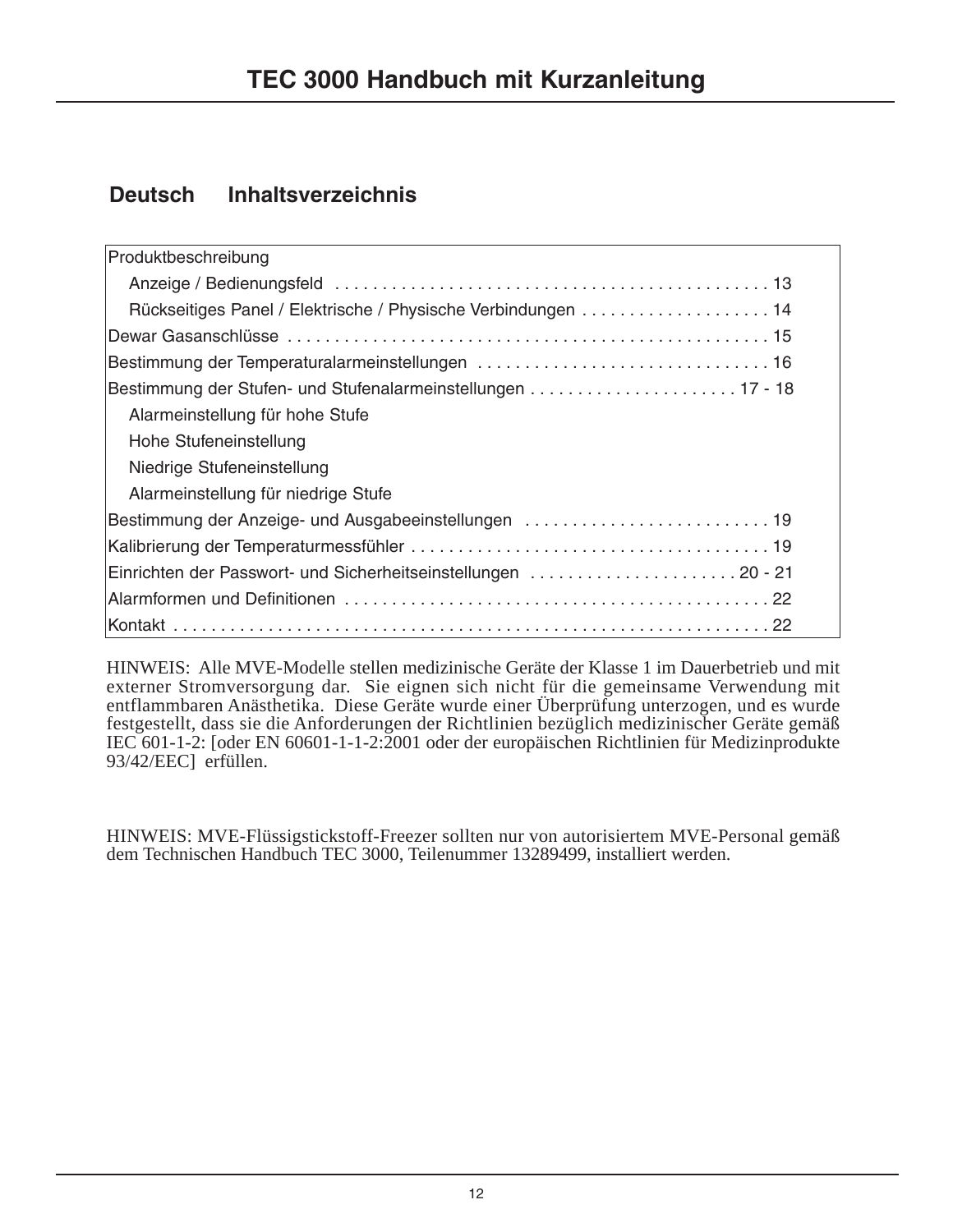# TEC 3000 Handbuch mit Kurzanleitung

## Deutsch Inhaltsverzeichnis

| Inhalt | Seite |
|---|---|
| Produktbeschreibung | |
| Anzeige / Bedienungsfeld | 13 |
| Rückseitiges Panel / Elektrische / Physische Verbindungen | 14 |
| Dewar Gasanschlüsse | 15 |
| Bestimmung der Temperaturalarmeinstellungen | 16 |
| Bestimmung der Stufen- und Stufenalarmeinstellungen | 17 - 18 |
| Alarmeinstellung für hohe Stufe | |
| Hohe Stufeneinstellung | |
| Niedrige Stufeneinstellung | |
| Alarmeinstellung für niedrige Stufe | |
| Bestimmung der Anzeige- und Ausgabeeinstellungen | 19 |
| Kalibrierung der Temperaturmessfühler | 19 |
| Einrichten der Passwort- und Sicherheitseinstellungen | 20 - 21 |
| Alarmformen und Definitionen | 22 |
| Kontakt | 22 |

HINWEIS: Alle MVE-Modelle stellen medizinische Geräte der Klasse 1 im Dauerbetrieb und mit externer Stromversorgung dar. Sie eignen sich nicht für die gemeinsame Verwendung mit entflammbaren Anästhetika. Diese Geräte wurde einer Überprüfung unterzogen, und es wurde festgestellt, dass sie die Anforderungen der Richtlinien bezüglich medizinischer Geräte gemäß IEC 601-1-2: [oder EN 60601-1-1-2:2001 oder der europäischen Richtlinien für Medizinprodukte 93/42/EEC] erfüllen.

HINWEIS: MVE-Flüssigstickstoff-Freezer sollten nur von autorisiertem MVE-Personal gemäß dem Technischen Handbuch TEC 3000, Teilenummer 13289499, installiert werden.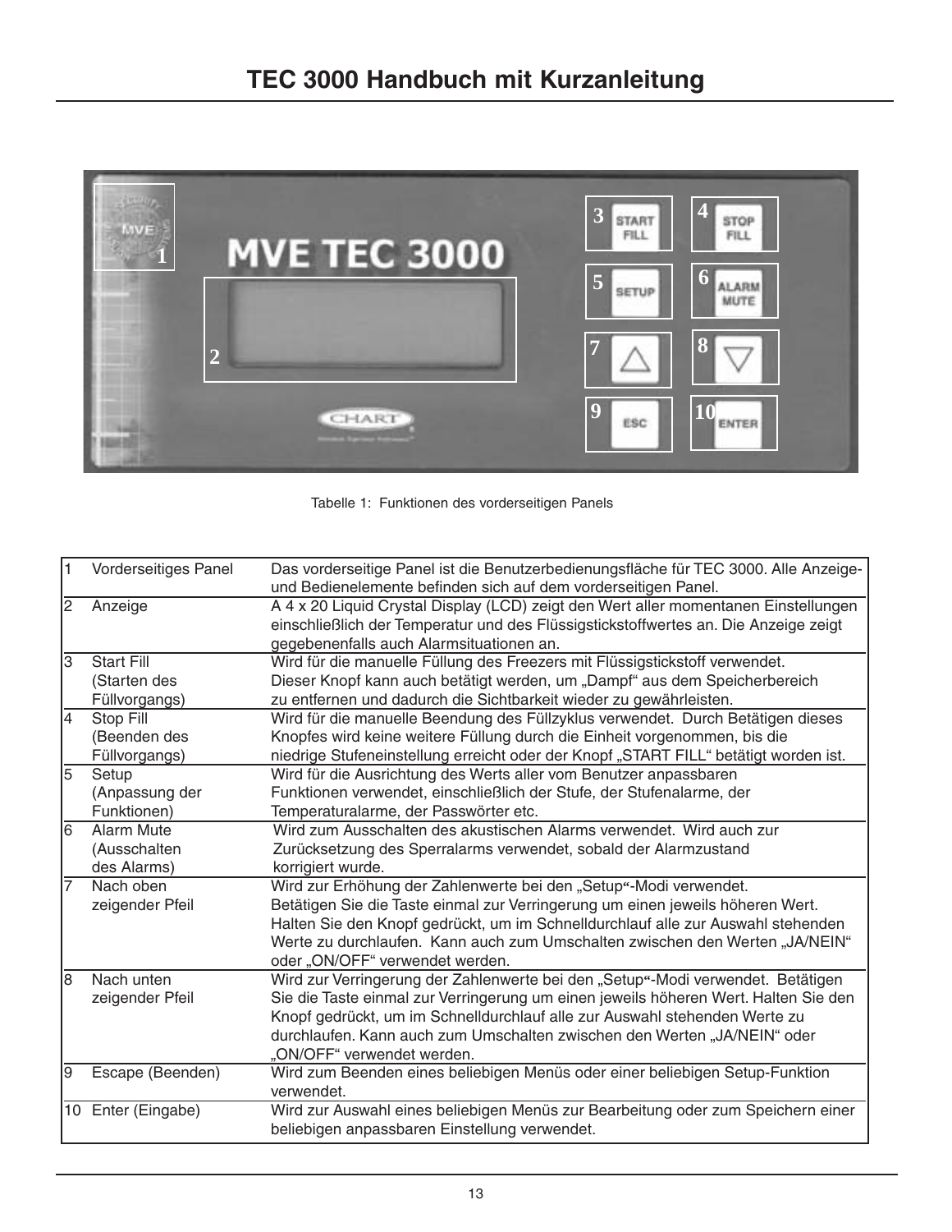# TEC 3000 Handbuch mit Kurzanleitung

Tabelle 1: Funktionen des vorderseitigen Panels

| | | |
|---|---|---|
| 1 | Vorderseitiges Panel | Das vorderseitige Panel ist die Benutzerbedienungsfläche für TEC 3000. Alle Anzeige- und Bedienelemente befinden sich auf dem vorderseitigen Panel. |
| 2 | Anzeige | A 4 x 20 Liquid Crystal Display (LCD) zeigt den Wert aller momentanen Einstellungen einschließlich der Temperatur und des Flüssigstickstoffwertes an. Die Anzeige zeigt gegebenenfalls auch Alarmsituationen an. |
| 3 | Start Fill (Starten des Füllvorgangs) | Wird für die manuelle Füllung des Freezers mit Flüssigstickstoff verwendet. Dieser Knopf kann auch betätigt werden, um „Dampf" aus dem Speicherbereich zu entfernen und dadurch die Sichtbarkeit wieder zu gewährleisten. |
| 4 | Stop Fill (Beenden des Füllvorgangs) | Wird für die manuelle Beendung des Füllzyklus verwendet. Durch Betätigen dieses Knopfes wird keine weitere Füllung durch die Einheit vorgenommen, bis die niedrige Stufeneinstellung erreicht oder der Knopf „START FILL" betätigt worden ist. |
| 5 | Setup (Anpassung der Funktionen) | Wird für die Ausrichtung des Werts aller vom Benutzer anpassbaren Funktionen verwendet, einschließlich der Stufe, der Stufenalarme, der Temperaturalarme, der Passwörter etc. |
| 6 | Alarm Mute (Ausschalten des Alarms) | Wird zum Ausschalten des akustischen Alarms verwendet. Wird auch zur Zurücksetzung des Sperralarms verwendet, sobald der Alarmzustand korrigiert wurde. |
| 7 | Nach oben zeigender Pfeil | Wird zur Erhöhung der Zahlenwerte bei den „Setup"-Modi verwendet. Betätigen Sie die Taste einmal zur Verringerung um einen jeweils höheren Wert. Halten Sie den Knopf gedrückt, um im Schnelldurchlauf alle zur Auswahl stehenden Werte zu durchlaufen. Kann auch zum Umschalten zwischen den Werten „JA/NEIN" oder „ON/OFF" verwendet werden. |
| 8 | Nach unten zeigender Pfeil | Wird zur Verringerung der Zahlenwerte bei den „Setup"-Modi verwendet. Betätigen Sie die Taste einmal zur Verringerung um einen jeweils höheren Wert. Halten Sie den Knopf gedrückt, um im Schnelldurchlauf alle zur Auswahl stehenden Werte zu durchlaufen. Kann auch zum Umschalten zwischen den Werten „JA/NEIN" oder „ON/OFF" verwendet werden. |
| 9 | Escape (Beenden) | Wird zum Beenden eines beliebigen Menüs oder einer beliebigen Setup-Funktion verwendet. |
| 10 | Enter (Eingabe) | Wird zur Auswahl eines beliebigen Menüs zur Bearbeitung oder zum Speichern einer beliebigen anpassbaren Einstellung verwendet. |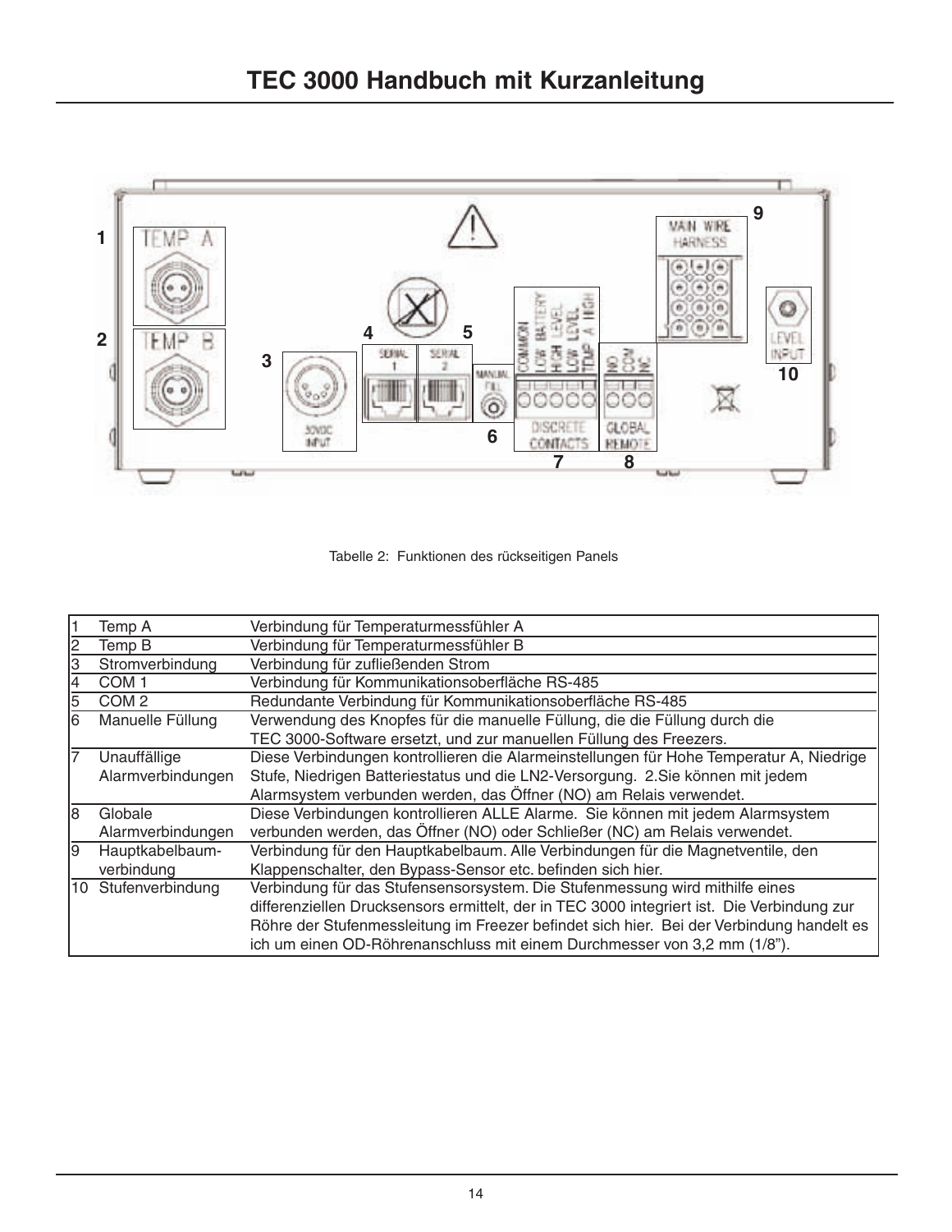# TEC 3000 Handbuch mit Kurzanleitung

Tabelle 2: Funktionen des rückseitigen Panels

| | | |
|---|---|---|
| 1 | Temp A | Verbindung für Temperaturmessfühler A |
| 2 | Temp B | Verbindung für Temperaturmessfühler B |
| 3 | Stromverbindung | Verbindung für zufließenden Strom |
| 4 | COM 1 | Verbindung für Kommunikationsoberfläche RS-485 |
| 5 | COM 2 | Redundante Verbindung für Kommunikationsoberfläche RS-485 |
| 6 | Manuelle Füllung | Verwendung des Knopfes für die manuelle Füllung, die die Füllung durch die TEC 3000-Software ersetzt, und zur manuellen Füllung des Freezers. |
| 7 | Unauffällige Alarmverbindungen | Diese Verbindungen kontrollieren die Alarmeinstellungen für Hohe Temperatur A, Niedrige Stufe, Niedrigen Batteriestatus und die LN2-Versorgung. 2.Sie können mit jedem Alarmsystem verbunden werden, das Öffner (NO) am Relais verwendet. |
| 8 | Globale Alarmverbindungen | Diese Verbindungen kontrollieren ALLE Alarme. Sie können mit jedem Alarmsystem verbunden werden, das Öffner (NO) oder Schließer (NC) am Relais verwendet. |
| 9 | Hauptkabelbaum-verbindung | Verbindung für den Hauptkabelbaum. Alle Verbindungen für die Magnetventile, den Klappenschalter, den Bypass-Sensor etc. befinden sich hier. |
| 10 | Stufenverbindung | Verbindung für das Stufensensorsystem. Die Stufenmessung wird mithilfe eines differenziellen Drucksensors ermittelt, der in TEC 3000 integriert ist. Die Verbindung zur Röhre der Stufenmessleitung im Freezer befindet sich hier. Bei der Verbindung handelt es ich um einen OD-Röhrenanschluss mit einem Durchmesser von 3,2 mm (1/8"). |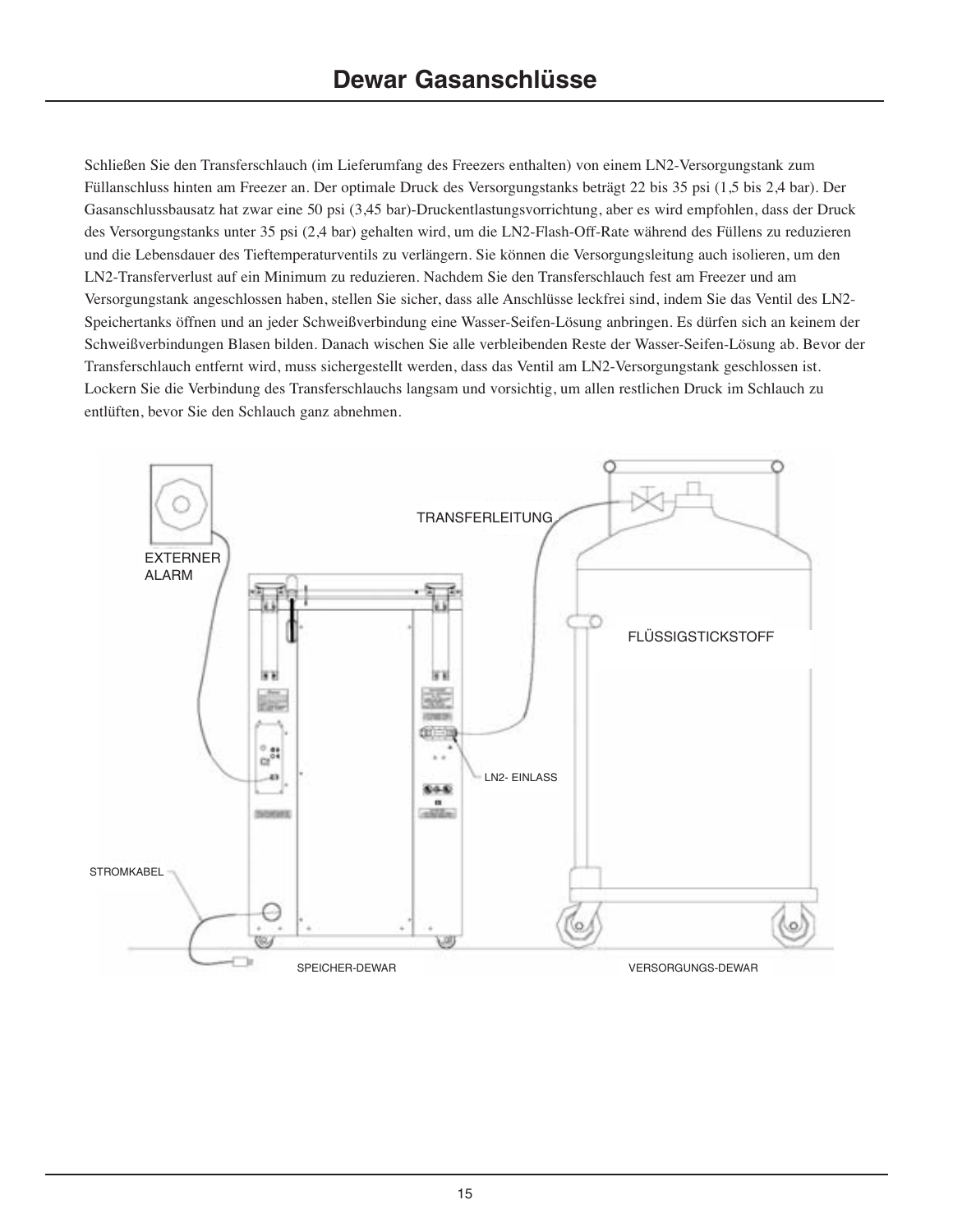# Dewar Gasanschlüsse

Schließen Sie den Transferschlauch (im Lieferumfang des Freezers enthalten) von einem LN2-Versorgungstank zum Füllanschluss hinten am Freezer an. Der optimale Druck des Versorgungstanks beträgt 22 bis 35 psi (1,5 bis 2,4 bar). Der Gasanschlussbausatz hat zwar eine 50 psi (3,45 bar)-Druckentlastungsvorrichtung, aber es wird empfohlen, dass der Druck des Versorgungstanks unter 35 psi (2,4 bar) gehalten wird, um die LN2-Flash-Off-Rate während des Füllens zu reduzieren und die Lebensdauer des Tieftemperaturventils zu verlängern. Sie können die Versorgungsleitung auch isolieren, um den LN2-Transferverlust auf ein Minimum zu reduzieren. Nachdem Sie den Transferschlauch fest am Freezer und am Versorgungstank angeschlossen haben, stellen Sie sicher, dass alle Anschlüsse leckfrei sind, indem Sie das Ventil des LN2-Speichertanks öffnen und an jeder Schweißverbindung eine Wasser-Seifen-Lösung anbringen. Es dürfen sich an keinem der Schweißverbindungen Blasen bilden. Danach wischen Sie alle verbleibenden Reste der Wasser-Seifen-Lösung ab. Bevor der Transferschlauch entfernt wird, muss sichergestellt werden, dass das Ventil am LN2-Versorgungstank geschlossen ist. Lockern Sie die Verbindung des Transferschlauchs langsam und vorsichtig, um allen restlichen Druck im Schlauch zu entlüften, bevor Sie den Schlauch ganz abnehmen.

EXTERNER ALARM

TRANSFERLEITUNG

FLÜSSIGSTICKSTOFF

LN2- EINLASS

STROMKABEL

SPEICHER-DEWAR

VERSORGUNGS-DEWAR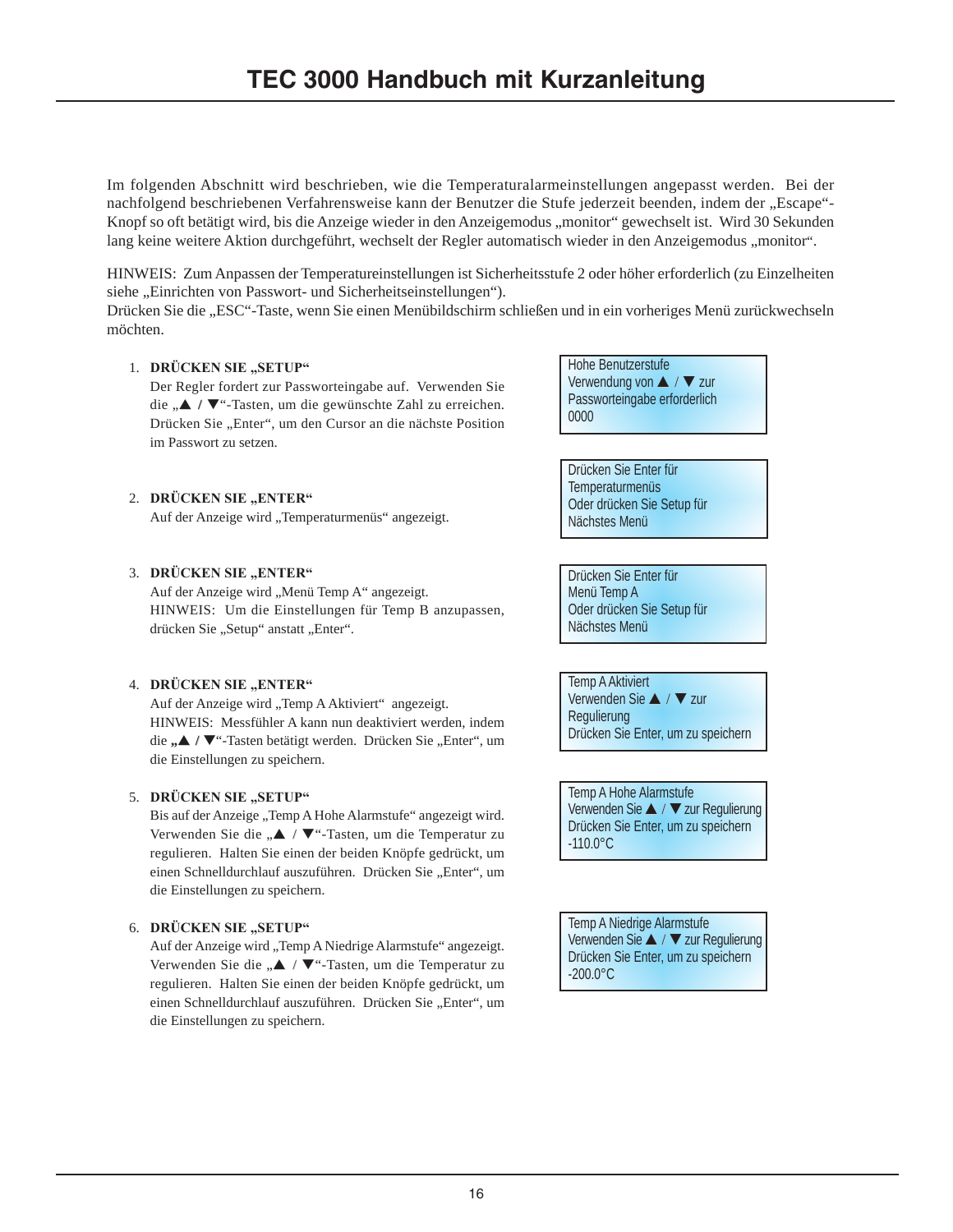# TEC 3000 Handbuch mit Kurzanleitung

Im folgenden Abschnitt wird beschrieben, wie die Temperaturalarmeinstellungen angepasst werden. Bei der nachfolgend beschriebenen Verfahrensweise kann der Benutzer die Stufe jederzeit beenden, indem der „Escape"-Knopf so oft betätigt wird, bis die Anzeige wieder in den Anzeigemodus „monitor" gewechselt ist. Wird 30 Sekunden lang keine weitere Aktion durchgeführt, wechselt der Regler automatisch wieder in den Anzeigemodus „monitor".

HINWEIS: Zum Anpassen der Temperatureinstellungen ist Sicherheitsstufe 2 oder höher erforderlich (zu Einzelheiten siehe „Einrichten von Passwort- und Sicherheitseinstellungen").
Drücken Sie die „ESC"-Taste, wenn Sie einen Menübildschirm schließen und in ein vorheriges Menü zurückwechseln möchten.

1. **DRÜCKEN SIE „SETUP"**
   Der Regler fordert zur Passworteingabe auf. Verwenden Sie die „▲ / ▼"-Tasten, um die gewünschte Zahl zu erreichen. Drücken Sie „Enter", um den Cursor an die nächste Position im Passwort zu setzen.

   ```
   Hohe Benutzerstufe
   Verwendung von ▲ / ▼ zur
   Passworteingabe erforderlich
   0000
   ```

2. **DRÜCKEN SIE „ENTER"**
   Auf der Anzeige wird „Temperaturmenüs" angezeigt.

   ```
   Drücken Sie Enter für
   Temperaturmenüs
   Oder drücken Sie Setup für
   Nächstes Menü
   ```

3. **DRÜCKEN SIE „ENTER"**
   Auf der Anzeige wird „Menü Temp A" angezeigt.
   HINWEIS: Um die Einstellungen für Temp B anzupassen, drücken Sie „Setup" anstatt „Enter".

   ```
   Drücken Sie Enter für
   Menü Temp A
   Oder drücken Sie Setup für
   Nächstes Menü
   ```

4. **DRÜCKEN SIE „ENTER"**
   Auf der Anzeige wird „Temp A Aktiviert" angezeigt.
   HINWEIS: Messfühler A kann nun deaktiviert werden, indem die **„▲ / ▼**"-Tasten betätigt werden. Drücken Sie „Enter", um die Einstellungen zu speichern.

   ```
   Temp A Aktiviert
   Verwenden Sie ▲ / ▼ zur
   Regulierung
   Drücken Sie Enter, um zu speichern
   ```

5. **DRÜCKEN SIE „SETUP"**
   Bis auf der Anzeige „Temp A Hohe Alarmstufe" angezeigt wird. Verwenden Sie die „▲ / ▼"-Tasten, um die Temperatur zu regulieren. Halten Sie einen der beiden Knöpfe gedrückt, um einen Schnelldurchlauf auszuführen. Drücken Sie „Enter", um die Einstellungen zu speichern.

   ```
   Temp A Hohe Alarmstufe
   Verwenden Sie ▲ / ▼ zur Regulierung
   Drücken Sie Enter, um zu speichern
   -110.0°C
   ```

6. **DRÜCKEN SIE „SETUP"**
   Auf der Anzeige wird „Temp A Niedrige Alarmstufe" angezeigt. Verwenden Sie die „▲ / ▼"-Tasten, um die Temperatur zu regulieren. Halten Sie einen der beiden Knöpfe gedrückt, um einen Schnelldurchlauf auszuführen. Drücken Sie „Enter", um die Einstellungen zu speichern.

   ```
   Temp A Niedrige Alarmstufe
   Verwenden Sie ▲ / ▼ zur Regulierung
   Drücken Sie Enter, um zu speichern
   -200.0°C
   ```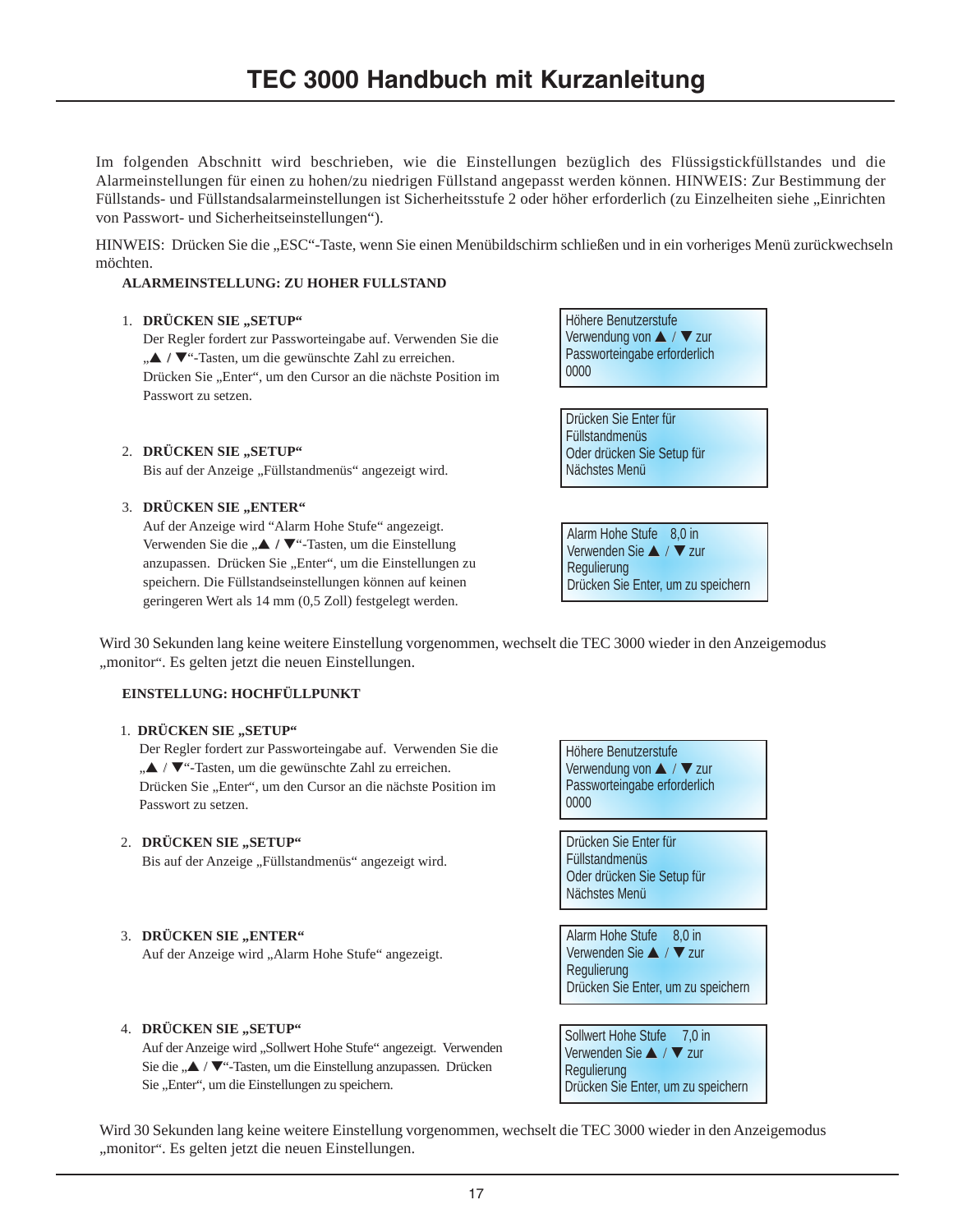# TEC 3000 Handbuch mit Kurzanleitung

Im folgenden Abschnitt wird beschrieben, wie die Einstellungen bezüglich des Flüssigstickfüllstandes und die Alarmeinstellungen für einen zu hohen/zu niedrigen Füllstand angepasst werden können. HINWEIS: Zur Bestimmung der Füllstands- und Füllstandsalarmeinstellungen ist Sicherheitsstufe 2 oder höher erforderlich (zu Einzelheiten siehe „Einrichten von Passwort- und Sicherheitseinstellungen").

HINWEIS: Drücken Sie die „ESC"-Taste, wenn Sie einen Menübildschirm schließen und in ein vorheriges Menü zurückwechseln möchten.

**ALARMEINSTELLUNG: ZU HOHER FULLSTAND**

1. **DRÜCKEN SIE „SETUP"**
   Der Regler fordert zur Passworteingabe auf. Verwenden Sie die „▲ / ▼"-Tasten, um die gewünschte Zahl zu erreichen. Drücken Sie „Enter", um den Cursor an die nächste Position im Passwort zu setzen.

   ```
   Höhere Benutzerstufe
   Verwendung von ▲ / ▼ zur
   Passworteingabe erforderlich
   0000
   ```

2. **DRÜCKEN SIE „SETUP"**
   Bis auf der Anzeige „Füllstandmenüs" angezeigt wird.

   ```
   Drücken Sie Enter für
   Füllstandmenüs
   Oder drücken Sie Setup für
   Nächstes Menü
   ```

3. **DRÜCKEN SIE „ENTER"**
   Auf der Anzeige wird "Alarm Hohe Stufe" angezeigt. Verwenden Sie die „▲ / ▼"-Tasten, um die Einstellung anzupassen. Drücken Sie „Enter", um die Einstellungen zu speichern. Die Füllstandseinstellungen können auf keinen geringeren Wert als 14 mm (0,5 Zoll) festgelegt werden.

   ```
   Alarm Hohe Stufe    8,0 in
   Verwenden Sie ▲ / ▼ zur
   Regulierung
   Drücken Sie Enter, um zu speichern
   ```

Wird 30 Sekunden lang keine weitere Einstellung vorgenommen, wechselt die TEC 3000 wieder in den Anzeigemodus „monitor". Es gelten jetzt die neuen Einstellungen.

**EINSTELLUNG: HOCHFÜLLPUNKT**

1. **DRÜCKEN SIE „SETUP"**
   Der Regler fordert zur Passworteingabe auf. Verwenden Sie die „▲ / ▼"-Tasten, um die gewünschte Zahl zu erreichen. Drücken Sie „Enter", um den Cursor an die nächste Position im Passwort zu setzen.

   ```
   Höhere Benutzerstufe
   Verwendung von ▲ / ▼ zur
   Passworteingabe erforderlich
   0000
   ```

2. **DRÜCKEN SIE „SETUP"**
   Bis auf der Anzeige „Füllstandmenüs" angezeigt wird.

   ```
   Drücken Sie Enter für
   Füllstandmenüs
   Oder drücken Sie Setup für
   Nächstes Menü
   ```

3. **DRÜCKEN SIE „ENTER"**
   Auf der Anzeige wird „Alarm Hohe Stufe" angezeigt.

   ```
   Alarm Hohe Stufe    8,0 in
   Verwenden Sie ▲ / ▼ zur
   Regulierung
   Drücken Sie Enter, um zu speichern
   ```

4. **DRÜCKEN SIE „SETUP"**
   Auf der Anzeige wird „Sollwert Hohe Stufe" angezeigt. Verwenden Sie die „▲ / ▼"-Tasten, um die Einstellung anzupassen. Drücken Sie „Enter", um die Einstellungen zu speichern.

   ```
   Sollwert Hohe Stufe    7,0 in
   Verwenden Sie ▲ / ▼ zur
   Regulierung
   Drücken Sie Enter, um zu speichern
   ```

Wird 30 Sekunden lang keine weitere Einstellung vorgenommen, wechselt die TEC 3000 wieder in den Anzeigemodus „monitor". Es gelten jetzt die neuen Einstellungen.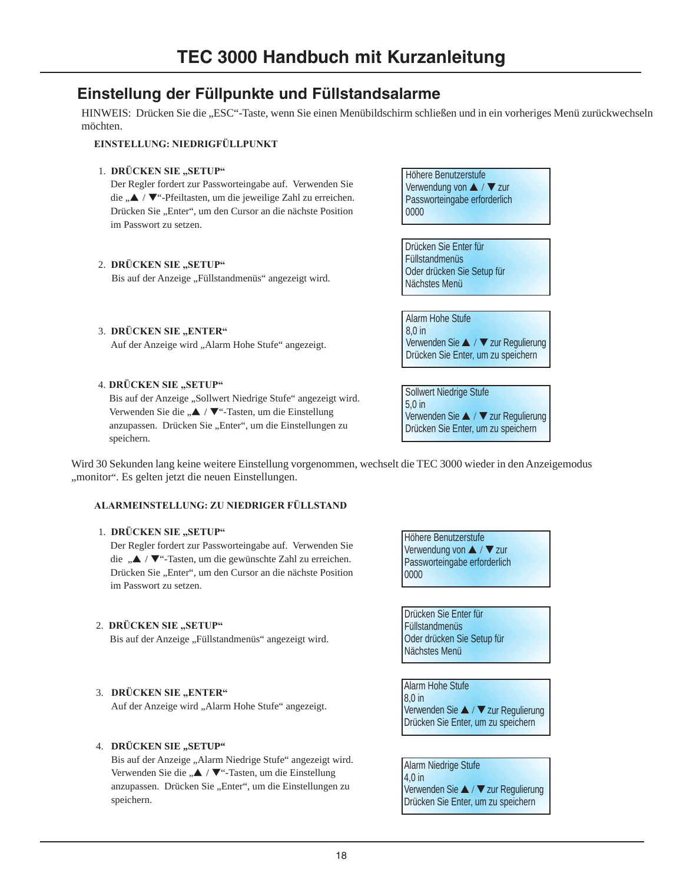# TEC 3000 Handbuch mit Kurzanleitung

## Einstellung der Füllpunkte und Füllstandsalarme

HINWEIS: Drücken Sie die „ESC“-Taste, wenn Sie einen Menübildschirm schließen und in ein vorheriges Menü zurückwechseln möchten.

### EINSTELLUNG: NIEDRIGFÜLLPUNKT

1. **DRÜCKEN SIE „SETUP“**
   Der Regler fordert zur Passworteingabe auf. Verwenden Sie die „▲ / ▼“-Pfeiltasten, um die jeweilige Zahl zu erreichen. Drücken Sie „Enter“, um den Cursor an die nächste Position im Passwort zu setzen.

   ```
   Höhere Benutzerstufe
   Verwendung von ▲ / ▼ zur
   Passworteingabe erforderlich
   0000
   ```

2. **DRÜCKEN SIE „SETUP“**
   Bis auf der Anzeige „Füllstandmenüs“ angezeigt wird.

   ```
   Drücken Sie Enter für
   Füllstandmenüs
   Oder drücken Sie Setup für
   Nächstes Menü
   ```

3. **DRÜCKEN SIE „ENTER“**
   Auf der Anzeige wird „Alarm Hohe Stufe“ angezeigt.

   ```
   Alarm Hohe Stufe
   8,0 in
   Verwenden Sie ▲ / ▼ zur Regulierung
   Drücken Sie Enter, um zu speichern
   ```

4. **DRÜCKEN SIE „SETUP“**
   Bis auf der Anzeige „Sollwert Niedrige Stufe“ angezeigt wird. Verwenden Sie die „▲ / ▼“-Tasten, um die Einstellung anzupassen. Drücken Sie „Enter“, um die Einstellungen zu speichern.

   ```
   Sollwert Niedrige Stufe
   5,0 in
   Verwenden Sie ▲ / ▼ zur Regulierung
   Drücken Sie Enter, um zu speichern
   ```

Wird 30 Sekunden lang keine weitere Einstellung vorgenommen, wechselt die TEC 3000 wieder in den Anzeigemodus „monitor“. Es gelten jetzt die neuen Einstellungen.

### ALARMEINSTELLUNG: ZU NIEDRIGER FÜLLSTAND

1. **DRÜCKEN SIE „SETUP“**
   Der Regler fordert zur Passworteingabe auf. Verwenden Sie die „▲ / ▼“-Tasten, um die gewünschte Zahl zu erreichen. Drücken Sie „Enter“, um den Cursor an die nächste Position im Passwort zu setzen.

   ```
   Höhere Benutzerstufe
   Verwendung von ▲ / ▼ zur
   Passworteingabe erforderlich
   0000
   ```

2. **DRÜCKEN SIE „SETUP“**
   Bis auf der Anzeige „Füllstandmenüs“ angezeigt wird.

   ```
   Drücken Sie Enter für
   Füllstandmenüs
   Oder drücken Sie Setup für
   Nächstes Menü
   ```

3. **DRÜCKEN SIE „ENTER“**
   Auf der Anzeige wird „Alarm Hohe Stufe“ angezeigt.

   ```
   Alarm Hohe Stufe
   8,0 in
   Verwenden Sie ▲ / ▼ zur Regulierung
   Drücken Sie Enter, um zu speichern
   ```

4. **DRÜCKEN SIE „SETUP“**
   Bis auf der Anzeige „Alarm Niedrige Stufe“ angezeigt wird. Verwenden Sie die „▲ / ▼“-Tasten, um die Einstellung anzupassen. Drücken Sie „Enter“, um die Einstellungen zu speichern.

   ```
   Alarm Niedrige Stufe
   4,0 in
   Verwenden Sie ▲ / ▼ zur Regulierung
   Drücken Sie Enter, um zu speichern
   ```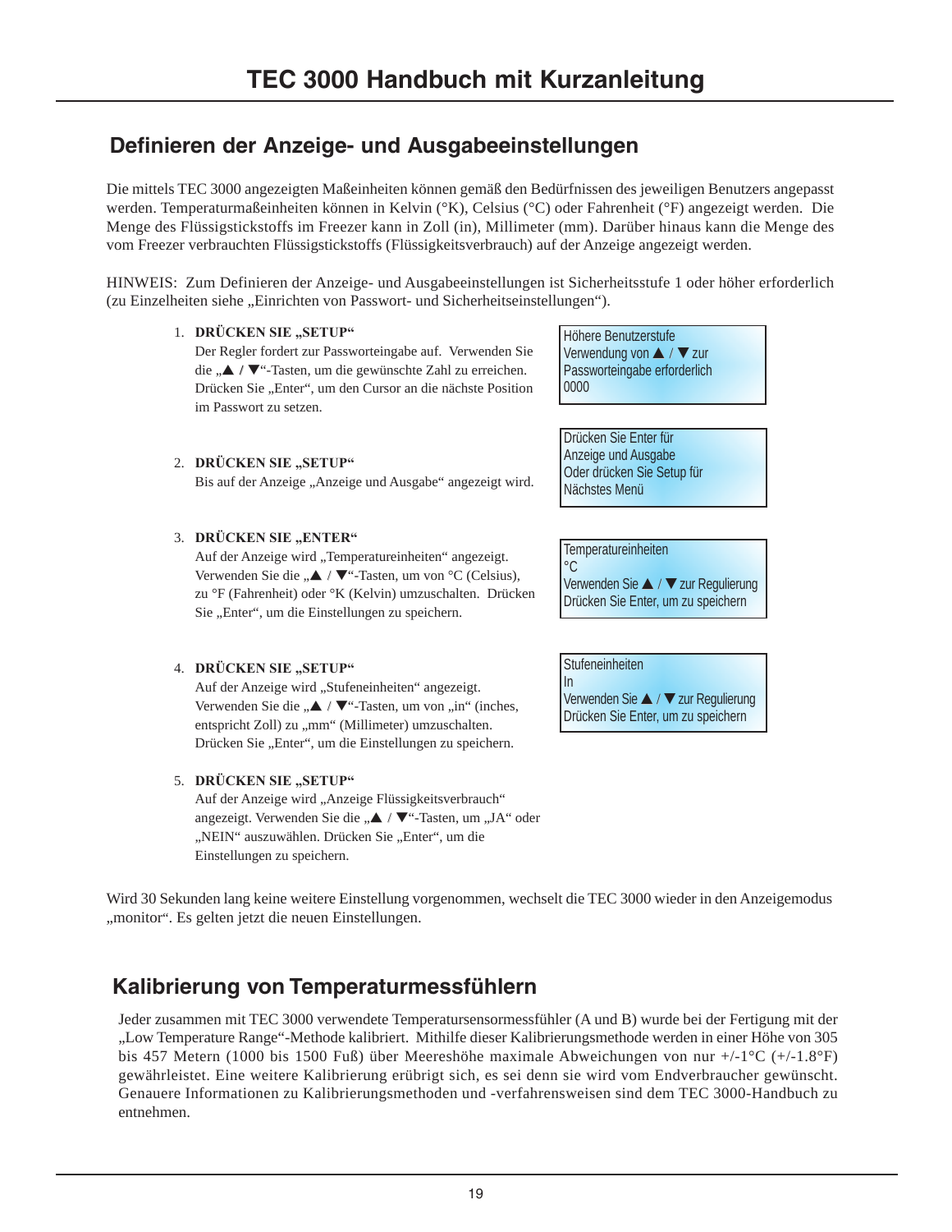# TEC 3000 Handbuch mit Kurzanleitung

## Definieren der Anzeige- und Ausgabeeinstellungen

Die mittels TEC 3000 angezeigten Maßeinheiten können gemäß den Bedürfnissen des jeweiligen Benutzers angepasst werden. Temperaturmaßeinheiten können in Kelvin (°K), Celsius (°C) oder Fahrenheit (°F) angezeigt werden. Die Menge des Flüssigstickstoffs im Freezer kann in Zoll (in), Millimeter (mm). Darüber hinaus kann die Menge des vom Freezer verbrauchten Flüssigstickstoffs (Flüssigkeitsverbrauch) auf der Anzeige angezeigt werden.

HINWEIS: Zum Definieren der Anzeige- und Ausgabeeinstellungen ist Sicherheitsstufe 1 oder höher erforderlich (zu Einzelheiten siehe „Einrichten von Passwort- und Sicherheitseinstellungen").

1. **DRÜCKEN SIE „SETUP"**
   Der Regler fordert zur Passworteingabe auf. Verwenden Sie die „▲ / ▼"-Tasten, um die gewünschte Zahl zu erreichen. Drücken Sie „Enter", um den Cursor an die nächste Position im Passwort zu setzen.

   ```
   Höhere Benutzerstufe
   Verwendung von ▲ / ▼ zur
   Passworteingabe erforderlich
   0000
   ```

2. **DRÜCKEN SIE „SETUP"**
   Bis auf der Anzeige „Anzeige und Ausgabe" angezeigt wird.

   ```
   Drücken Sie Enter für
   Anzeige und Ausgabe
   Oder drücken Sie Setup für
   Nächstes Menü
   ```

3. **DRÜCKEN SIE „ENTER"**
   Auf der Anzeige wird „Temperatureinheiten" angezeigt. Verwenden Sie die „▲ / ▼"-Tasten, um von °C (Celsius), zu °F (Fahrenheit) oder °K (Kelvin) umzuschalten. Drücken Sie „Enter", um die Einstellungen zu speichern.

   ```
   Temperatureinheiten
   °C
   Verwenden Sie ▲ / ▼ zur Regulierung
   Drücken Sie Enter, um zu speichern
   ```

4. **DRÜCKEN SIE „SETUP"**
   Auf der Anzeige wird „Stufeneinheiten" angezeigt. Verwenden Sie die „▲ / ▼"-Tasten, um von „in" (inches, entspricht Zoll) zu „mm" (Millimeter) umzuschalten. Drücken Sie „Enter", um die Einstellungen zu speichern.

   ```
   Stufeneinheiten
   In
   Verwenden Sie ▲ / ▼ zur Regulierung
   Drücken Sie Enter, um zu speichern
   ```

5. **DRÜCKEN SIE „SETUP"**
   Auf der Anzeige wird „Anzeige Flüssigkeitsverbrauch" angezeigt. Verwenden Sie die „▲ / ▼"-Tasten, um „JA" oder „NEIN" auszuwählen. Drücken Sie „Enter", um die Einstellungen zu speichern.

Wird 30 Sekunden lang keine weitere Einstellung vorgenommen, wechselt die TEC 3000 wieder in den Anzeigemodus „monitor". Es gelten jetzt die neuen Einstellungen.

## Kalibrierung von Temperaturmessfühlern

Jeder zusammen mit TEC 3000 verwendete Temperatursensormessfühler (A und B) wurde bei der Fertigung mit der „Low Temperature Range"-Methode kalibriert. Mithilfe dieser Kalibrierungsmethode werden in einer Höhe von 305 bis 457 Metern (1000 bis 1500 Fuß) über Meereshöhe maximale Abweichungen von nur +/-1°C (+/-1.8°F) gewährleistet. Eine weitere Kalibrierung erübrigt sich, es sei denn sie wird vom Endverbraucher gewünscht. Genauere Informationen zu Kalibrierungsmethoden und -verfahrensweisen sind dem TEC 3000-Handbuch zu entnehmen.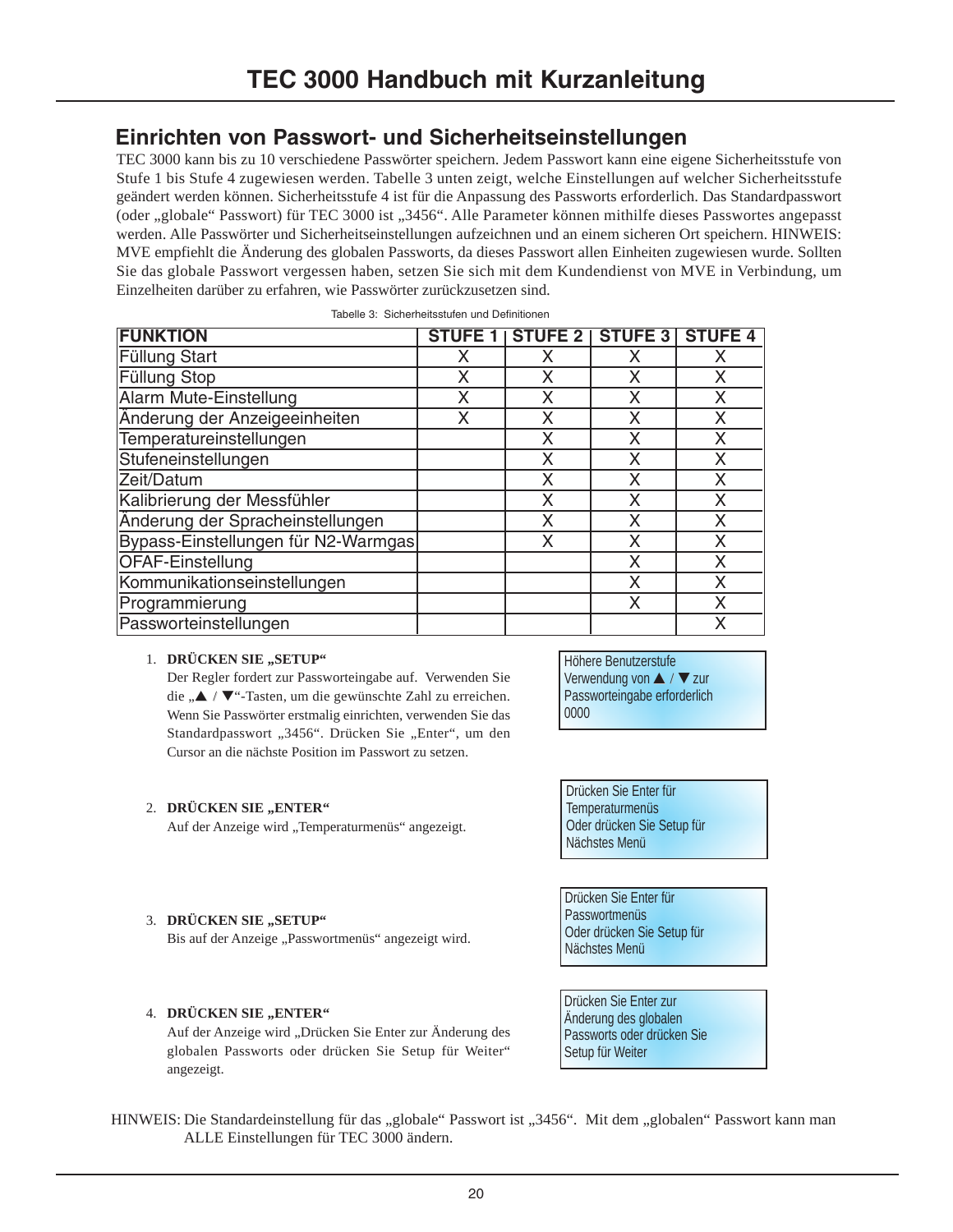# TEC 3000 Handbuch mit Kurzanleitung

## Einrichten von Passwort- und Sicherheitseinstellungen

TEC 3000 kann bis zu 10 verschiedene Passwörter speichern. Jedem Passwort kann eine eigene Sicherheitsstufe von Stufe 1 bis Stufe 4 zugewiesen werden. Tabelle 3 unten zeigt, welche Einstellungen auf welcher Sicherheitsstufe geändert werden können. Sicherheitsstufe 4 ist für die Anpassung des Passworts erforderlich. Das Standardpasswort (oder „globale“ Passwort) für TEC 3000 ist „3456“. Alle Parameter können mithilfe dieses Passwortes angepasst werden. Alle Passwörter und Sicherheitseinstellungen aufzeichnen und an einem sicheren Ort speichern. HINWEIS: MVE empfiehlt die Änderung des globalen Passworts, da dieses Passwort allen Einheiten zugewiesen wurde. Sollten Sie das globale Passwort vergessen haben, setzen Sie sich mit dem Kundendienst von MVE in Verbindung, um Einzelheiten darüber zu erfahren, wie Passwörter zurückzusetzen sind.

Tabelle 3: Sicherheitsstufen und Definitionen

| FUNKTION | STUFE 1 | STUFE 2 | STUFE 3 | STUFE 4 |
|---|---|---|---|---|
| Füllung Start | X | X | X | X |
| Füllung Stop | X | X | X | X |
| Alarm Mute-Einstellung | X | X | X | X |
| Änderung der Anzeigeeinheiten | X | X | X | X |
| Temperatureinstellungen | | X | X | X |
| Stufeneinstellungen | | X | X | X |
| Zeit/Datum | | X | X | X |
| Kalibrierung der Messfühler | | X | X | X |
| Änderung der Spracheinstellungen | | X | X | X |
| Bypass-Einstellungen für N2-Warmgas | | X | X | X |
| OFAF-Einstellung | | | X | X |
| Kommunikationseinstellungen | | | X | X |
| Programmierung | | | X | X |
| Passworteinstellungen | | | | X |

1. **DRÜCKEN SIE „SETUP“**
   Der Regler fordert zur Passworteingabe auf. Verwenden Sie die „▲ / ▼“-Tasten, um die gewünschte Zahl zu erreichen. Wenn Sie Passwörter erstmalig einrichten, verwenden Sie das Standardpasswort „3456“. Drücken Sie „Enter“, um den Cursor an die nächste Position im Passwort zu setzen.

   > Höhere Benutzerstufe
   > Verwendung von ▲ / ▼ zur
   > Passworteingabe erforderlich
   > 0000

2. **DRÜCKEN SIE „ENTER“**
   Auf der Anzeige wird „Temperaturmenüs“ angezeigt.

   > Drücken Sie Enter für
   > Temperaturmenüs
   > Oder drücken Sie Setup für
   > Nächstes Menü

3. **DRÜCKEN SIE „SETUP“**
   Bis auf der Anzeige „Passwortmenüs“ angezeigt wird.

   > Drücken Sie Enter für
   > Passwortmenüs
   > Oder drücken Sie Setup für
   > Nächstes Menü

4. **DRÜCKEN SIE „ENTER“**
   Auf der Anzeige wird „Drücken Sie Enter zur Änderung des globalen Passworts oder drücken Sie Setup für Weiter“ angezeigt.

   > Drücken Sie Enter zur
   > Änderung des globalen
   > Passworts oder drücken Sie
   > Setup für Weiter

HINWEIS: Die Standardeinstellung für das „globale“ Passwort ist „3456“. Mit dem „globalen“ Passwort kann man ALLE Einstellungen für TEC 3000 ändern.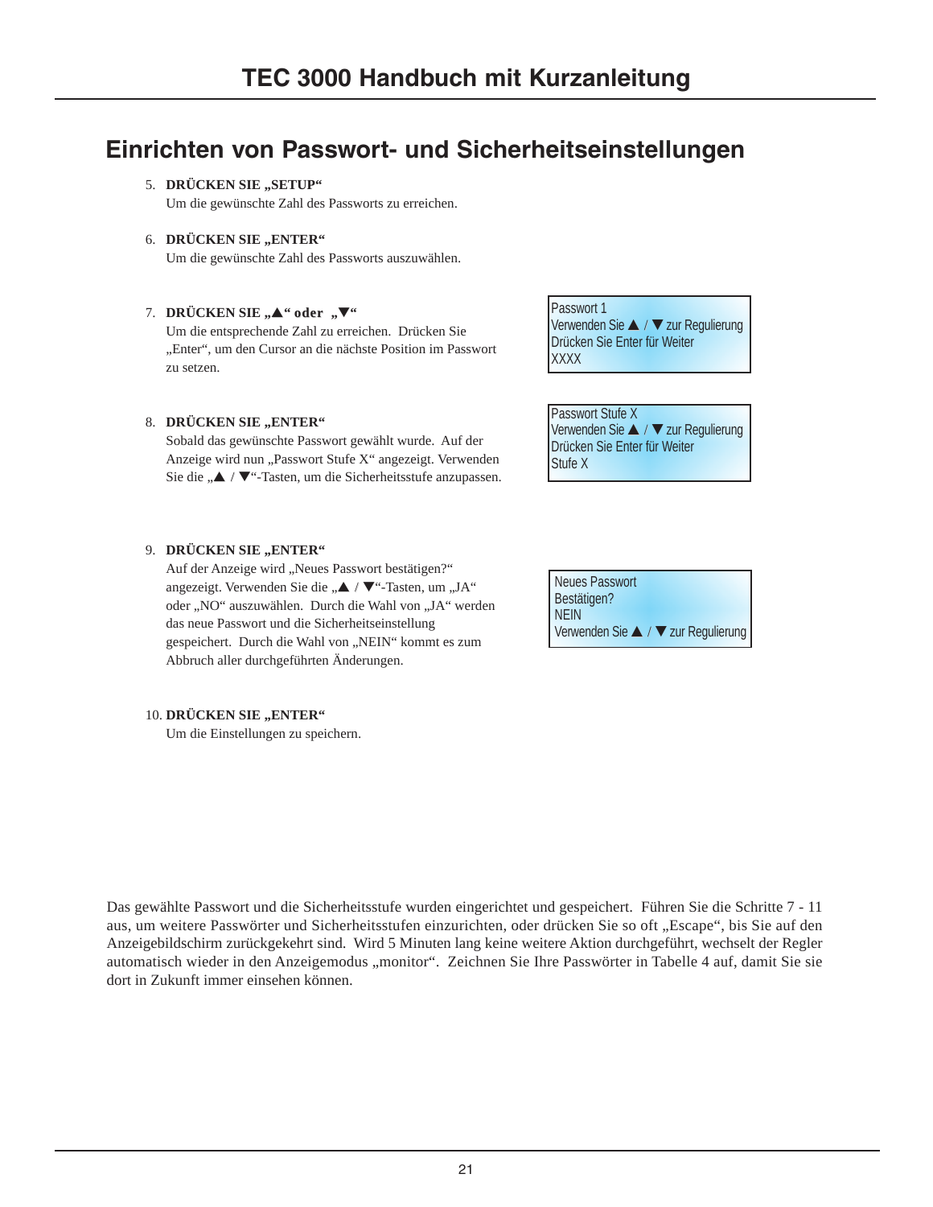## Einrichten von Passwort- und Sicherheitseinstellungen

5. **DRÜCKEN SIE „SETUP“**
   Um die gewünschte Zahl des Passworts zu erreichen.

6. **DRÜCKEN SIE „ENTER“**
   Um die gewünschte Zahl des Passworts auszuwählen.

7. **DRÜCKEN SIE „▲“ oder „▼“**
   Um die entsprechende Zahl zu erreichen. Drücken Sie „Enter“, um den Cursor an die nächste Position im Passwort zu setzen.

   ```
   Passwort 1
   Verwenden Sie ▲ / ▼ zur Regulierung
   Drücken Sie Enter für Weiter
   XXXX
   ```

8. **DRÜCKEN SIE „ENTER“**
   Sobald das gewünschte Passwort gewählt wurde. Auf der Anzeige wird nun „Passwort Stufe X“ angezeigt. Verwenden Sie die „▲ / ▼“-Tasten, um die Sicherheitsstufe anzupassen.

   ```
   Passwort Stufe X
   Verwenden Sie ▲ / ▼ zur Regulierung
   Drücken Sie Enter für Weiter
   Stufe X
   ```

9. **DRÜCKEN SIE „ENTER“**
   Auf der Anzeige wird „Neues Passwort bestätigen?“ angezeigt. Verwenden Sie die „▲ / ▼“-Tasten, um „JA“ oder „NO“ auszuwählen. Durch die Wahl von „JA“ werden das neue Passwort und die Sicherheitseinstellung gespeichert. Durch die Wahl von „NEIN“ kommt es zum Abbruch aller durchgeführten Änderungen.

   ```
   Neues Passwort
   Bestätigen?
   NEIN
   Verwenden Sie ▲ / ▼ zur Regulierung
   ```

10. **DRÜCKEN SIE „ENTER“**
    Um die Einstellungen zu speichern.

Das gewählte Passwort und die Sicherheitsstufe wurden eingerichtet und gespeichert. Führen Sie die Schritte 7 - 11 aus, um weitere Passwörter und Sicherheitsstufen einzurichten, oder drücken Sie so oft „Escape“, bis Sie auf den Anzeigebildschirm zurückgekehrt sind. Wird 5 Minuten lang keine weitere Aktion durchgeführt, wechselt der Regler automatisch wieder in den Anzeigemodus „monitor“. Zeichnen Sie Ihre Passwörter in Tabelle 4 auf, damit Sie sie dort in Zukunft immer einsehen können.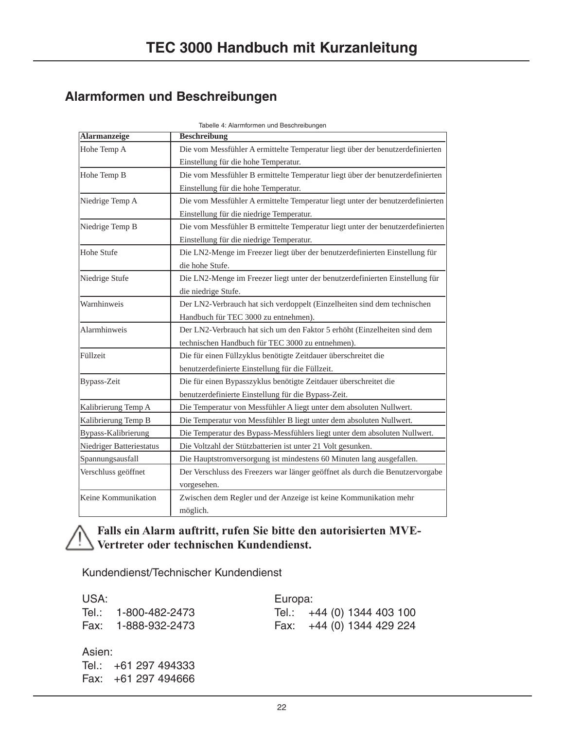## Alarmformen und Beschreibungen

Tabelle 4: Alarmformen und Beschreibungen

| Alarmanzeige | Beschreibung |
|---|---|
| Hohe Temp A | Die vom Messfühler A ermittelte Temperatur liegt über der benutzerdefinierten Einstellung für die hohe Temperatur. |
| Hohe Temp B | Die vom Messfühler B ermittelte Temperatur liegt über der benutzerdefinierten Einstellung für die hohe Temperatur. |
| Niedrige Temp A | Die vom Messfühler A ermittelte Temperatur liegt unter der benutzerdefinierten Einstellung für die niedrige Temperatur. |
| Niedrige Temp B | Die vom Messfühler B ermittelte Temperatur liegt unter der benutzerdefinierten Einstellung für die niedrige Temperatur. |
| Hohe Stufe | Die LN2-Menge im Freezer liegt über der benutzerdefinierten Einstellung für die hohe Stufe. |
| Niedrige Stufe | Die LN2-Menge im Freezer liegt unter der benutzerdefinierten Einstellung für die niedrige Stufe. |
| Warnhinweis | Der LN2-Verbrauch hat sich verdoppelt (Einzelheiten sind dem technischen Handbuch für TEC 3000 zu entnehmen). |
| Alarmhinweis | Der LN2-Verbrauch hat sich um den Faktor 5 erhöht (Einzelheiten sind dem technischen Handbuch für TEC 3000 zu entnehmen). |
| Füllzeit | Die für einen Füllzyklus benötigte Zeitdauer überschreitet die benutzerdefinierte Einstellung für die Füllzeit. |
| Bypass-Zeit | Die für einen Bypasszyklus benötigte Zeitdauer überschreitet die benutzerdefinierte Einstellung für die Bypass-Zeit. |
| Kalibrierung Temp A | Die Temperatur von Messfühler A liegt unter dem absoluten Nullwert. |
| Kalibrierung Temp B | Die Temperatur von Messfühler B liegt unter dem absoluten Nullwert. |
| Bypass-Kalibrierung | Die Temperatur des Bypass-Messfühlers liegt unter dem absoluten Nullwert. |
| Niedriger Batteriestatus | Die Voltzahl der Stützbatterien ist unter 21 Volt gesunken. |
| Spannungsausfall | Die Hauptstromversorgung ist mindestens 60 Minuten lang ausgefallen. |
| Verschluss geöffnet | Der Verschluss des Freezers war länger geöffnet als durch die Benutzervorgabe vorgesehen. |
| Keine Kommunikation | Zwischen dem Regler und der Anzeige ist keine Kommunikation mehr möglich. |

**Falls ein Alarm auftritt, rufen Sie bitte den autorisierten MVE-Vertreter oder technischen Kundendienst.**

Kundendienst/Technischer Kundendienst

USA:
Tel.: 1-800-482-2473
Fax: 1-888-932-2473

Europa:
Tel.: +44 (0) 1344 403 100
Fax: +44 (0) 1344 429 224

Asien:
Tel.: +61 297 494333
Fax: +61 297 494666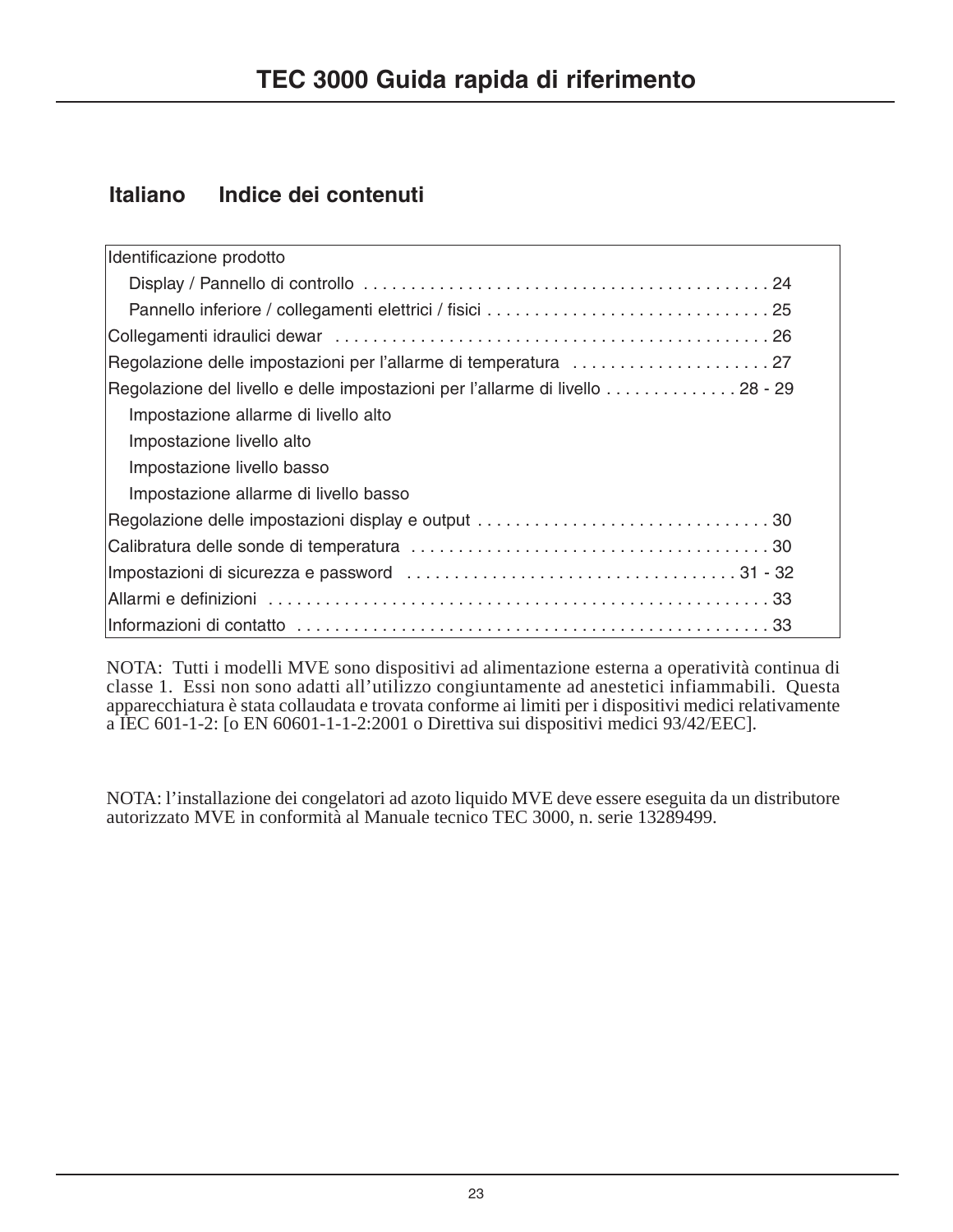# TEC 3000 Guida rapida di riferimento

## Italiano Indice dei contenuti

| | |
|---|---|
| Identificazione prodotto | |
| Display / Pannello di controllo | 24 |
| Pannello inferiore / collegamenti elettrici / fisici | 25 |
| Collegamenti idraulici dewar | 26 |
| Regolazione delle impostazioni per l'allarme di temperatura | 27 |
| Regolazione del livello e delle impostazioni per l'allarme di livello | 28 - 29 |
| Impostazione allarme di livello alto | |
| Impostazione livello alto | |
| Impostazione livello basso | |
| Impostazione allarme di livello basso | |
| Regolazione delle impostazioni display e output | 30 |
| Calibratura delle sonde di temperatura | 30 |
| Impostazioni di sicurezza e password | 31 - 32 |
| Allarmi e definizioni | 33 |
| Informazioni di contatto | 33 |

NOTA: Tutti i modelli MVE sono dispositivi ad alimentazione esterna a operatività continua di classe 1. Essi non sono adatti all'utilizzo congiuntamente ad anestetici infiammabili. Questa apparecchiatura è stata collaudata e trovata conforme ai limiti per i dispositivi medici relativamente a IEC 601-1-2: [o EN 60601-1-1-2:2001 o Direttiva sui dispositivi medici 93/42/EEC].

NOTA: l'installazione dei congelatori ad azoto liquido MVE deve essere eseguita da un distributore autorizzato MVE in conformità al Manuale tecnico TEC 3000, n. serie 13289499.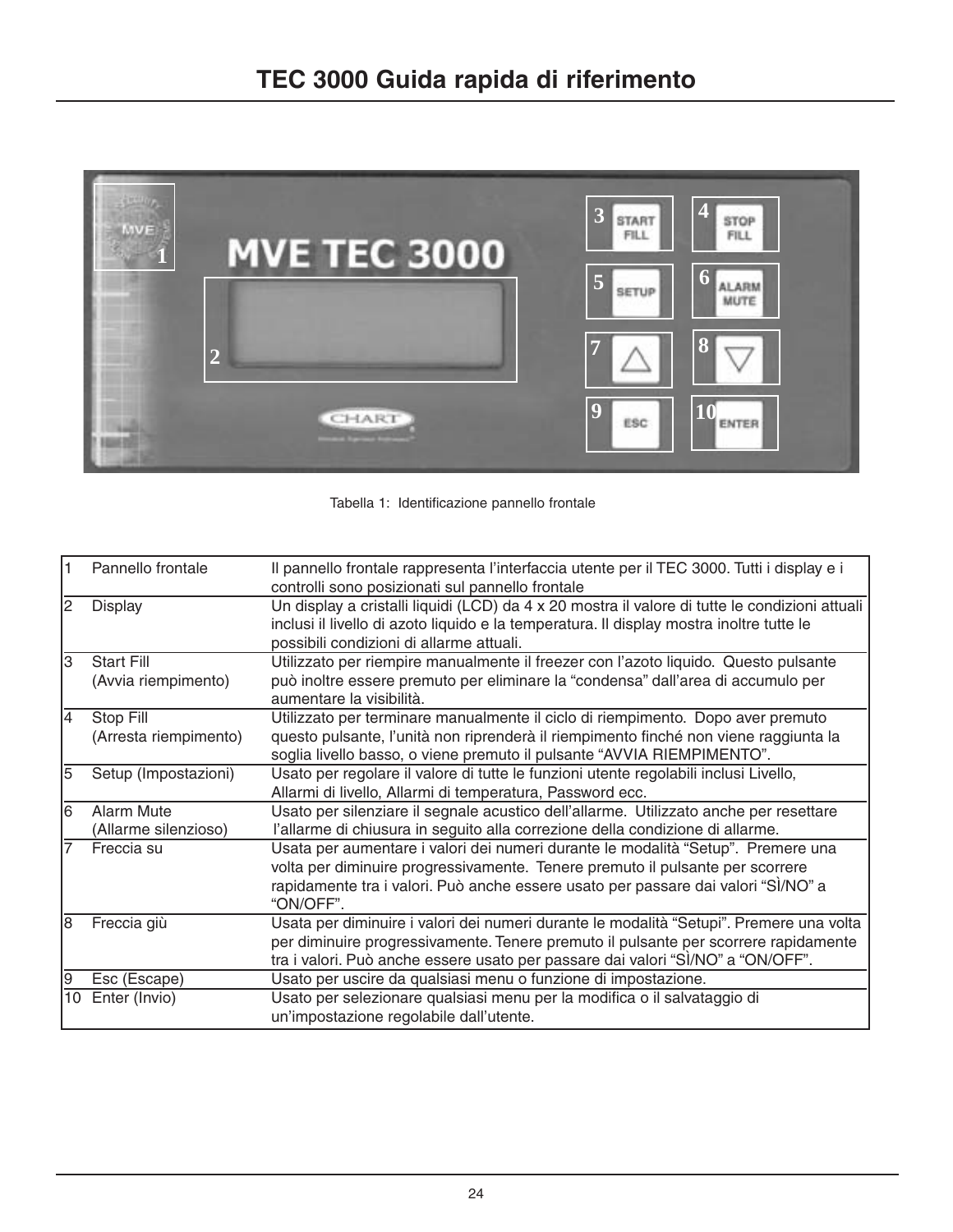# TEC 3000 Guida rapida di riferimento

Tabella 1: Identificazione pannello frontale

| | | |
|---|---|---|
| 1 | Pannello frontale | Il pannello frontale rappresenta l'interfaccia utente per il TEC 3000. Tutti i display e i controlli sono posizionati sul pannello frontale |
| 2 | Display | Un display a cristalli liquidi (LCD) da 4 x 20 mostra il valore di tutte le condizioni attuali inclusi il livello di azoto liquido e la temperatura. Il display mostra inoltre tutte le possibili condizioni di allarme attuali. |
| 3 | Start Fill (Avvia riempimento) | Utilizzato per riempire manualmente il freezer con l'azoto liquido. Questo pulsante può inoltre essere premuto per eliminare la "condensa" dall'area di accumulo per aumentare la visibilità. |
| 4 | Stop Fill (Arresta riempimento) | Utilizzato per terminare manualmente il ciclo di riempimento. Dopo aver premuto questo pulsante, l'unità non riprenderà il riempimento finché non viene raggiunta la soglia livello basso, o viene premuto il pulsante "AVVIA RIEMPIMENTO". |
| 5 | Setup (Impostazioni) | Usato per regolare il valore di tutte le funzioni utente regolabili inclusi Livello, Allarmi di livello, Allarmi di temperatura, Password ecc. |
| 6 | Alarm Mute (Allarme silenzioso) | Usato per silenziare il segnale acustico dell'allarme. Utilizzato anche per resettare l'allarme di chiusura in seguito alla correzione della condizione di allarme. |
| 7 | Freccia su | Usata per aumentare i valori dei numeri durante le modalità "Setup". Premere una volta per diminuire progressivamente. Tenere premuto il pulsante per scorrere rapidamente tra i valori. Può anche essere usato per passare dai valori "SÌ/NO" a "ON/OFF". |
| 8 | Freccia giù | Usata per diminuire i valori dei numeri durante le modalità "Setupi". Premere una volta per diminuire progressivamente. Tenere premuto il pulsante per scorrere rapidamente tra i valori. Può anche essere usato per passare dai valori "SÌ/NO" a "ON/OFF". |
| 9 | Esc (Escape) | Usato per uscire da qualsiasi menu o funzione di impostazione. |
| 10 | Enter (Invio) | Usato per selezionare qualsiasi menu per la modifica o il salvataggio di un'impostazione regolabile dall'utente. |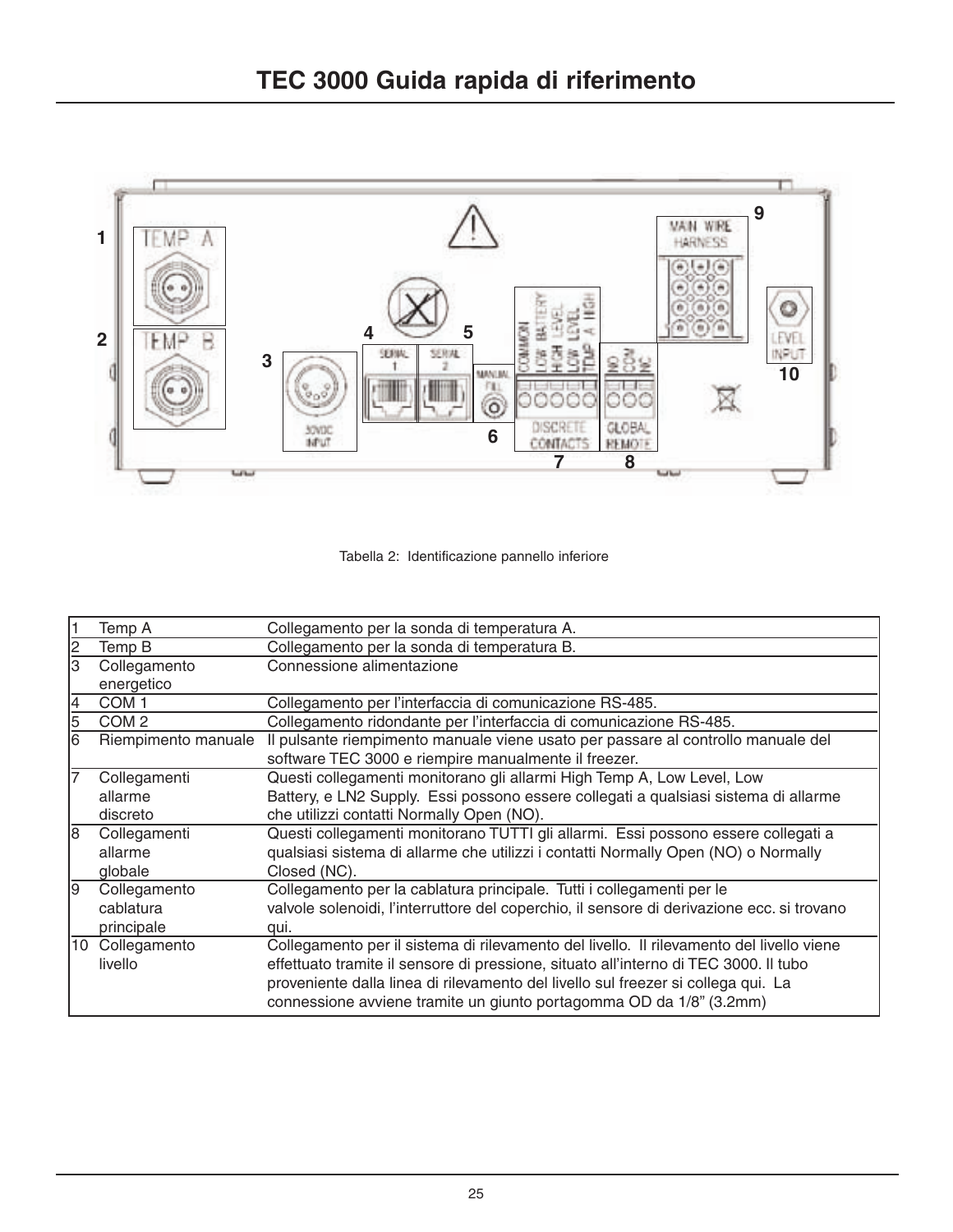# TEC 3000 Guida rapida di riferimento

Tabella 2: Identificazione pannello inferiore

| | | |
|---|---|---|
| 1 | Temp A | Collegamento per la sonda di temperatura A. |
| 2 | Temp B | Collegamento per la sonda di temperatura B. |
| 3 | Collegamento energetico | Connessione alimentazione |
| 4 | COM 1 | Collegamento per l'interfaccia di comunicazione RS-485. |
| 5 | COM 2 | Collegamento ridondante per l'interfaccia di comunicazione RS-485. |
| 6 | Riempimento manuale | Il pulsante riempimento manuale viene usato per passare al controllo manuale del software TEC 3000 e riempire manualmente il freezer. |
| 7 | Collegamenti allarme discreto | Questi collegamenti monitorano gli allarmi High Temp A, Low Level, Low Battery, e LN2 Supply. Essi possono essere collegati a qualsiasi sistema di allarme che utilizzi contatti Normally Open (NO). |
| 8 | Collegamenti allarme globale | Questi collegamenti monitorano TUTTI gli allarmi. Essi possono essere collegati a qualsiasi sistema di allarme che utilizzi i contatti Normally Open (NO) o Normally Closed (NC). |
| 9 | Collegamento cablatura principale | Collegamento per la cablatura principale. Tutti i collegamenti per le valvole solenoidi, l'interruttore del coperchio, il sensore di derivazione ecc. si trovano qui. |
| 10 | Collegamento livello | Collegamento per il sistema di rilevamento del livello. Il rilevamento del livello viene effettuato tramite il sensore di pressione, situato all'interno di TEC 3000. Il tubo proveniente dalla linea di rilevamento del livello sul freezer si collega qui. La connessione avviene tramite un giunto portagomma OD da 1/8" (3.2mm) |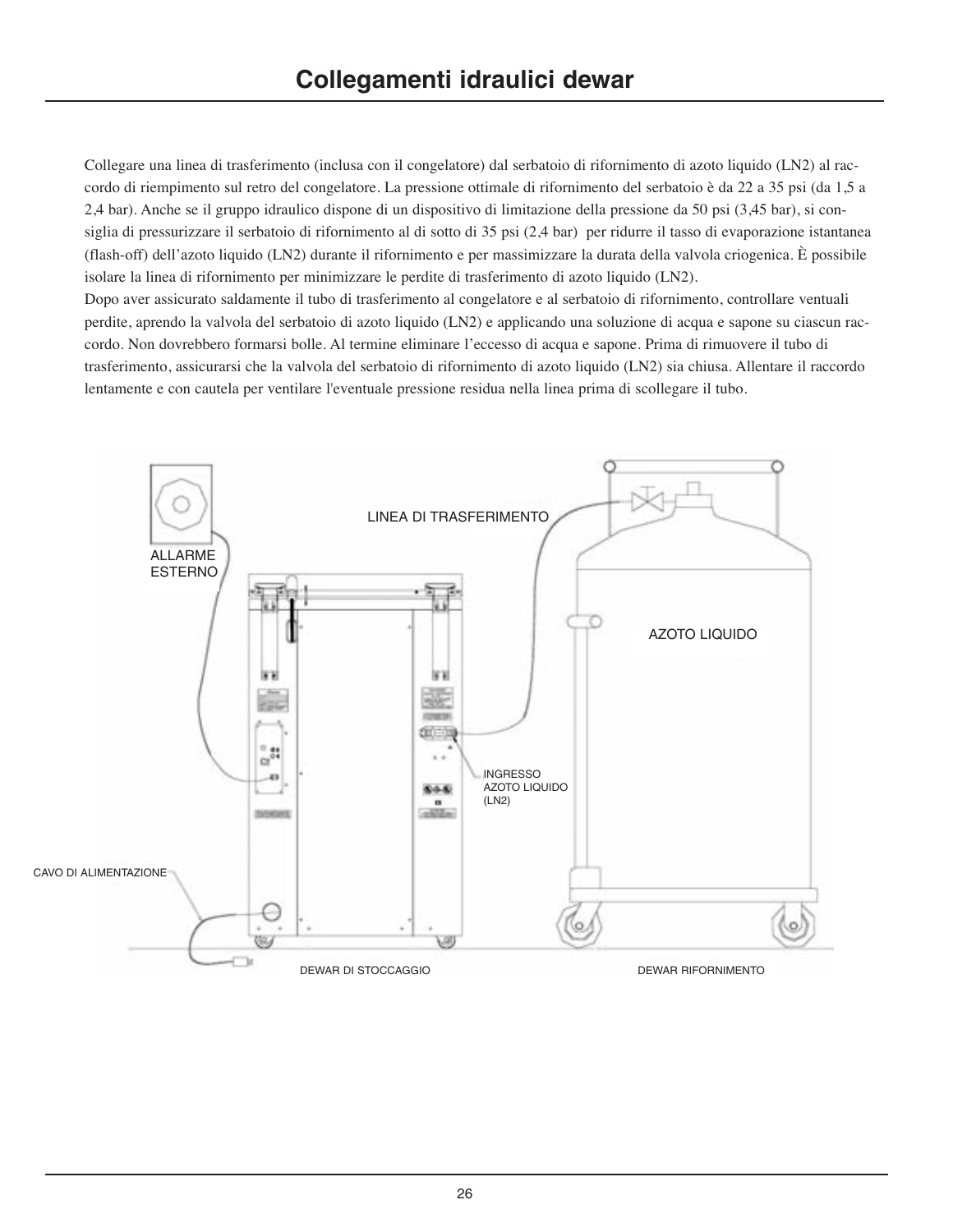# Collegamenti idraulici dewar

Collegare una linea di trasferimento (inclusa con il congelatore) dal serbatoio di rifornimento di azoto liquido (LN2) al raccordo di riempimento sul retro del congelatore. La pressione ottimale di rifornimento del serbatoio è da 22 a 35 psi (da 1,5 a 2,4 bar). Anche se il gruppo idraulico dispone di un dispositivo di limitazione della pressione da 50 psi (3,45 bar), si consiglia di pressurizzare il serbatoio di rifornimento al di sotto di 35 psi (2,4 bar) per ridurre il tasso di evaporazione istantanea (flash-off) dell'azoto liquido (LN2) durante il rifornimento e per massimizzare la durata della valvola criogenica. È possibile isolare la linea di rifornimento per minimizzare le perdite di trasferimento di azoto liquido (LN2).

Dopo aver assicurato saldamente il tubo di trasferimento al congelatore e al serbatoio di rifornimento, controllare ventuali perdite, aprendo la valvola del serbatoio di azoto liquido (LN2) e applicando una soluzione di acqua e sapone su ciascun raccordo. Non dovrebbero formarsi bolle. Al termine eliminare l'eccesso di acqua e sapone. Prima di rimuovere il tubo di trasferimento, assicurarsi che la valvola del serbatoio di rifornimento di azoto liquido (LN2) sia chiusa. Allentare il raccordo lentamente e con cautela per ventilare l'eventuale pressione residua nella linea prima di scollegare il tubo.

ALLARME ESTERNO

LINEA DI TRASFERIMENTO

AZOTO LIQUIDO

INGRESSO AZOTO LIQUIDO (LN2)

CAVO DI ALIMENTAZIONE

DEWAR DI STOCCAGGIO

DEWAR RIFORNIMENTO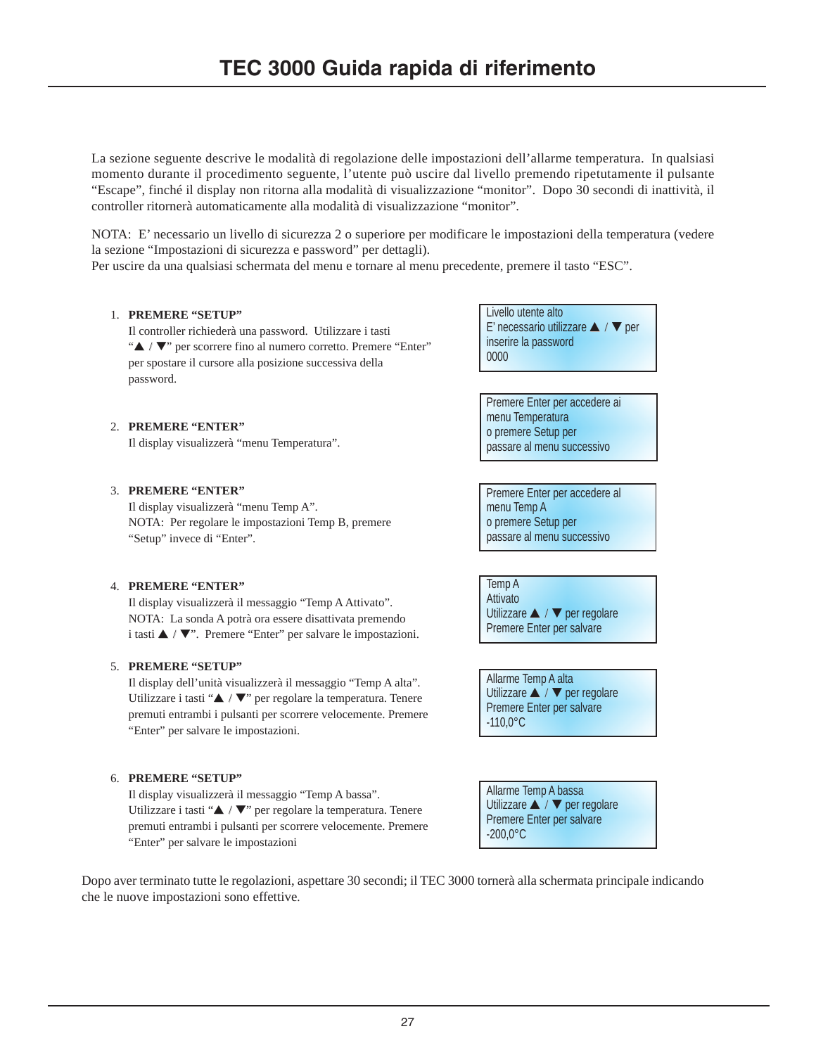# TEC 3000 Guida rapida di riferimento

La sezione seguente descrive le modalità di regolazione delle impostazioni dell'allarme temperatura. In qualsiasi momento durante il procedimento seguente, l'utente può uscire dal livello premendo ripetutamente il pulsante "Escape", finché il display non ritorna alla modalità di visualizzazione "monitor". Dopo 30 secondi di inattività, il controller ritornerà automaticamente alla modalità di visualizzazione "monitor".

NOTA: E' necessario un livello di sicurezza 2 o superiore per modificare le impostazioni della temperatura (vedere la sezione "Impostazioni di sicurezza e password" per dettagli).
Per uscire da una qualsiasi schermata del menu e tornare al menu precedente, premere il tasto "ESC".

1. **PREMERE "SETUP"**
   Il controller richiederà una password. Utilizzare i tasti "▲ / ▼" per scorrere fino al numero corretto. Premere "Enter" per spostare il cursore alla posizione successiva della password.

   > Livello utente alto
   > E' necessario utilizzare ▲ / ▼ per
   > inserire la password
   > 0000

2. **PREMERE "ENTER"**
   Il display visualizzerà "menu Temperatura".

   > Premere Enter per accedere ai
   > menu Temperatura
   > o premere Setup per
   > passare al menu successivo

3. **PREMERE "ENTER"**
   Il display visualizzerà "menu Temp A".
   NOTA: Per regolare le impostazioni Temp B, premere "Setup" invece di "Enter".

   > Premere Enter per accedere al
   > menu Temp A
   > o premere Setup per
   > passare al menu successivo

4. **PREMERE "ENTER"**
   Il display visualizzerà il messaggio "Temp A Attivato".
   NOTA: La sonda A potrà ora essere disattivata premendo i tasti ▲ / ▼". Premere "Enter" per salvare le impostazioni.

   > Temp A
   > Attivato
   > Utilizzare ▲ / ▼ per regolare
   > Premere Enter per salvare

5. **PREMERE "SETUP"**
   Il display dell'unità visualizzerà il messaggio "Temp A alta". Utilizzare i tasti "▲ / ▼" per regolare la temperatura. Tenere premuti entrambi i pulsanti per scorrere velocemente. Premere "Enter" per salvare le impostazioni.

   > Allarme Temp A alta
   > Utilizzare ▲ / ▼ per regolare
   > Premere Enter per salvare
   > -110,0°C

6. **PREMERE "SETUP"**
   Il display visualizzerà il messaggio "Temp A bassa". Utilizzare i tasti "▲ / ▼" per regolare la temperatura. Tenere premuti entrambi i pulsanti per scorrere velocemente. Premere "Enter" per salvare le impostazioni

   > Allarme Temp A bassa
   > Utilizzare ▲ / ▼ per regolare
   > Premere Enter per salvare
   > -200,0°C

Dopo aver terminato tutte le regolazioni, aspettare 30 secondi; il TEC 3000 tornerà alla schermata principale indicando che le nuove impostazioni sono effettive.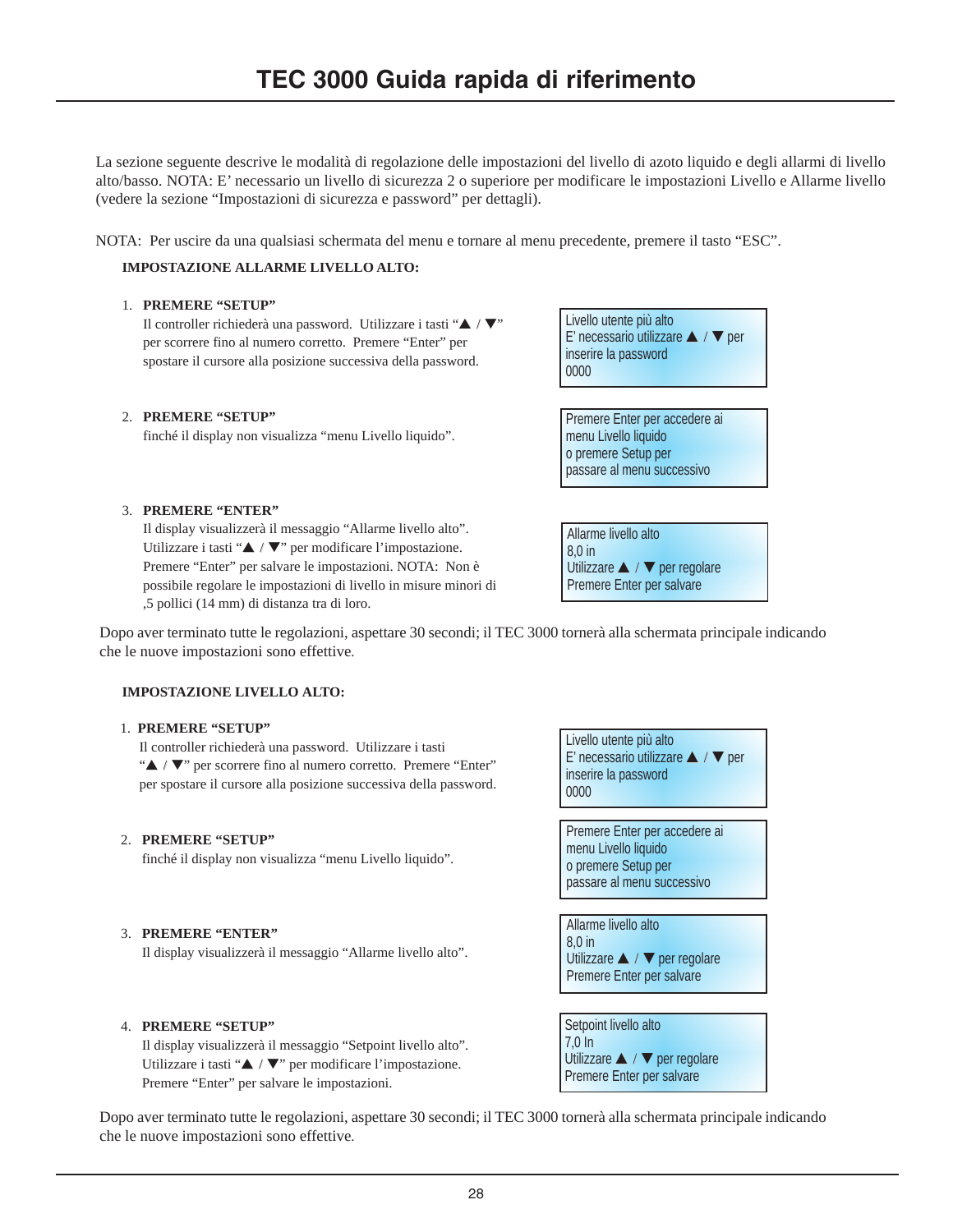# TEC 3000 Guida rapida di riferimento

La sezione seguente descrive le modalità di regolazione delle impostazioni del livello di azoto liquido e degli allarmi di livello alto/basso. NOTA: E' necessario un livello di sicurezza 2 o superiore per modificare le impostazioni Livello e Allarme livello (vedere la sezione "Impostazioni di sicurezza e password" per dettagli).

NOTA: Per uscire da una qualsiasi schermata del menu e tornare al menu precedente, premere il tasto "ESC".

**IMPOSTAZIONE ALLARME LIVELLO ALTO:**

1. **PREMERE "SETUP"**
   Il controller richiederà una password. Utilizzare i tasti "▲ / ▼" per scorrere fino al numero corretto. Premere "Enter" per spostare il cursore alla posizione successiva della password.

```
Livello utente più alto
E' necessario utilizzare ▲ / ▼ per
inserire la password
0000
```

2. **PREMERE "SETUP"**
   finché il display non visualizza "menu Livello liquido".

```
Premere Enter per accedere ai
menu Livello liquido
o premere Setup per
passare al menu successivo
```

3. **PREMERE "ENTER"**
   Il display visualizzerà il messaggio "Allarme livello alto". Utilizzare i tasti "▲ / ▼" per modificare l'impostazione. Premere "Enter" per salvare le impostazioni. NOTA: Non è possibile regolare le impostazioni di livello in misure minori di ,5 pollici (14 mm) di distanza tra di loro.

```
Allarme livello alto
8,0 in
Utilizzare ▲ / ▼ per regolare
Premere Enter per salvare
```

Dopo aver terminato tutte le regolazioni, aspettare 30 secondi; il TEC 3000 tornerà alla schermata principale indicando che le nuove impostazioni sono effettive.

**IMPOSTAZIONE LIVELLO ALTO:**

1. **PREMERE "SETUP"**
   Il controller richiederà una password. Utilizzare i tasti "▲ / ▼" per scorrere fino al numero corretto. Premere "Enter" per spostare il cursore alla posizione successiva della password.

```
Livello utente più alto
E' necessario utilizzare ▲ / ▼ per
inserire la password
0000
```

2. **PREMERE "SETUP"**
   finché il display non visualizza "menu Livello liquido".

```
Premere Enter per accedere ai
menu Livello liquido
o premere Setup per
passare al menu successivo
```

3. **PREMERE "ENTER"**
   Il display visualizzerà il messaggio "Allarme livello alto".

```
Allarme livello alto
8,0 in
Utilizzare ▲ / ▼ per regolare
Premere Enter per salvare
```

4. **PREMERE "SETUP"**
   Il display visualizzerà il messaggio "Setpoint livello alto". Utilizzare i tasti "▲ / ▼" per modificare l'impostazione. Premere "Enter" per salvare le impostazioni.

```
Setpoint livello alto
7,0 In
Utilizzare ▲ / ▼ per regolare
Premere Enter per salvare
```

Dopo aver terminato tutte le regolazioni, aspettare 30 secondi; il TEC 3000 tornerà alla schermata principale indicando che le nuove impostazioni sono effettive.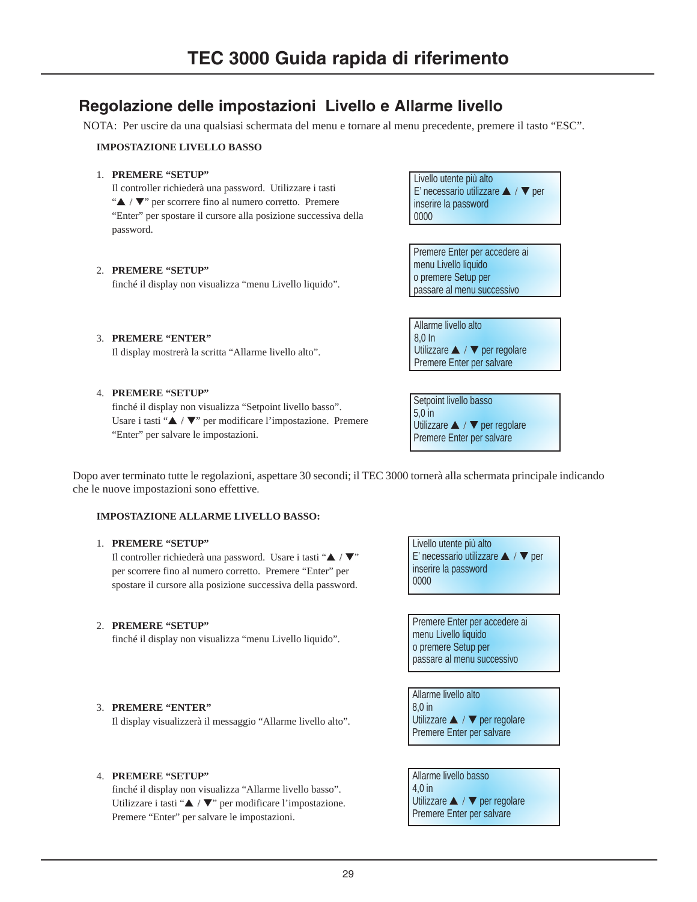# TEC 3000 Guida rapida di riferimento

## Regolazione delle impostazioni Livello e Allarme livello

NOTA: Per uscire da una qualsiasi schermata del menu e tornare al menu precedente, premere il tasto "ESC".

**IMPOSTAZIONE LIVELLO BASSO**

1. **PREMERE "SETUP"**
   Il controller richiederà una password. Utilizzare i tasti "▲ / ▼" per scorrere fino al numero corretto. Premere "Enter" per spostare il cursore alla posizione successiva della password.

   > Livello utente più alto
   > E' necessario utilizzare ▲ / ▼ per
   > inserire la password
   > 0000

2. **PREMERE "SETUP"**
   finché il display non visualizza "menu Livello liquido".

   > Premere Enter per accedere ai
   > menu Livello liquido
   > o premere Setup per
   > passare al menu successivo

3. **PREMERE "ENTER"**
   Il display mostrerà la scritta "Allarme livello alto".

   > Allarme livello alto
   > 8,0 In
   > Utilizzare ▲ / ▼ per regolare
   > Premere Enter per salvare

4. **PREMERE "SETUP"**
   finché il display non visualizza "Setpoint livello basso". Usare i tasti "▲ / ▼" per modificare l'impostazione. Premere "Enter" per salvare le impostazioni.

   > Setpoint livello basso
   > 5,0 in
   > Utilizzare ▲ / ▼ per regolare
   > Premere Enter per salvare

Dopo aver terminato tutte le regolazioni, aspettare 30 secondi; il TEC 3000 tornerà alla schermata principale indicando che le nuove impostazioni sono effettive.

**IMPOSTAZIONE ALLARME LIVELLO BASSO:**

1. **PREMERE "SETUP"**
   Il controller richiederà una password. Usare i tasti "▲ / ▼" per scorrere fino al numero corretto. Premere "Enter" per spostare il cursore alla posizione successiva della password.

   > Livello utente più alto
   > E' necessario utilizzare ▲ / ▼ per
   > inserire la password
   > 0000

2. **PREMERE "SETUP"**
   finché il display non visualizza "menu Livello liquido".

   > Premere Enter per accedere ai
   > menu Livello liquido
   > o premere Setup per
   > passare al menu successivo

3. **PREMERE "ENTER"**
   Il display visualizzerà il messaggio "Allarme livello alto".

   > Allarme livello alto
   > 8,0 in
   > Utilizzare ▲ / ▼ per regolare
   > Premere Enter per salvare

4. **PREMERE "SETUP"**
   finché il display non visualizza "Allarme livello basso". Utilizzare i tasti "▲ / ▼" per modificare l'impostazione. Premere "Enter" per salvare le impostazioni.

   > Allarme livello basso
   > 4,0 in
   > Utilizzare ▲ / ▼ per regolare
   > Premere Enter per salvare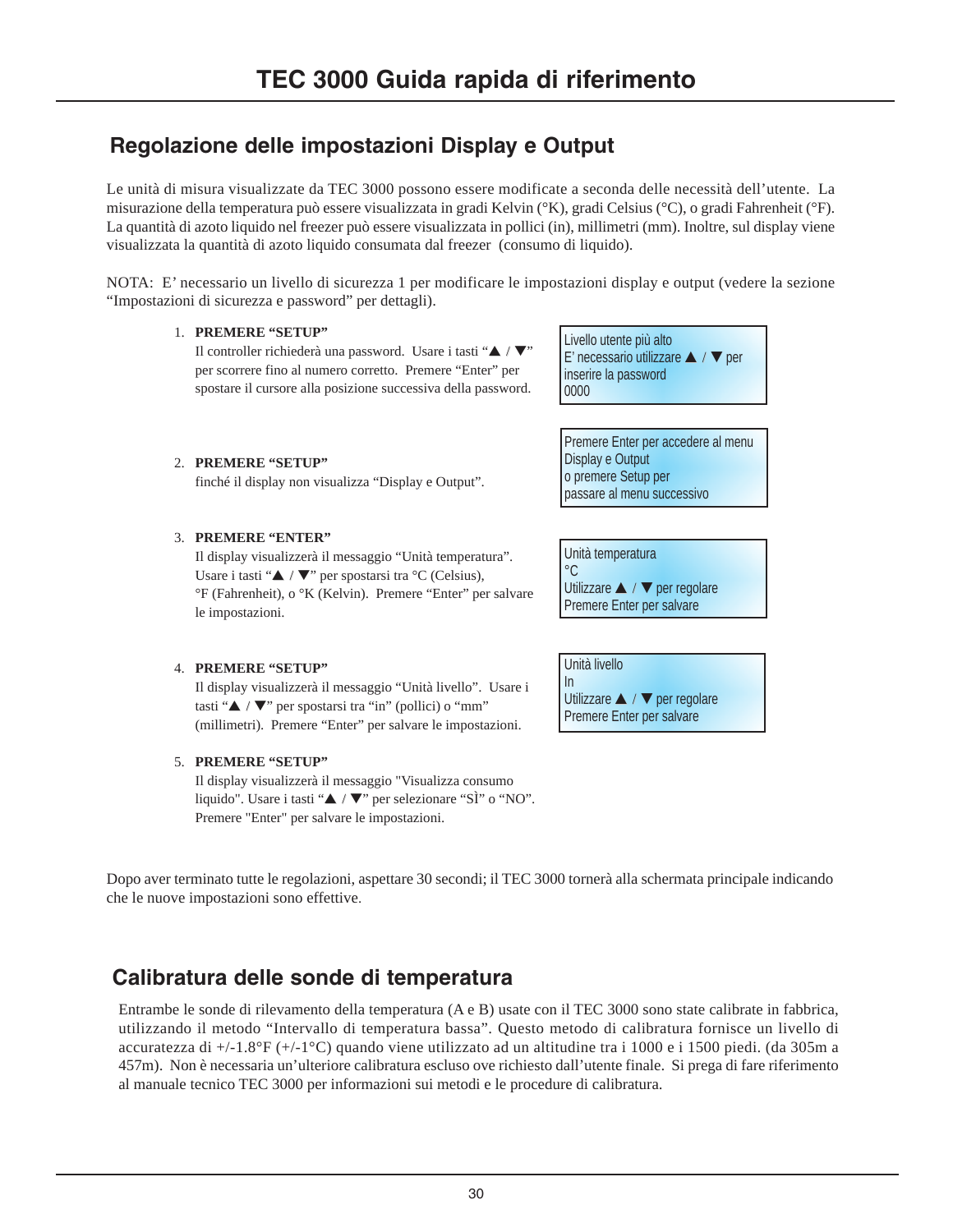# TEC 3000 Guida rapida di riferimento

## Regolazione delle impostazioni Display e Output

Le unità di misura visualizzate da TEC 3000 possono essere modificate a seconda delle necessità dell'utente. La misurazione della temperatura può essere visualizzata in gradi Kelvin (°K), gradi Celsius (°C), o gradi Fahrenheit (°F). La quantità di azoto liquido nel freezer può essere visualizzata in pollici (in), millimetri (mm). Inoltre, sul display viene visualizzata la quantità di azoto liquido consumata dal freezer (consumo di liquido).

NOTA: E' necessario un livello di sicurezza 1 per modificare le impostazioni display e output (vedere la sezione "Impostazioni di sicurezza e password" per dettagli).

1. **PREMERE "SETUP"**
   Il controller richiederà una password. Usare i tasti "▲ / ▼" per scorrere fino al numero corretto. Premere "Enter" per spostare il cursore alla posizione successiva della password.

   ```
   Livello utente più alto
   E' necessario utilizzare ▲ / ▼ per
   inserire la password
   0000
   ```

2. **PREMERE "SETUP"**
   finché il display non visualizza "Display e Output".

   ```
   Premere Enter per accedere al menu
   Display e Output
   o premere Setup per
   passare al menu successivo
   ```

3. **PREMERE "ENTER"**
   Il display visualizzerà il messaggio "Unità temperatura". Usare i tasti "▲ / ▼" per spostarsi tra °C (Celsius), °F (Fahrenheit), o °K (Kelvin). Premere "Enter" per salvare le impostazioni.

   ```
   Unità temperatura
   °C
   Utilizzare ▲ / ▼ per regolare
   Premere Enter per salvare
   ```

4. **PREMERE "SETUP"**
   Il display visualizzerà il messaggio "Unità livello". Usare i tasti "▲ / ▼" per spostarsi tra "in" (pollici) o "mm" (millimetri). Premere "Enter" per salvare le impostazioni.

   ```
   Unità livello
   In
   Utilizzare ▲ / ▼ per regolare
   Premere Enter per salvare
   ```

5. **PREMERE "SETUP"**
   Il display visualizzerà il messaggio "Visualizza consumo liquido". Usare i tasti "▲ / ▼" per selezionare "SÌ" o "NO". Premere "Enter" per salvare le impostazioni.

Dopo aver terminato tutte le regolazioni, aspettare 30 secondi; il TEC 3000 tornerà alla schermata principale indicando che le nuove impostazioni sono effettive.

## Calibratura delle sonde di temperatura

Entrambe le sonde di rilevamento della temperatura (A e B) usate con il TEC 3000 sono state calibrate in fabbrica, utilizzando il metodo "Intervallo di temperatura bassa". Questo metodo di calibratura fornisce un livello di accuratezza di +/-1.8°F (+/-1°C) quando viene utilizzato ad un altitudine tra i 1000 e i 1500 piedi. (da 305m a 457m). Non è necessaria un'ulteriore calibratura escluso ove richiesto dall'utente finale. Si prega di fare riferimento al manuale tecnico TEC 3000 per informazioni sui metodi e le procedure di calibratura.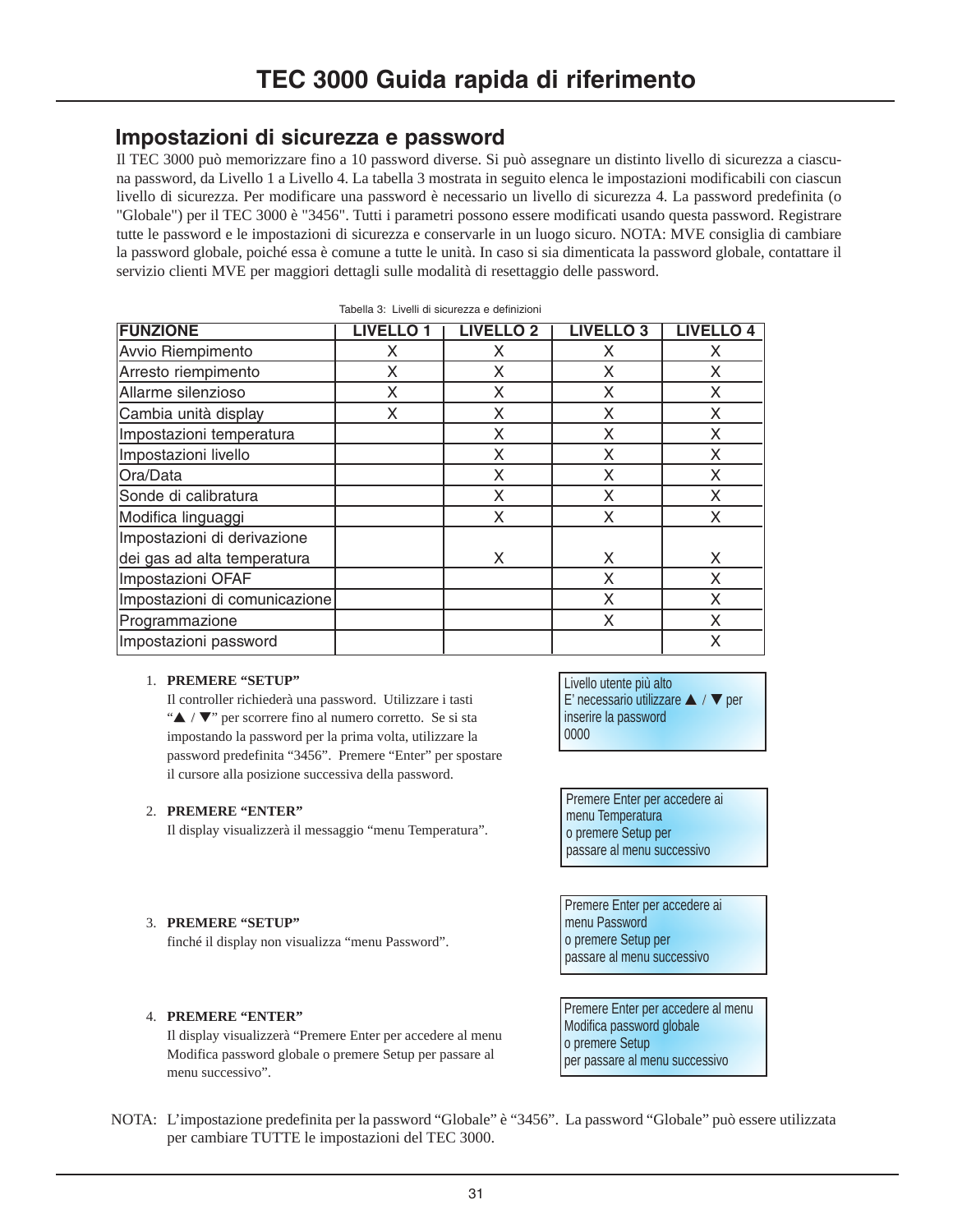# TEC 3000 Guida rapida di riferimento

## Impostazioni di sicurezza e password

Il TEC 3000 può memorizzare fino a 10 password diverse. Si può assegnare un distinto livello di sicurezza a ciascuna password, da Livello 1 a Livello 4. La tabella 3 mostrata in seguito elenca le impostazioni modificabili con ciascun livello di sicurezza. Per modificare una password è necessario un livello di sicurezza 4. La password predefinita (o "Globale") per il TEC 3000 è "3456". Tutti i parametri possono essere modificati usando questa password. Registrare tutte le password e le impostazioni di sicurezza e conservarle in un luogo sicuro. NOTA: MVE consiglia di cambiare la password globale, poiché essa è comune a tutte le unità. In caso si sia dimenticata la password globale, contattare il servizio clienti MVE per maggiori dettagli sulle modalità di resettaggio delle password.

Tabella 3: Livelli di sicurezza e definizioni

| FUNZIONE | LIVELLO 1 | LIVELLO 2 | LIVELLO 3 | LIVELLO 4 |
|---|---|---|---|---|
| Avvio Riempimento | X | X | X | X |
| Arresto riempimento | X | X | X | X |
| Allarme silenzioso | X | X | X | X |
| Cambia unità display | X | X | X | X |
| Impostazioni temperatura | | X | X | X |
| Impostazioni livello | | X | X | X |
| Ora/Data | | X | X | X |
| Sonde di calibratura | | X | X | X |
| Modifica linguaggi | | X | X | X |
| Impostazioni di derivazione dei gas ad alta temperatura | | X | X | X |
| Impostazioni OFAF | | | X | X |
| Impostazioni di comunicazione | | | X | X |
| Programmazione | | | X | X |
| Impostazioni password | | | | X |

1. **PREMERE "SETUP"**
   Il controller richiederà una password. Utilizzare i tasti "▲ / ▼" per scorrere fino al numero corretto. Se si sta impostando la password per la prima volta, utilizzare la password predefinita "3456". Premere "Enter" per spostare il cursore alla posizione successiva della password.

   > Livello utente più alto
   > E' necessario utilizzare ▲ / ▼ per
   > inserire la password
   > 0000

2. **PREMERE "ENTER"**
   Il display visualizzerà il messaggio "menu Temperatura".

   > Premere Enter per accedere ai
   > menu Temperatura
   > o premere Setup per
   > passare al menu successivo

3. **PREMERE "SETUP"**
   finché il display non visualizza "menu Password".

   > Premere Enter per accedere ai
   > menu Password
   > o premere Setup per
   > passare al menu successivo

4. **PREMERE "ENTER"**
   Il display visualizzerà "Premere Enter per accedere al menu Modifica password globale o premere Setup per passare al menu successivo".

   > Premere Enter per accedere al menu
   > Modifica password globale
   > o premere Setup
   > per passare al menu successivo

NOTA: L'impostazione predefinita per la password "Globale" è "3456". La password "Globale" può essere utilizzata per cambiare TUTTE le impostazioni del TEC 3000.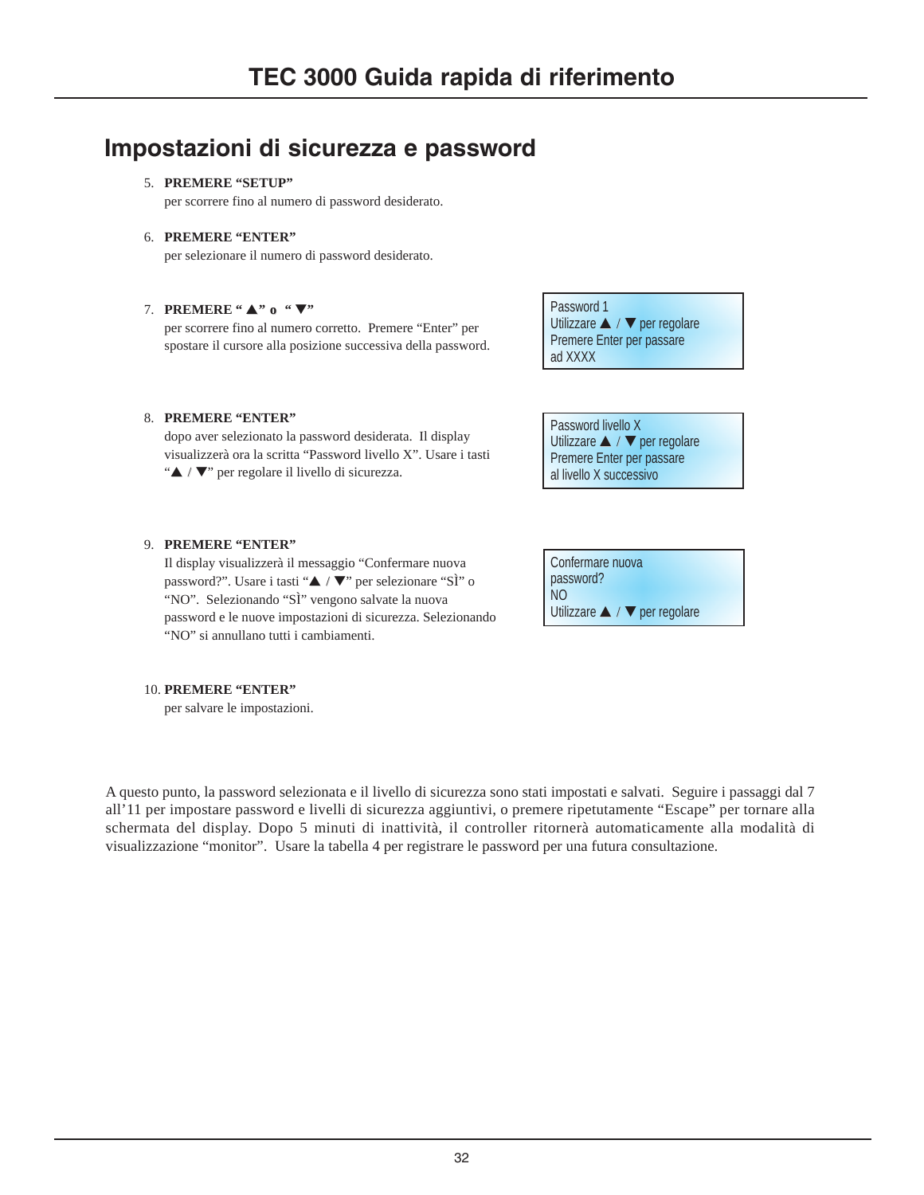## Impostazioni di sicurezza e password

5. **PREMERE "SETUP"**
   per scorrere fino al numero di password desiderato.

6. **PREMERE "ENTER"**
   per selezionare il numero di password desiderato.

7. **PREMERE " ▲" o " ▼"**
   per scorrere fino al numero corretto. Premere "Enter" per spostare il cursore alla posizione successiva della password.

```
Password 1
Utilizzare ▲ / ▼ per regolare
Premere Enter per passare
ad XXXX
```

8. **PREMERE "ENTER"**
   dopo aver selezionato la password desiderata. Il display visualizzerà ora la scritta "Password livello X". Usare i tasti "▲ / ▼" per regolare il livello di sicurezza.

```
Password livello X
Utilizzare ▲ / ▼ per regolare
Premere Enter per passare
al livello X successivo
```

9. **PREMERE "ENTER"**
   Il display visualizzerà il messaggio "Confermare nuova password?". Usare i tasti "▲ / ▼" per selezionare "SÌ" o "NO". Selezionando "SÌ" vengono salvate la nuova password e le nuove impostazioni di sicurezza. Selezionando "NO" si annullano tutti i cambiamenti.

```
Confermare nuova
password?
NO
Utilizzare ▲ / ▼ per regolare
```

10. **PREMERE "ENTER"**
    per salvare le impostazioni.

A questo punto, la password selezionata e il livello di sicurezza sono stati impostati e salvati. Seguire i passaggi dal 7 all'11 per impostare password e livelli di sicurezza aggiuntivi, o premere ripetutamente "Escape" per tornare alla schermata del display. Dopo 5 minuti di inattività, il controller ritornerà automaticamente alla modalità di visualizzazione "monitor". Usare la tabella 4 per registrare le password per una futura consultazione.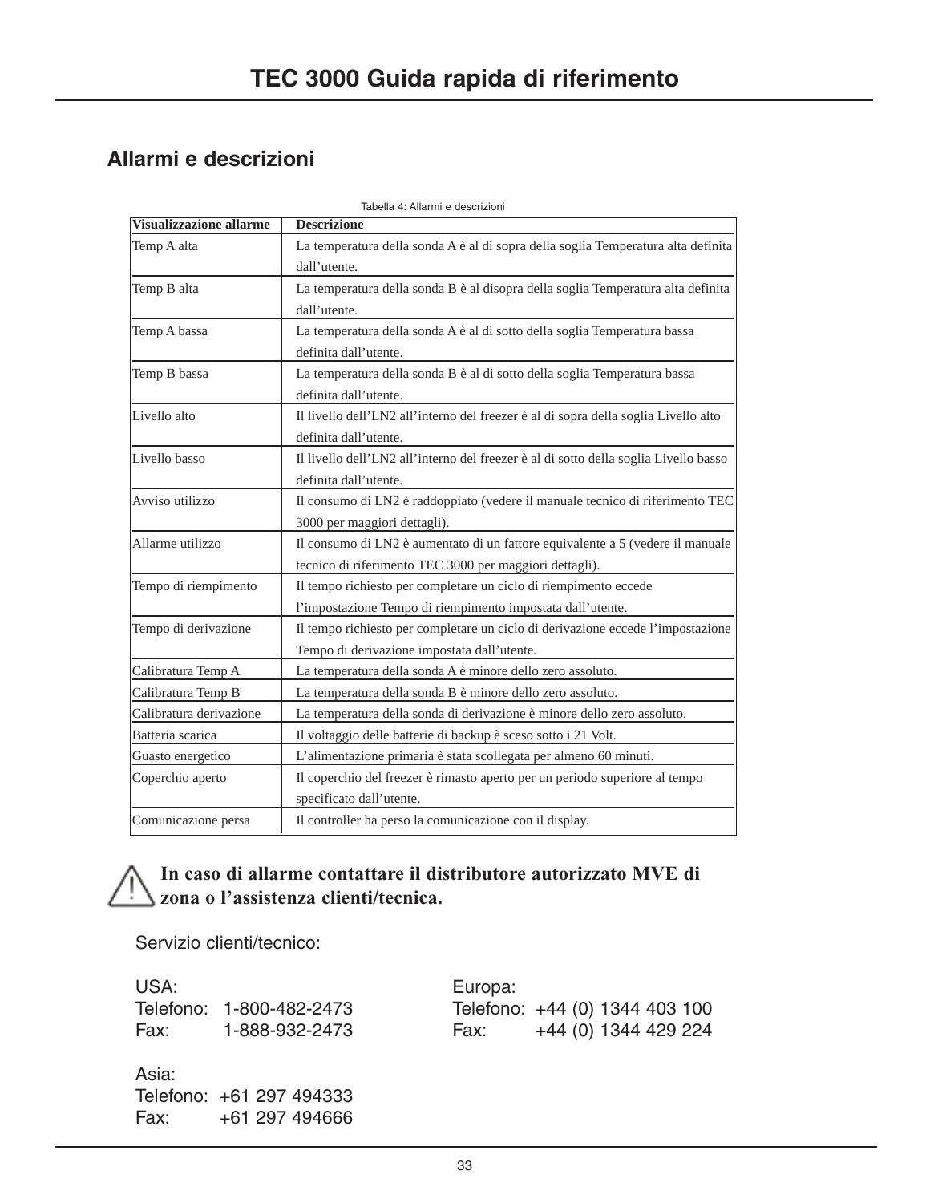# TEC 3000 Guida rapida di riferimento

## Allarmi e descrizioni

Tabella 4: Allarmi e descrizioni

| Visualizzazione allarme | Descrizione |
|---|---|
| Temp A alta | La temperatura della sonda A è al di sopra della soglia Temperatura alta definita dall'utente. |
| Temp B alta | La temperatura della sonda B è al disopra della soglia Temperatura alta definita dall'utente. |
| Temp A bassa | La temperatura della sonda A è al di sotto della soglia Temperatura bassa definita dall'utente. |
| Temp B bassa | La temperatura della sonda B è al di sotto della soglia Temperatura bassa definita dall'utente. |
| Livello alto | Il livello dell'LN2 all'interno del freezer è al di sopra della soglia Livello alto definita dall'utente. |
| Livello basso | Il livello dell'LN2 all'interno del freezer è al di sotto della soglia Livello basso definita dall'utente. |
| Avviso utilizzo | Il consumo di LN2 è raddoppiato (vedere il manuale tecnico di riferimento TEC 3000 per maggiori dettagli). |
| Allarme utilizzo | Il consumo di LN2 è aumentato di un fattore equivalente a 5 (vedere il manuale tecnico di riferimento TEC 3000 per maggiori dettagli). |
| Tempo di riempimento | Il tempo richiesto per completare un ciclo di riempimento eccede l'impostazione Tempo di riempimento impostata dall'utente. |
| Tempo di derivazione | Il tempo richiesto per completare un ciclo di derivazione eccede l'impostazione Tempo di derivazione impostata dall'utente. |
| Calibratura Temp A | La temperatura della sonda A è minore dello zero assoluto. |
| Calibratura Temp B | La temperatura della sonda B è minore dello zero assoluto. |
| Calibratura derivazione | La temperatura della sonda di derivazione è minore dello zero assoluto. |
| Batteria scarica | Il voltaggio delle batterie di backup è sceso sotto i 21 Volt. |
| Guasto energetico | L'alimentazione primaria è stata scollegata per almeno 60 minuti. |
| Coperchio aperto | Il coperchio del freezer è rimasto aperto per un periodo superiore al tempo specificato dall'utente. |
| Comunicazione persa | Il controller ha perso la comunicazione con il display. |

**In caso di allarme contattare il distributore autorizzato MVE di zona o l'assistenza clienti/tecnica.**

Servizio clienti/tecnico:

USA:
Telefono: 1-800-482-2473
Fax: 1-888-932-2473

Europa:
Telefono: +44 (0) 1344 403 100
Fax: +44 (0) 1344 429 224

Asia:
Telefono: +61 297 494333
Fax: +61 297 494666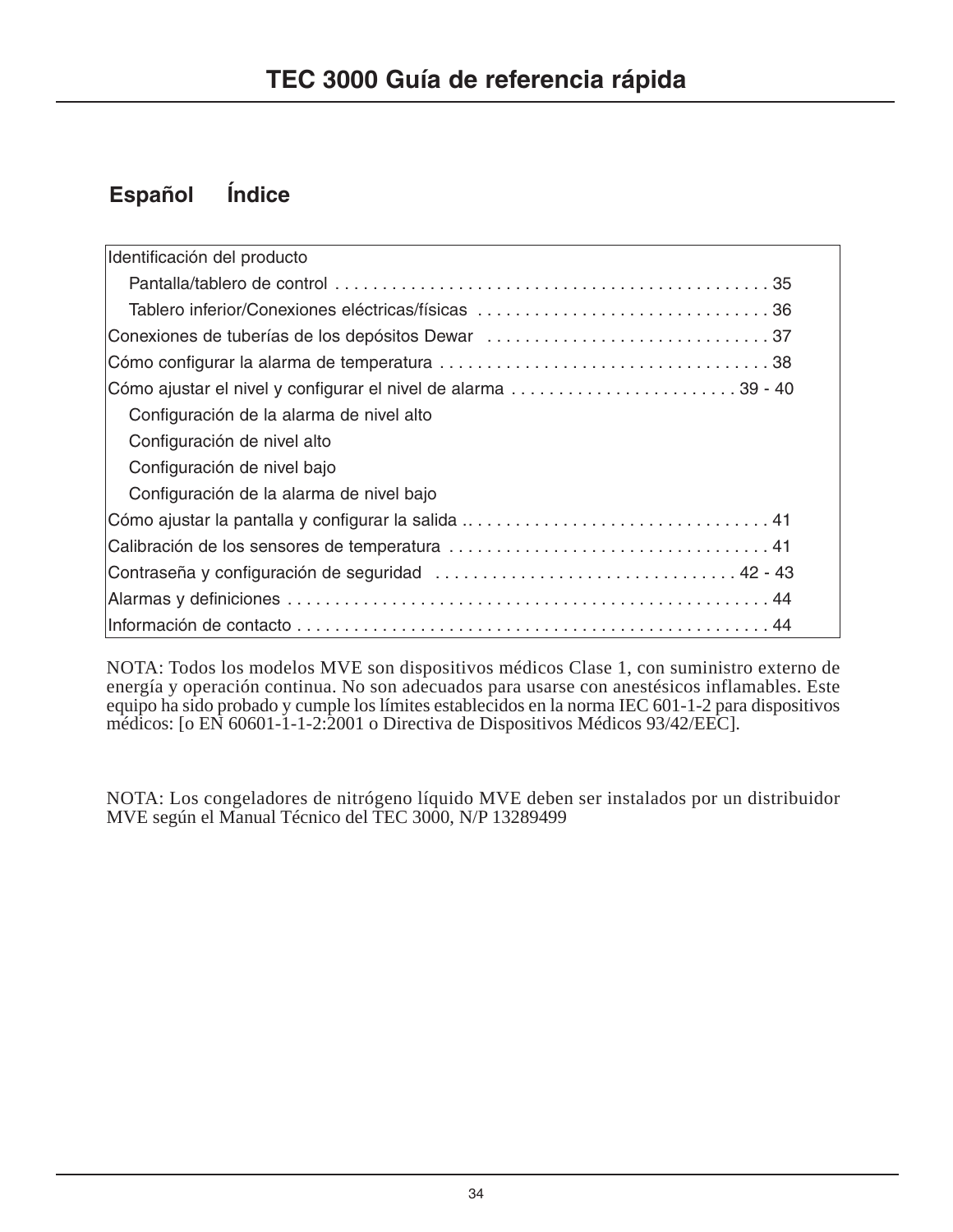# TEC 3000 Guía de referencia rápida

## Español Índice

| | |
|---|---|
| Identificación del producto | |
| Pantalla/tablero de control | 35 |
| Tablero inferior/Conexiones eléctricas/físicas | 36 |
| Conexiones de tuberías de los depósitos Dewar | 37 |
| Cómo configurar la alarma de temperatura | 38 |
| Cómo ajustar el nivel y configurar el nivel de alarma | 39 - 40 |
| Configuración de la alarma de nivel alto | |
| Configuración de nivel alto | |
| Configuración de nivel bajo | |
| Configuración de la alarma de nivel bajo | |
| Cómo ajustar la pantalla y configurar la salida | 41 |
| Calibración de los sensores de temperatura | 41 |
| Contraseña y configuración de seguridad | 42 - 43 |
| Alarmas y definiciones | 44 |
| Información de contacto | 44 |

NOTA: Todos los modelos MVE son dispositivos médicos Clase 1, con suministro externo de energía y operación continua. No son adecuados para usarse con anestésicos inflamables. Este equipo ha sido probado y cumple los límites establecidos en la norma IEC 601-1-2 para dispositivos médicos: [o EN 60601-1-1-2:2001 o Directiva de Dispositivos Médicos 93/42/EEC].

NOTA: Los congeladores de nitrógeno líquido MVE deben ser instalados por un distribuidor MVE según el Manual Técnico del TEC 3000, N/P 13289499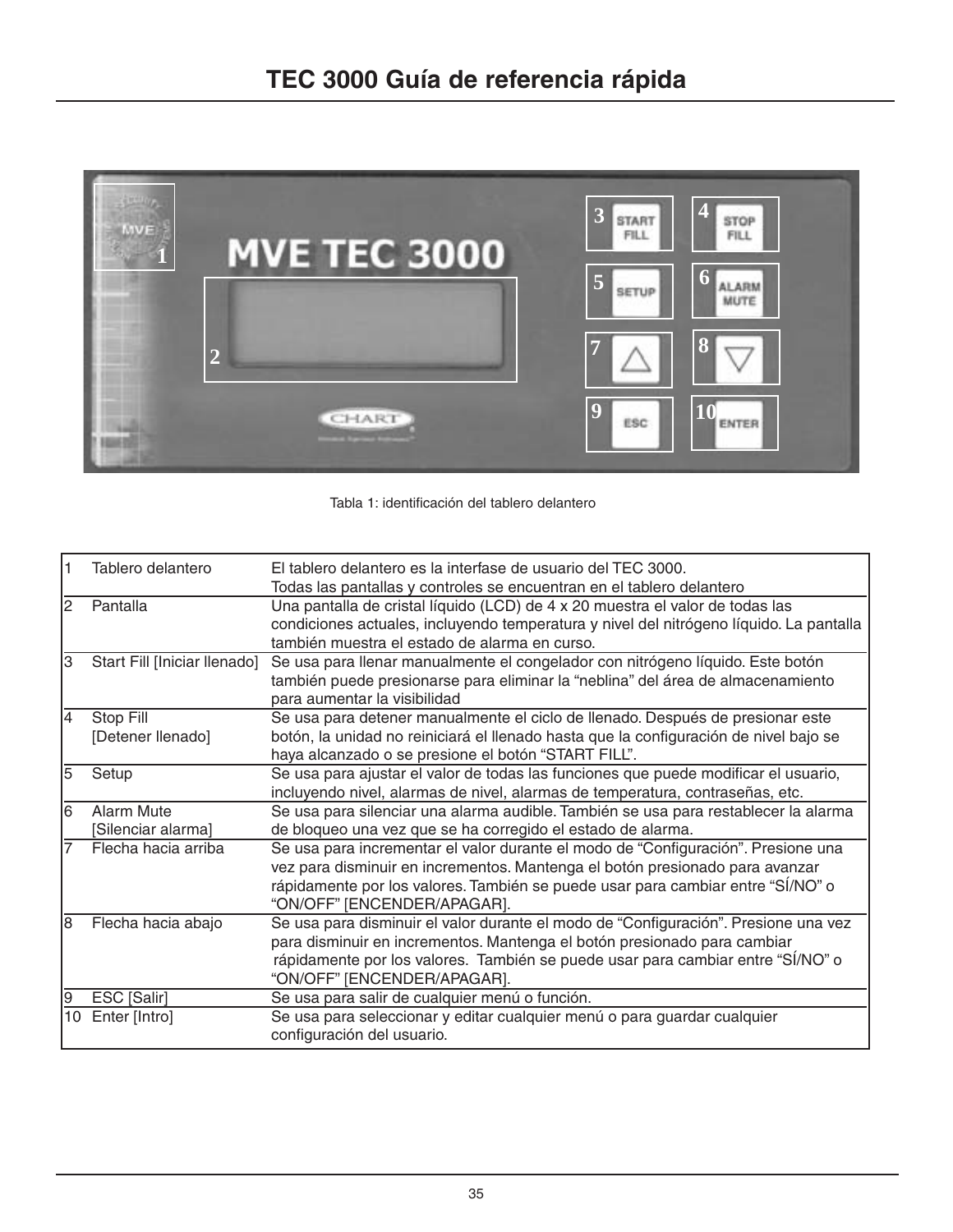# TEC 3000 Guía de referencia rápida

Tabla 1: identificación del tablero delantero

| | | |
|---|---|---|
| 1 | Tablero delantero | El tablero delantero es la interfase de usuario del TEC 3000. Todas las pantallas y controles se encuentran en el tablero delantero |
| 2 | Pantalla | Una pantalla de cristal líquido (LCD) de 4 x 20 muestra el valor de todas las condiciones actuales, incluyendo temperatura y nivel del nitrógeno líquido. La pantalla también muestra el estado de alarma en curso. |
| 3 | Start Fill [Iniciar llenado] | Se usa para llenar manualmente el congelador con nitrógeno líquido. Este botón también puede presionarse para eliminar la "neblina" del área de almacenamiento para aumentar la visibilidad |
| 4 | Stop Fill [Detener llenado] | Se usa para detener manualmente el ciclo de llenado. Después de presionar este botón, la unidad no reiniciará el llenado hasta que la configuración de nivel bajo se haya alcanzado o se presione el botón "START FILL". |
| 5 | Setup | Se usa para ajustar el valor de todas las funciones que puede modificar el usuario, incluyendo nivel, alarmas de nivel, alarmas de temperatura, contraseñas, etc. |
| 6 | Alarm Mute [Silenciar alarma] | Se usa para silenciar una alarma audible. También se usa para restablecer la alarma de bloqueo una vez que se ha corregido el estado de alarma. |
| 7 | Flecha hacia arriba | Se usa para incrementar el valor durante el modo de "Configuración". Presione una vez para disminuir en incrementos. Mantenga el botón presionado para avanzar rápidamente por los valores. También se puede usar para cambiar entre "SÍ/NO" o "ON/OFF" [ENCENDER/APAGAR]. |
| 8 | Flecha hacia abajo | Se usa para disminuir el valor durante el modo de "Configuración". Presione una vez para disminuir en incrementos. Mantenga el botón presionado para cambiar rápidamente por los valores. También se puede usar para cambiar entre "SÍ/NO" o "ON/OFF" [ENCENDER/APAGAR]. |
| 9 | ESC [Salir] | Se usa para salir de cualquier menú o función. |
| 10 | Enter [Intro] | Se usa para seleccionar y editar cualquier menú o para guardar cualquier configuración del usuario. |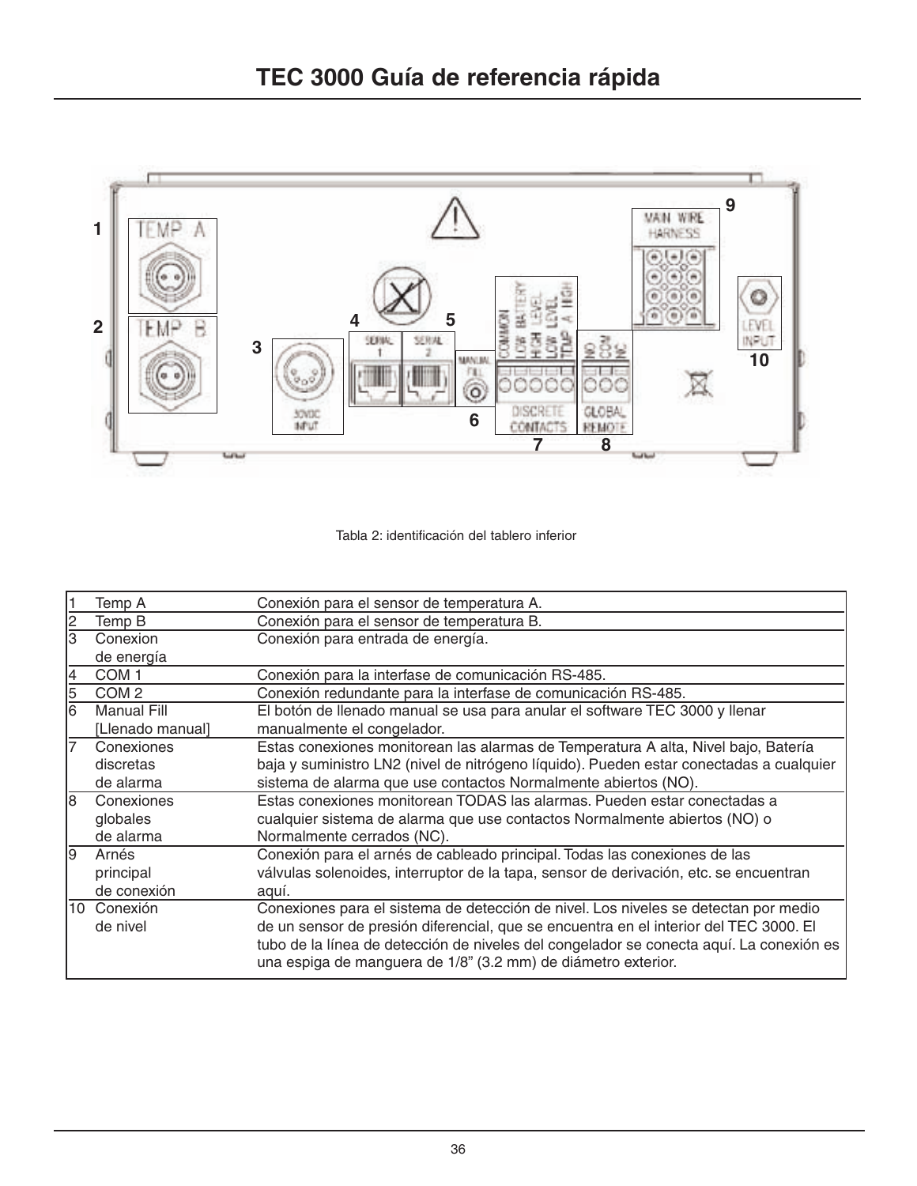# TEC 3000 Guía de referencia rápida

Tabla 2: identificación del tablero inferior

| | | |
|---|---|---|
| 1 | Temp A | Conexión para el sensor de temperatura A. |
| 2 | Temp B | Conexión para el sensor de temperatura B. |
| 3 | Conexion de energía | Conexión para entrada de energía. |
| 4 | COM 1 | Conexión para la interfase de comunicación RS-485. |
| 5 | COM 2 | Conexión redundante para la interfase de comunicación RS-485. |
| 6 | Manual Fill [Llenado manual] | El botón de llenado manual se usa para anular el software TEC 3000 y llenar manualmente el congelador. |
| 7 | Conexiones discretas de alarma | Estas conexiones monitorean las alarmas de Temperatura A alta, Nivel bajo, Batería baja y suministro LN2 (nivel de nitrógeno líquido). Pueden estar conectadas a cualquier sistema de alarma que use contactos Normalmente abiertos (NO). |
| 8 | Conexiones globales de alarma | Estas conexiones monitorean TODAS las alarmas. Pueden estar conectadas a cualquier sistema de alarma que use contactos Normalmente abiertos (NO) o Normalmente cerrados (NC). |
| 9 | Arnés principal de conexión | Conexión para el arnés de cableado principal. Todas las conexiones de las válvulas solenoides, interruptor de la tapa, sensor de derivación, etc. se encuentran aquí. |
| 10 | Conexión de nivel | Conexiones para el sistema de detección de nivel. Los niveles se detectan por medio de un sensor de presión diferencial, que se encuentra en el interior del TEC 3000. El tubo de la línea de detección de niveles del congelador se conecta aquí. La conexión es una espiga de manguera de 1/8” (3.2 mm) de diámetro exterior. |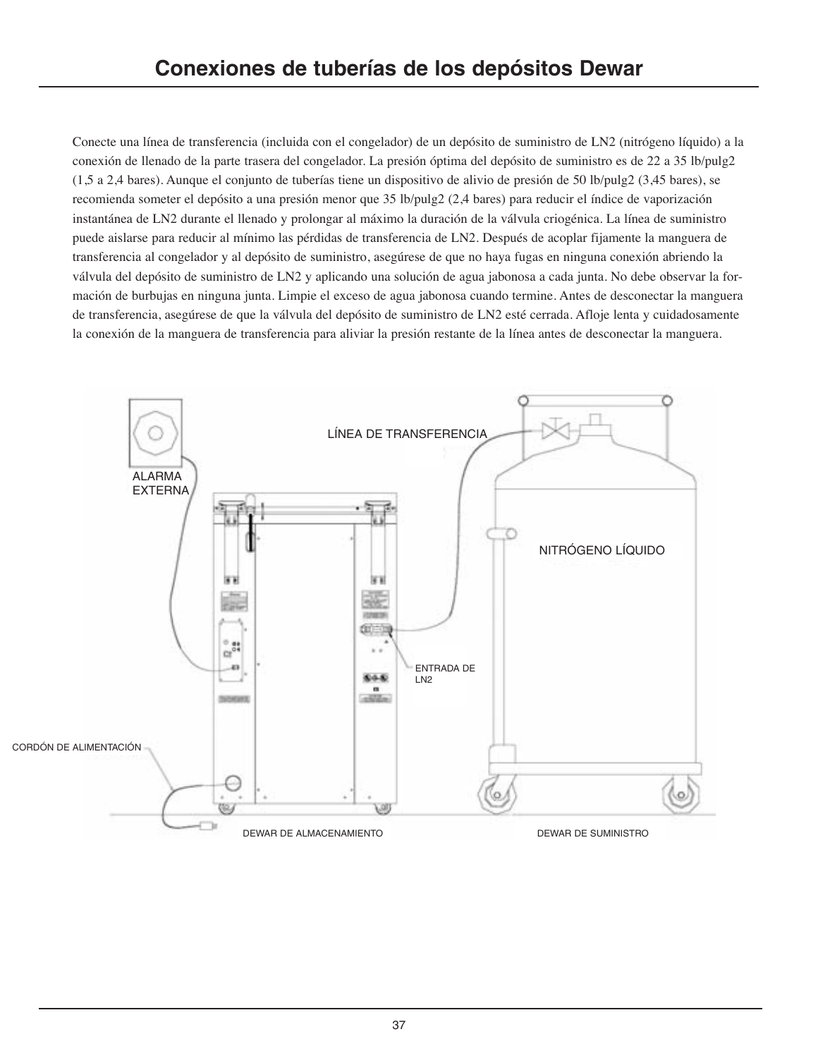# Conexiones de tuberías de los depósitos Dewar

Conecte una línea de transferencia (incluida con el congelador) de un depósito de suministro de LN2 (nitrógeno líquido) a la conexión de llenado de la parte trasera del congelador. La presión óptima del depósito de suministro es de 22 a 35 lb/pulg2 (1,5 a 2,4 bares). Aunque el conjunto de tuberías tiene un dispositivo de alivio de presión de 50 lb/pulg2 (3,45 bares), se recomienda someter el depósito a una presión menor que 35 lb/pulg2 (2,4 bares) para reducir el índice de vaporización instantánea de LN2 durante el llenado y prolongar al máximo la duración de la válvula criogénica. La línea de suministro puede aislarse para reducir al mínimo las pérdidas de transferencia de LN2. Después de acoplar fijamente la manguera de transferencia al congelador y al depósito de suministro, asegúrese de que no haya fugas en ninguna conexión abriendo la válvula del depósito de suministro de LN2 y aplicando una solución de agua jabonosa a cada junta. No debe observar la formación de burbujas en ninguna junta. Limpie el exceso de agua jabonosa cuando termine. Antes de desconectar la manguera de transferencia, asegúrese de que la válvula del depósito de suministro de LN2 esté cerrada. Afloje lenta y cuidadosamente la conexión de la manguera de transferencia para aliviar la presión restante de la línea antes de desconectar la manguera.

ALARMA EXTERNA

LÍNEA DE TRANSFERENCIA

NITRÓGENO LÍQUIDO

ENTRADA DE LN2

CORDÓN DE ALIMENTACIÓN

DEWAR DE ALMACENAMIENTO

DEWAR DE SUMINISTRO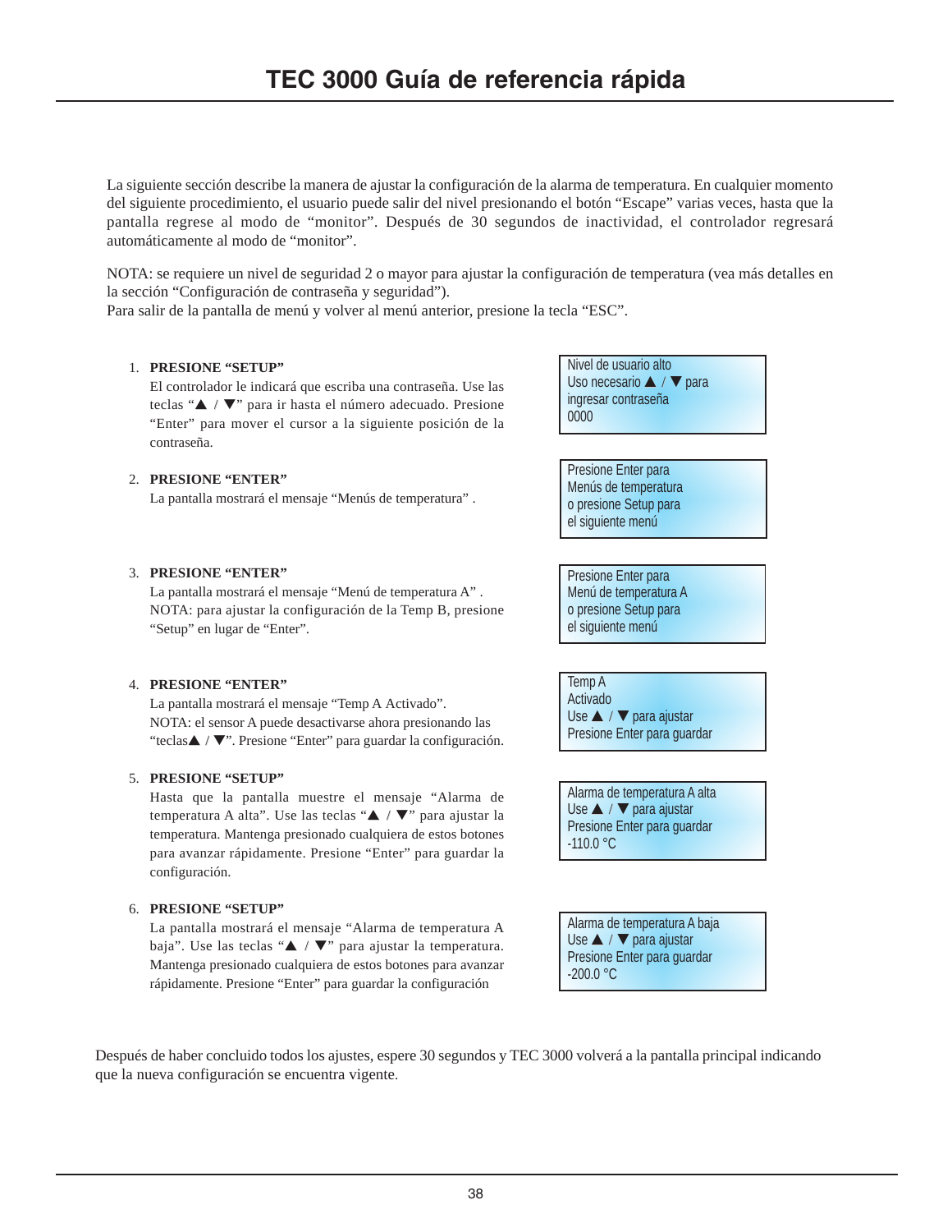# TEC 3000 Guía de referencia rápida

La siguiente sección describe la manera de ajustar la configuración de la alarma de temperatura. En cualquier momento del siguiente procedimiento, el usuario puede salir del nivel presionando el botón "Escape" varias veces, hasta que la pantalla regrese al modo de "monitor". Después de 30 segundos de inactividad, el controlador regresará automáticamente al modo de "monitor".

NOTA: se requiere un nivel de seguridad 2 o mayor para ajustar la configuración de temperatura (vea más detalles en la sección "Configuración de contraseña y seguridad").
Para salir de la pantalla de menú y volver al menú anterior, presione la tecla "ESC".

1. **PRESIONE "SETUP"**
   El controlador le indicará que escriba una contraseña. Use las teclas "▲ / ▼" para ir hasta el número adecuado. Presione "Enter" para mover el cursor a la siguiente posición de la contraseña.

   ```
   Nivel de usuario alto
   Uso necesario ▲ / ▼ para
   ingresar contraseña
   0000
   ```

2. **PRESIONE "ENTER"**
   La pantalla mostrará el mensaje "Menús de temperatura" .

   ```
   Presione Enter para
   Menús de temperatura
   o presione Setup para
   el siguiente menú
   ```

3. **PRESIONE "ENTER"**
   La pantalla mostrará el mensaje "Menú de temperatura A" .
   NOTA: para ajustar la configuración de la Temp B, presione "Setup" en lugar de "Enter".

   ```
   Presione Enter para
   Menú de temperatura A
   o presione Setup para
   el siguiente menú
   ```

4. **PRESIONE "ENTER"**
   La pantalla mostrará el mensaje "Temp A Activado".
   NOTA: el sensor A puede desactivarse ahora presionando las "teclas▲ / ▼". Presione "Enter" para guardar la configuración.

   ```
   Temp A
   Activado
   Use ▲ / ▼ para ajustar
   Presione Enter para guardar
   ```

5. **PRESIONE "SETUP"**
   Hasta que la pantalla muestre el mensaje "Alarma de temperatura A alta". Use las teclas "▲ / ▼" para ajustar la temperatura. Mantenga presionado cualquiera de estos botones para avanzar rápidamente. Presione "Enter" para guardar la configuración.

   ```
   Alarma de temperatura A alta
   Use ▲ / ▼ para ajustar
   Presione Enter para guardar
   -110.0 °C
   ```

6. **PRESIONE "SETUP"**
   La pantalla mostrará el mensaje "Alarma de temperatura A baja". Use las teclas "▲ / ▼" para ajustar la temperatura. Mantenga presionado cualquiera de estos botones para avanzar rápidamente. Presione "Enter" para guardar la configuración

   ```
   Alarma de temperatura A baja
   Use ▲ / ▼ para ajustar
   Presione Enter para guardar
   -200.0 °C
   ```

Después de haber concluido todos los ajustes, espere 30 segundos y TEC 3000 volverá a la pantalla principal indicando que la nueva configuración se encuentra vigente.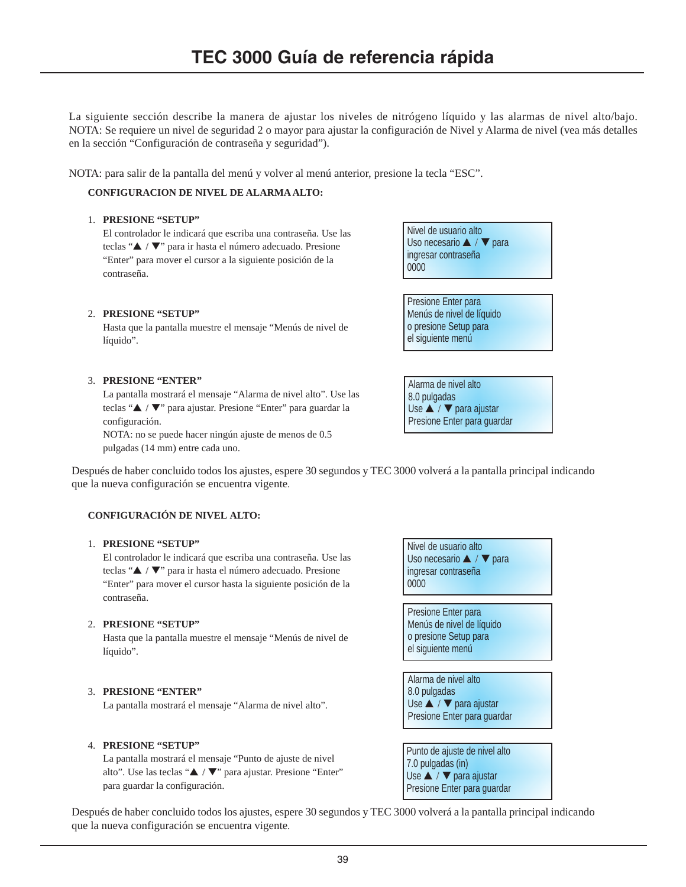# TEC 3000 Guía de referencia rápida

La siguiente sección describe la manera de ajustar los niveles de nitrógeno líquido y las alarmas de nivel alto/bajo. NOTA: Se requiere un nivel de seguridad 2 o mayor para ajustar la configuración de Nivel y Alarma de nivel (vea más detalles en la sección "Configuración de contraseña y seguridad").

NOTA: para salir de la pantalla del menú y volver al menú anterior, presione la tecla "ESC".

**CONFIGURACION DE NIVEL DE ALARMA ALTO:**

1. **PRESIONE "SETUP"**
   El controlador le indicará que escriba una contraseña. Use las teclas "▲ / ▼" para ir hasta el número adecuado. Presione "Enter" para mover el cursor a la siguiente posición de la contraseña.

   ```
   Nivel de usuario alto
   Uso necesario ▲ / ▼ para
   ingresar contraseña
   0000
   ```

2. **PRESIONE "SETUP"**
   Hasta que la pantalla muestre el mensaje "Menús de nivel de líquido".

   ```
   Presione Enter para
   Menús de nivel de líquido
   o presione Setup para
   el siguiente menú
   ```

3. **PRESIONE "ENTER"**
   La pantalla mostrará el mensaje "Alarma de nivel alto". Use las teclas "▲ / ▼" para ajustar. Presione "Enter" para guardar la configuración.
   NOTA: no se puede hacer ningún ajuste de menos de 0.5 pulgadas (14 mm) entre cada uno.

   ```
   Alarma de nivel alto
   8.0 pulgadas
   Use ▲ / ▼ para ajustar
   Presione Enter para guardar
   ```

Después de haber concluido todos los ajustes, espere 30 segundos y TEC 3000 volverá a la pantalla principal indicando que la nueva configuración se encuentra vigente.

**CONFIGURACIÓN DE NIVEL ALTO:**

1. **PRESIONE "SETUP"**
   El controlador le indicará que escriba una contraseña. Use las teclas "▲ / ▼" para ir hasta el número adecuado. Presione "Enter" para mover el cursor hasta la siguiente posición de la contraseña.

   ```
   Nivel de usuario alto
   Uso necesario ▲ / ▼ para
   ingresar contraseña
   0000
   ```

2. **PRESIONE "SETUP"**
   Hasta que la pantalla muestre el mensaje "Menús de nivel de líquido".

   ```
   Presione Enter para
   Menús de nivel de líquido
   o presione Setup para
   el siguiente menú
   ```

3. **PRESIONE "ENTER"**
   La pantalla mostrará el mensaje "Alarma de nivel alto".

   ```
   Alarma de nivel alto
   8.0 pulgadas
   Use ▲ / ▼ para ajustar
   Presione Enter para guardar
   ```

4. **PRESIONE "SETUP"**
   La pantalla mostrará el mensaje "Punto de ajuste de nivel alto". Use las teclas "▲ / ▼" para ajustar. Presione "Enter" para guardar la configuración.

   ```
   Punto de ajuste de nivel alto
   7.0 pulgadas (in)
   Use ▲ / ▼ para ajustar
   Presione Enter para guardar
   ```

Después de haber concluido todos los ajustes, espere 30 segundos y TEC 3000 volverá a la pantalla principal indicando que la nueva configuración se encuentra vigente.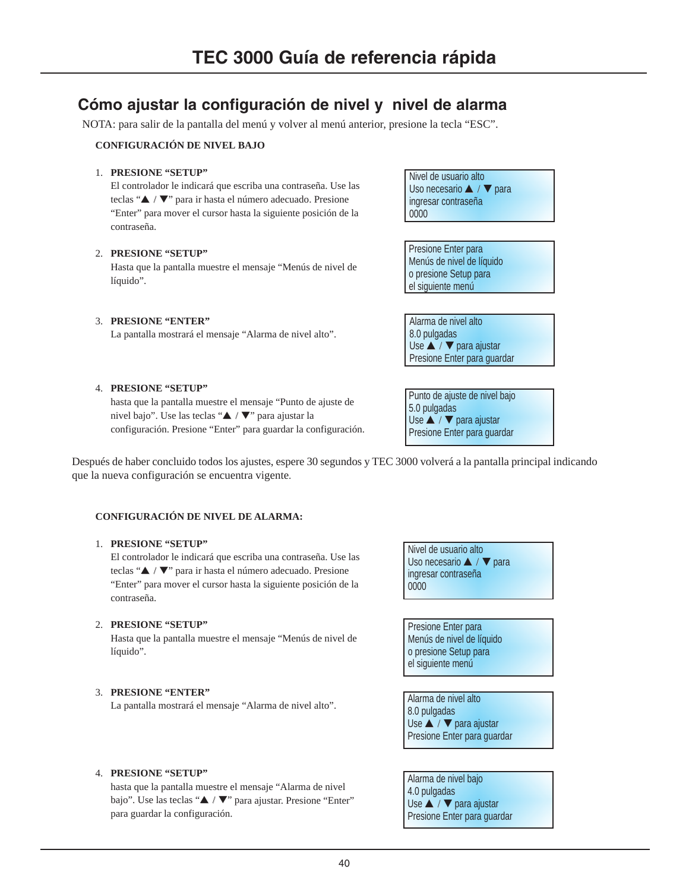# TEC 3000 Guía de referencia rápida

## Cómo ajustar la configuración de nivel y nivel de alarma

NOTA: para salir de la pantalla del menú y volver al menú anterior, presione la tecla “ESC”.

**CONFIGURACIÓN DE NIVEL BAJO**

1. **PRESIONE “SETUP”**
   El controlador le indicará que escriba una contraseña. Use las teclas “▲ / ▼” para ir hasta el número adecuado. Presione “Enter” para mover el cursor hasta la siguiente posición de la contraseña.

   ```
   Nivel de usuario alto
   Uso necesario ▲ / ▼ para
   ingresar contraseña
   0000
   ```

2. **PRESIONE “SETUP”**
   Hasta que la pantalla muestre el mensaje “Menús de nivel de líquido”.

   ```
   Presione Enter para
   Menús de nivel de líquido
   o presione Setup para
   el siguiente menú
   ```

3. **PRESIONE “ENTER”**
   La pantalla mostrará el mensaje “Alarma de nivel alto”.

   ```
   Alarma de nivel alto
   8.0 pulgadas
   Use ▲ / ▼ para ajustar
   Presione Enter para guardar
   ```

4. **PRESIONE “SETUP”**
   hasta que la pantalla muestre el mensaje “Punto de ajuste de nivel bajo”. Use las teclas “▲ / ▼” para ajustar la configuración. Presione “Enter” para guardar la configuración.

   ```
   Punto de ajuste de nivel bajo
   5.0 pulgadas
   Use ▲ / ▼ para ajustar
   Presione Enter para guardar
   ```

Después de haber concluido todos los ajustes, espere 30 segundos y TEC 3000 volverá a la pantalla principal indicando que la nueva configuración se encuentra vigente.

**CONFIGURACIÓN DE NIVEL DE ALARMA:**

1. **PRESIONE “SETUP”**
   El controlador le indicará que escriba una contraseña. Use las teclas “▲ / ▼” para ir hasta el número adecuado. Presione “Enter” para mover el cursor hasta la siguiente posición de la contraseña.

   ```
   Nivel de usuario alto
   Uso necesario ▲ / ▼ para
   ingresar contraseña
   0000
   ```

2. **PRESIONE “SETUP”**
   Hasta que la pantalla muestre el mensaje “Menús de nivel de líquido”.

   ```
   Presione Enter para
   Menús de nivel de líquido
   o presione Setup para
   el siguiente menú
   ```

3. **PRESIONE “ENTER”**
   La pantalla mostrará el mensaje “Alarma de nivel alto”.

   ```
   Alarma de nivel alto
   8.0 pulgadas
   Use ▲ / ▼ para ajustar
   Presione Enter para guardar
   ```

4. **PRESIONE “SETUP”**
   hasta que la pantalla muestre el mensaje “Alarma de nivel bajo”. Use las teclas “▲ / ▼” para ajustar. Presione “Enter” para guardar la configuración.

   ```
   Alarma de nivel bajo
   4.0 pulgadas
   Use ▲ / ▼ para ajustar
   Presione Enter para guardar
   ```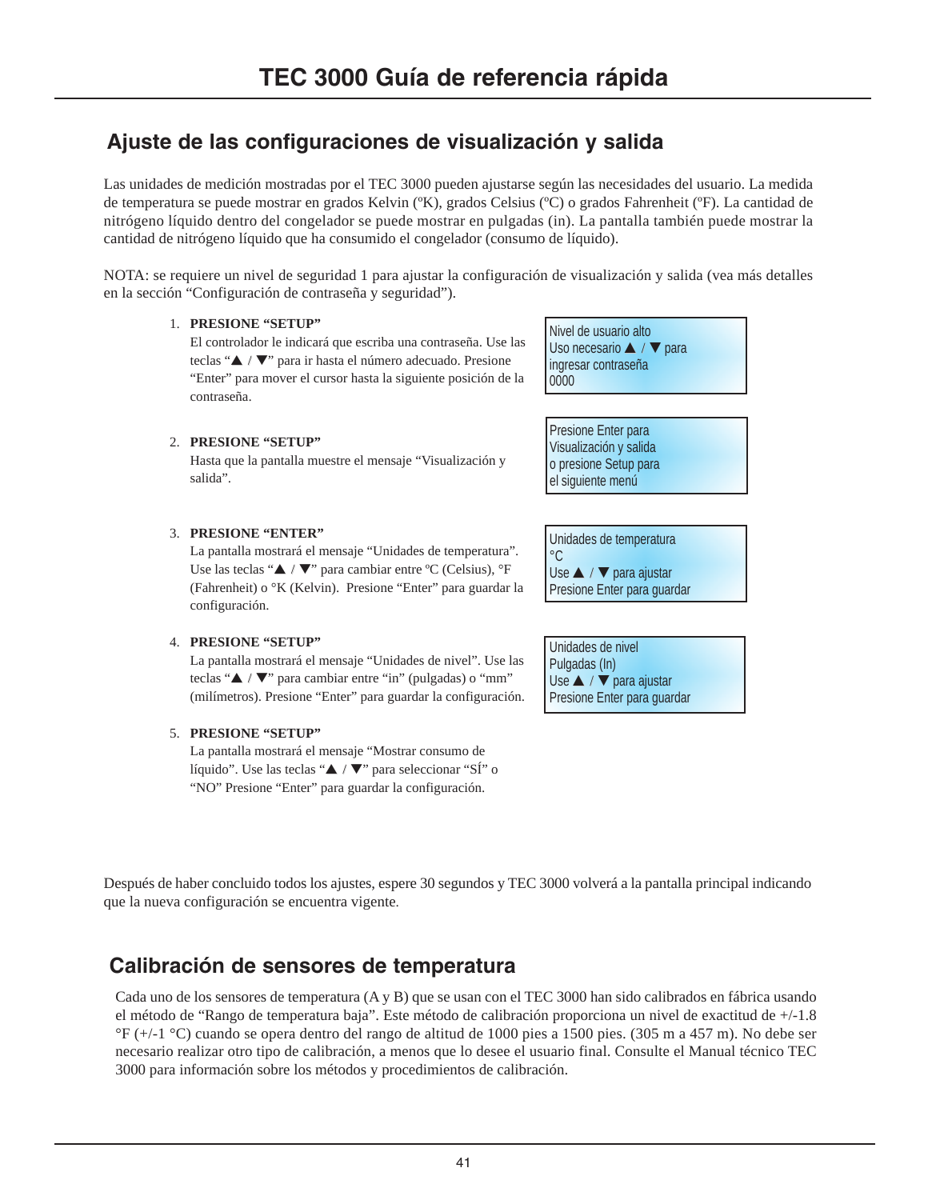# TEC 3000 Guía de referencia rápida

## Ajuste de las configuraciones de visualización y salida

Las unidades de medición mostradas por el TEC 3000 pueden ajustarse según las necesidades del usuario. La medida de temperatura se puede mostrar en grados Kelvin (ºK), grados Celsius (ºC) o grados Fahrenheit (ºF). La cantidad de nitrógeno líquido dentro del congelador se puede mostrar en pulgadas (in). La pantalla también puede mostrar la cantidad de nitrógeno líquido que ha consumido el congelador (consumo de líquido).

NOTA: se requiere un nivel de seguridad 1 para ajustar la configuración de visualización y salida (vea más detalles en la sección “Configuración de contraseña y seguridad”).

1. **PRESIONE “SETUP”**
   El controlador le indicará que escriba una contraseña. Use las teclas “▲ / ▼” para ir hasta el número adecuado. Presione “Enter” para mover el cursor hasta la siguiente posición de la contraseña.

   ```
   Nivel de usuario alto
   Uso necesario ▲ / ▼ para
   ingresar contraseña
   0000
   ```

2. **PRESIONE “SETUP”**
   Hasta que la pantalla muestre el mensaje “Visualización y salida”.

   ```
   Presione Enter para
   Visualización y salida
   o presione Setup para
   el siguiente menú
   ```

3. **PRESIONE “ENTER”**
   La pantalla mostrará el mensaje “Unidades de temperatura”. Use las teclas “▲ / ▼” para cambiar entre ºC (Celsius), °F (Fahrenheit) o °K (Kelvin). Presione “Enter” para guardar la configuración.

   ```
   Unidades de temperatura
   °C
   Use ▲ / ▼ para ajustar
   Presione Enter para guardar
   ```

4. **PRESIONE “SETUP”**
   La pantalla mostrará el mensaje “Unidades de nivel”. Use las teclas “▲ / ▼” para cambiar entre “in” (pulgadas) o “mm” (milímetros). Presione “Enter” para guardar la configuración.

   ```
   Unidades de nivel
   Pulgadas (In)
   Use ▲ / ▼ para ajustar
   Presione Enter para guardar
   ```

5. **PRESIONE “SETUP”**
   La pantalla mostrará el mensaje “Mostrar consumo de líquido”. Use las teclas “▲ / ▼” para seleccionar “SÍ” o “NO” Presione “Enter” para guardar la configuración.

Después de haber concluido todos los ajustes, espere 30 segundos y TEC 3000 volverá a la pantalla principal indicando que la nueva configuración se encuentra vigente.

## Calibración de sensores de temperatura

Cada uno de los sensores de temperatura (A y B) que se usan con el TEC 3000 han sido calibrados en fábrica usando el método de “Rango de temperatura baja”. Este método de calibración proporciona un nivel de exactitud de +/-1.8 °F (+/-1 °C) cuando se opera dentro del rango de altitud de 1000 pies a 1500 pies. (305 m a 457 m). No debe ser necesario realizar otro tipo de calibración, a menos que lo desee el usuario final. Consulte el Manual técnico TEC 3000 para información sobre los métodos y procedimientos de calibración.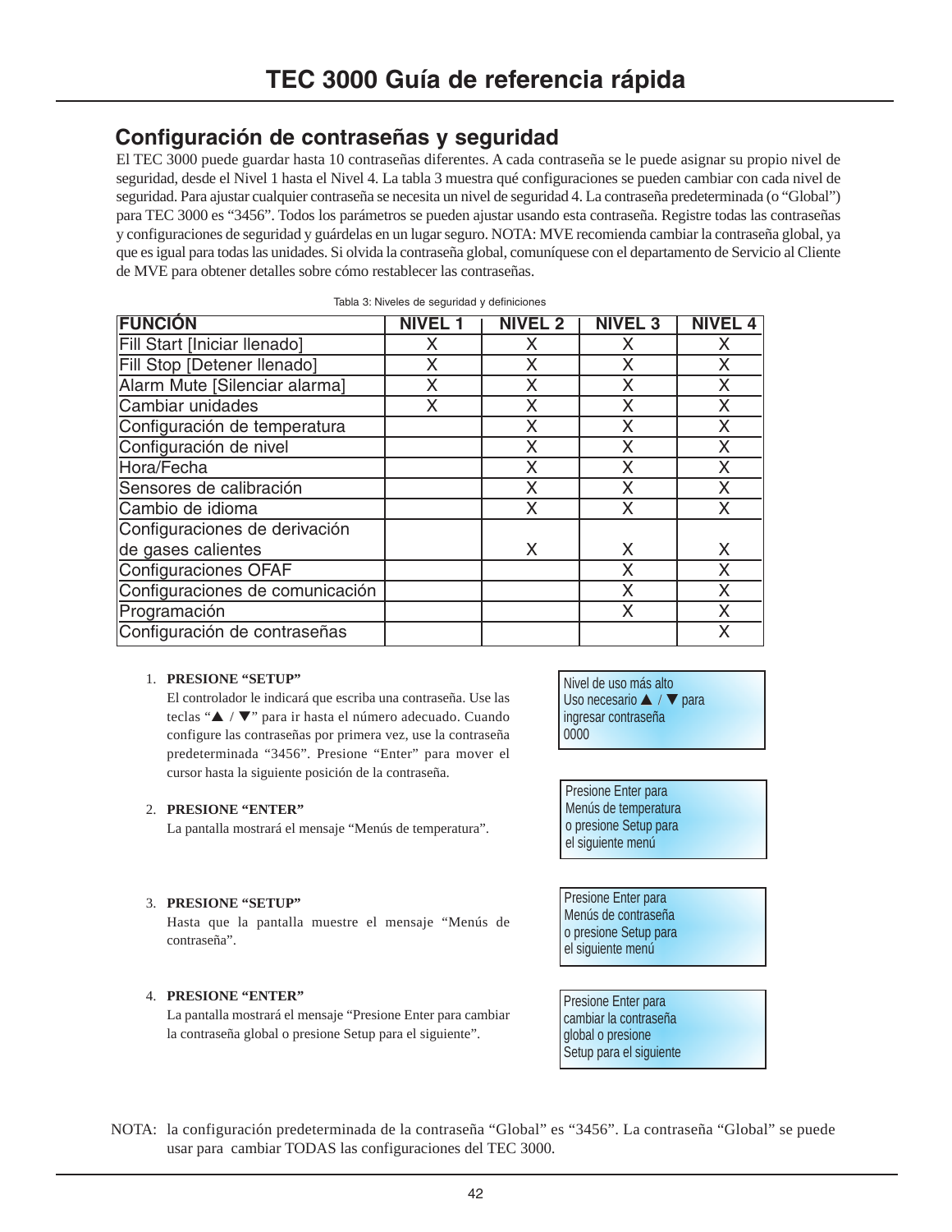# TEC 3000 Guía de referencia rápida

## Configuración de contraseñas y seguridad

El TEC 3000 puede guardar hasta 10 contraseñas diferentes. A cada contraseña se le puede asignar su propio nivel de seguridad, desde el Nivel 1 hasta el Nivel 4. La tabla 3 muestra qué configuraciones se pueden cambiar con cada nivel de seguridad. Para ajustar cualquier contraseña se necesita un nivel de seguridad 4. La contraseña predeterminada (o "Global") para TEC 3000 es "3456". Todos los parámetros se pueden ajustar usando esta contraseña. Registre todas las contraseñas y configuraciones de seguridad y guárdelas en un lugar seguro. NOTA: MVE recomienda cambiar la contraseña global, ya que es igual para todas las unidades. Si olvida la contraseña global, comuníquese con el departamento de Servicio al Cliente de MVE para obtener detalles sobre cómo restablecer las contraseñas.

Tabla 3: Niveles de seguridad y definiciones

| FUNCIÓN | NIVEL 1 | NIVEL 2 | NIVEL 3 | NIVEL 4 |
|---|---|---|---|---|
| Fill Start [Iniciar llenado] | X | X | X | X |
| Fill Stop [Detener llenado] | X | X | X | X |
| Alarm Mute [Silenciar alarma] | X | X | X | X |
| Cambiar unidades | X | X | X | X |
| Configuración de temperatura | | X | X | X |
| Configuración de nivel | | X | X | X |
| Hora/Fecha | | X | X | X |
| Sensores de calibración | | X | X | X |
| Cambio de idioma | | X | X | X |
| Configuraciones de derivación de gases calientes | | X | X | X |
| Configuraciones OFAF | | | X | X |
| Configuraciones de comunicación | | | X | X |
| Programación | | | X | X |
| Configuración de contraseñas | | | | X |

1. **PRESIONE "SETUP"**
   El controlador le indicará que escriba una contraseña. Use las teclas "▲ / ▼" para ir hasta el número adecuado. Cuando configure las contraseñas por primera vez, use la contraseña predeterminada "3456". Presione "Enter" para mover el cursor hasta la siguiente posición de la contraseña.

   > Nivel de uso más alto
   > Uso necesario ▲ / ▼ para
   > ingresar contraseña
   > 0000

2. **PRESIONE "ENTER"**
   La pantalla mostrará el mensaje "Menús de temperatura".

   > Presione Enter para
   > Menús de temperatura
   > o presione Setup para
   > el siguiente menú

3. **PRESIONE "SETUP"**
   Hasta que la pantalla muestre el mensaje "Menús de contraseña".

   > Presione Enter para
   > Menús de contraseña
   > o presione Setup para
   > el siguiente menú

4. **PRESIONE "ENTER"**
   La pantalla mostrará el mensaje "Presione Enter para cambiar la contraseña global o presione Setup para el siguiente".

   > Presione Enter para
   > cambiar la contraseña
   > global o presione
   > Setup para el siguiente

NOTA: la configuración predeterminada de la contraseña "Global" es "3456". La contraseña "Global" se puede usar para cambiar TODAS las configuraciones del TEC 3000.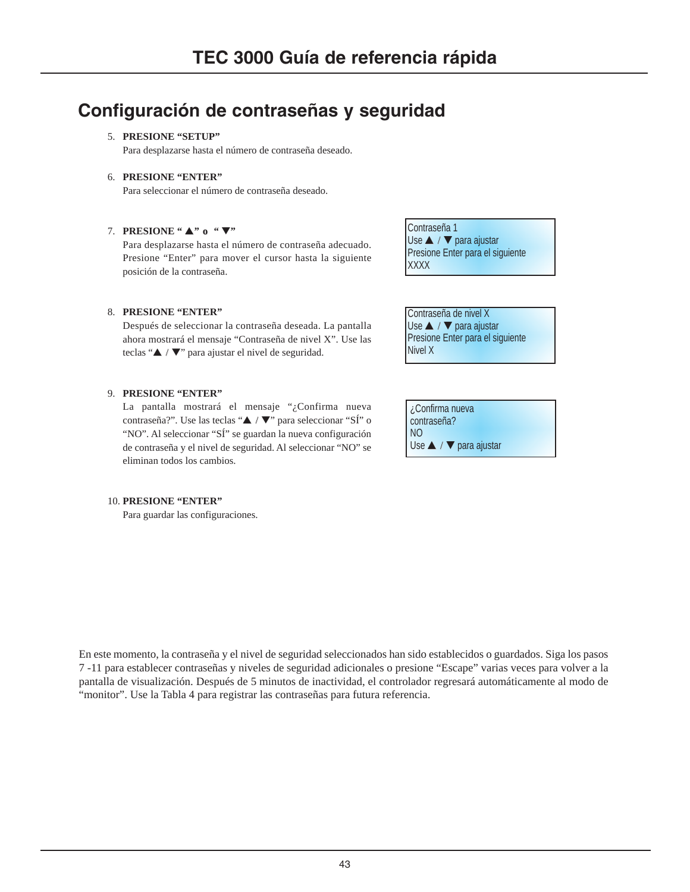## Configuración de contraseñas y seguridad

5. **PRESIONE "SETUP"**
   Para desplazarse hasta el número de contraseña deseado.

6. **PRESIONE "ENTER"**
   Para seleccionar el número de contraseña deseado.

7. **PRESIONE " ▲" o " ▼"**
   Para desplazarse hasta el número de contraseña adecuado. Presione "Enter" para mover el cursor hasta la siguiente posición de la contraseña.

```
Contraseña 1
Use ▲ / ▼ para ajustar
Presione Enter para el siguiente
XXXX
```

8. **PRESIONE "ENTER"**
   Después de seleccionar la contraseña deseada. La pantalla ahora mostrará el mensaje "Contraseña de nivel X". Use las teclas "▲ / ▼" para ajustar el nivel de seguridad.

```
Contraseña de nivel X
Use ▲ / ▼ para ajustar
Presione Enter para el siguiente
Nivel X
```

9. **PRESIONE "ENTER"**
   La pantalla mostrará el mensaje "¿Confirma nueva contraseña?". Use las teclas "▲ / ▼" para seleccionar "SÍ" o "NO". Al seleccionar "SÍ" se guardan la nueva configuración de contraseña y el nivel de seguridad. Al seleccionar "NO" se eliminan todos los cambios.

```
¿Confirma nueva
contraseña?
NO
Use ▲ / ▼ para ajustar
```

10. **PRESIONE "ENTER"**
    Para guardar las configuraciones.

En este momento, la contraseña y el nivel de seguridad seleccionados han sido establecidos o guardados. Siga los pasos 7 -11 para establecer contraseñas y niveles de seguridad adicionales o presione "Escape" varias veces para volver a la pantalla de visualización. Después de 5 minutos de inactividad, el controlador regresará automáticamente al modo de "monitor". Use la Tabla 4 para registrar las contraseñas para futura referencia.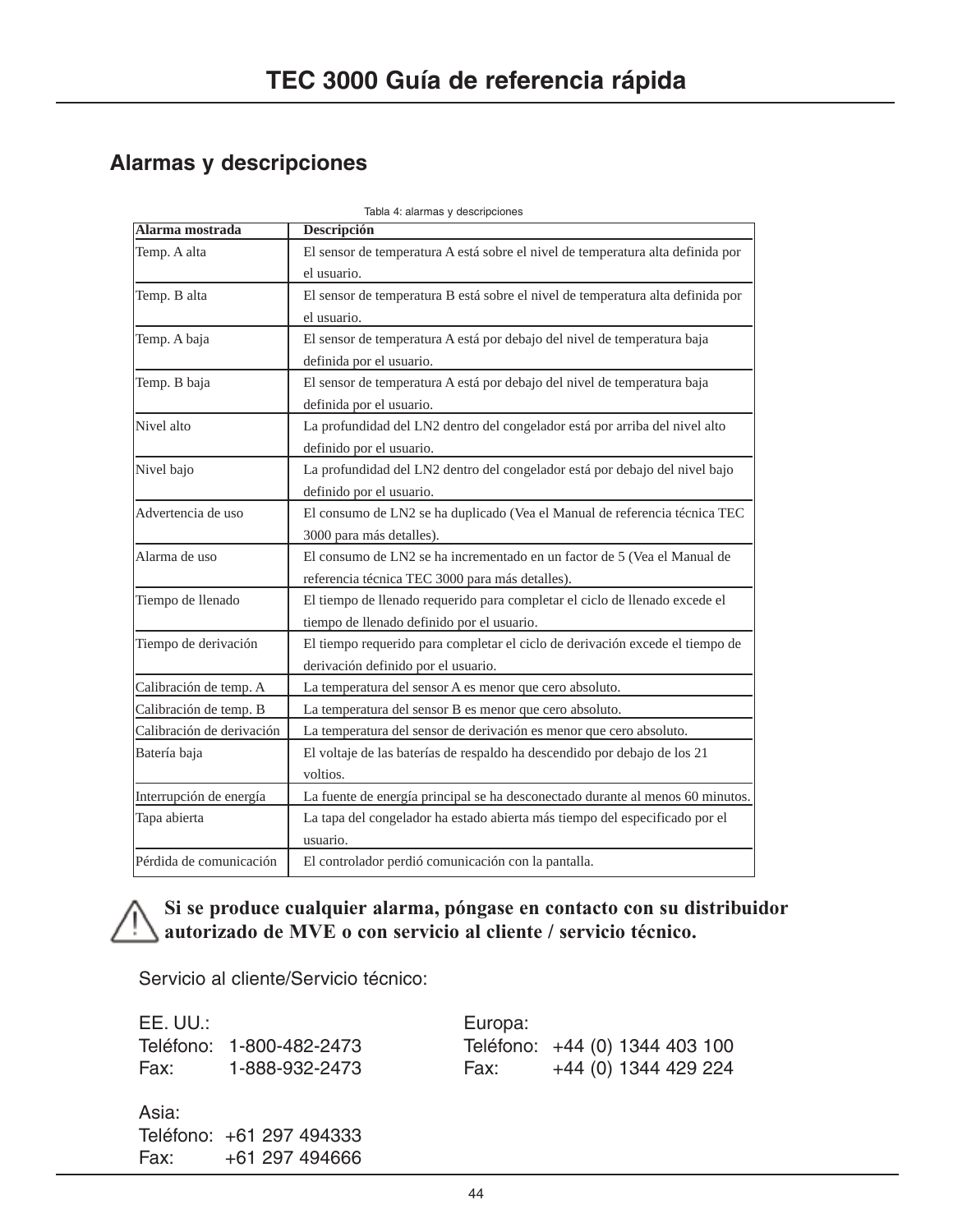# TEC 3000 Guía de referencia rápida

## Alarmas y descripciones

Tabla 4: alarmas y descripciones

| Alarma mostrada | Descripción |
|---|---|
| Temp. A alta | El sensor de temperatura A está sobre el nivel de temperatura alta definida por el usuario. |
| Temp. B alta | El sensor de temperatura B está sobre el nivel de temperatura alta definida por el usuario. |
| Temp. A baja | El sensor de temperatura A está por debajo del nivel de temperatura baja definida por el usuario. |
| Temp. B baja | El sensor de temperatura A está por debajo del nivel de temperatura baja definida por el usuario. |
| Nivel alto | La profundidad del LN2 dentro del congelador está por arriba del nivel alto definido por el usuario. |
| Nivel bajo | La profundidad del LN2 dentro del congelador está por debajo del nivel bajo definido por el usuario. |
| Advertencia de uso | El consumo de LN2 se ha duplicado (Vea el Manual de referencia técnica TEC 3000 para más detalles). |
| Alarma de uso | El consumo de LN2 se ha incrementado en un factor de 5 (Vea el Manual de referencia técnica TEC 3000 para más detalles). |
| Tiempo de llenado | El tiempo de llenado requerido para completar el ciclo de llenado excede el tiempo de llenado definido por el usuario. |
| Tiempo de derivación | El tiempo requerido para completar el ciclo de derivación excede el tiempo de derivación definido por el usuario. |
| Calibración de temp. A | La temperatura del sensor A es menor que cero absoluto. |
| Calibración de temp. B | La temperatura del sensor B es menor que cero absoluto. |
| Calibración de derivación | La temperatura del sensor de derivación es menor que cero absoluto. |
| Batería baja | El voltaje de las baterías de respaldo ha descendido por debajo de los 21 voltios. |
| Interrupción de energía | La fuente de energía principal se ha desconectado durante al menos 60 minutos. |
| Tapa abierta | La tapa del congelador ha estado abierta más tiempo del especificado por el usuario. |
| Pérdida de comunicación | El controlador perdió comunicación con la pantalla. |

**Si se produce cualquier alarma, póngase en contacto con su distribuidor autorizado de MVE o con servicio al cliente / servicio técnico.**

Servicio al cliente/Servicio técnico:

EE. UU.:
Teléfono: 1-800-482-2473
Fax: 1-888-932-2473

Europa:
Teléfono: +44 (0) 1344 403 100
Fax: +44 (0) 1344 429 224

Asia:
Teléfono: +61 297 494333
Fax: +61 297 494666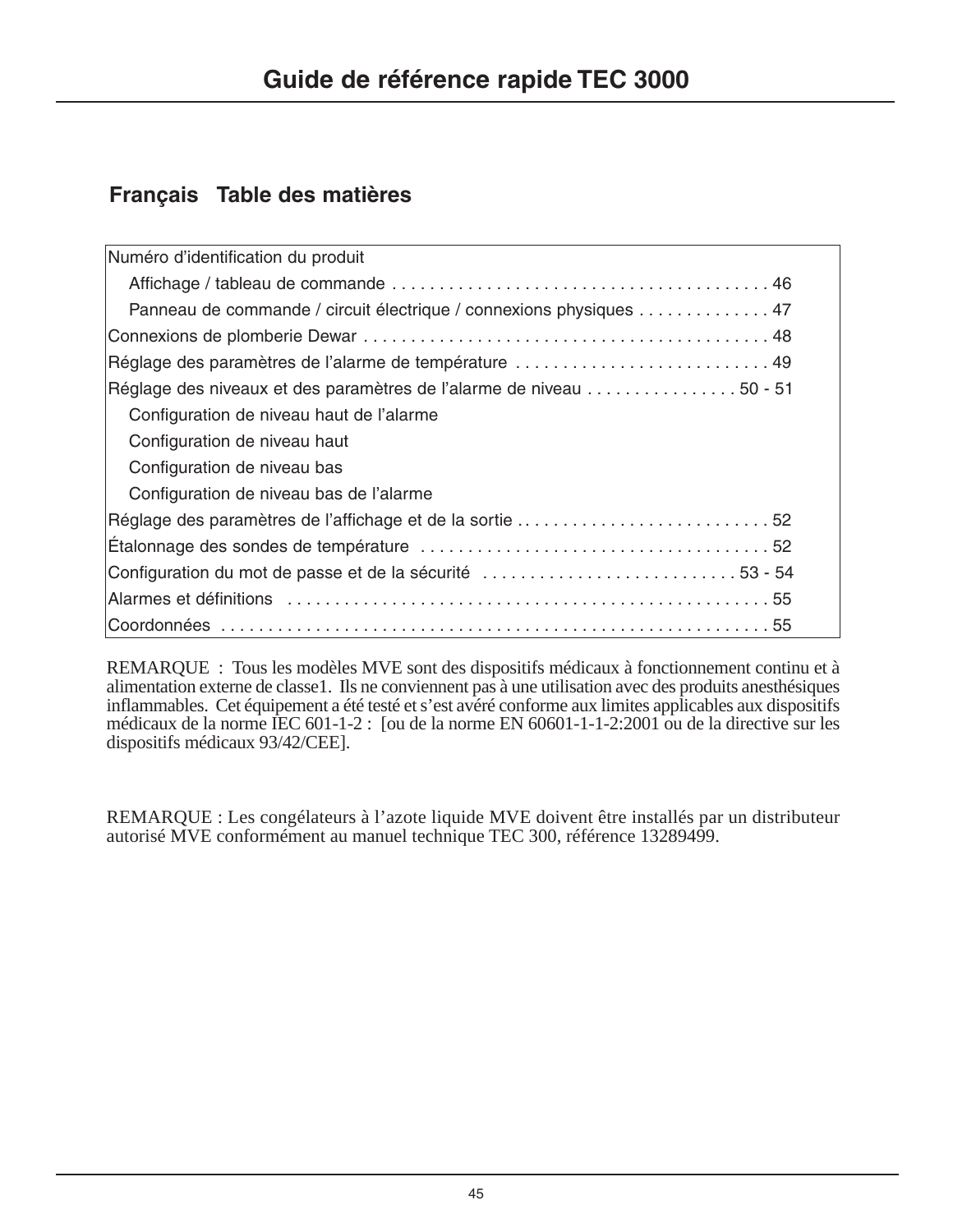# Guide de référence rapide TEC 3000

## Français Table des matières

| Section | Page |
|---|---|
| Numéro d'identification du produit | |
| Affichage / tableau de commande | 46 |
| Panneau de commande / circuit électrique / connexions physiques | 47 |
| Connexions de plomberie Dewar | 48 |
| Réglage des paramètres de l'alarme de température | 49 |
| Réglage des niveaux et des paramètres de l'alarme de niveau | 50 - 51 |
| Configuration de niveau haut de l'alarme | |
| Configuration de niveau haut | |
| Configuration de niveau bas | |
| Configuration de niveau bas de l'alarme | |
| Réglage des paramètres de l'affichage et de la sortie | 52 |
| Étalonnage des sondes de température | 52 |
| Configuration du mot de passe et de la sécurité | 53 - 54 |
| Alarmes et définitions | 55 |
| Coordonnées | 55 |

REMARQUE : Tous les modèles MVE sont des dispositifs médicaux à fonctionnement continu et à alimentation externe de classe1. Ils ne conviennent pas à une utilisation avec des produits anesthésiques inflammables. Cet équipement a été testé et s'est avéré conforme aux limites applicables aux dispositifs médicaux de la norme IEC 601-1-2 : [ou de la norme EN 60601-1-1-2:2001 ou de la directive sur les dispositifs médicaux 93/42/CEE].

REMARQUE : Les congélateurs à l'azote liquide MVE doivent être installés par un distributeur autorisé MVE conformément au manuel technique TEC 300, référence 13289499.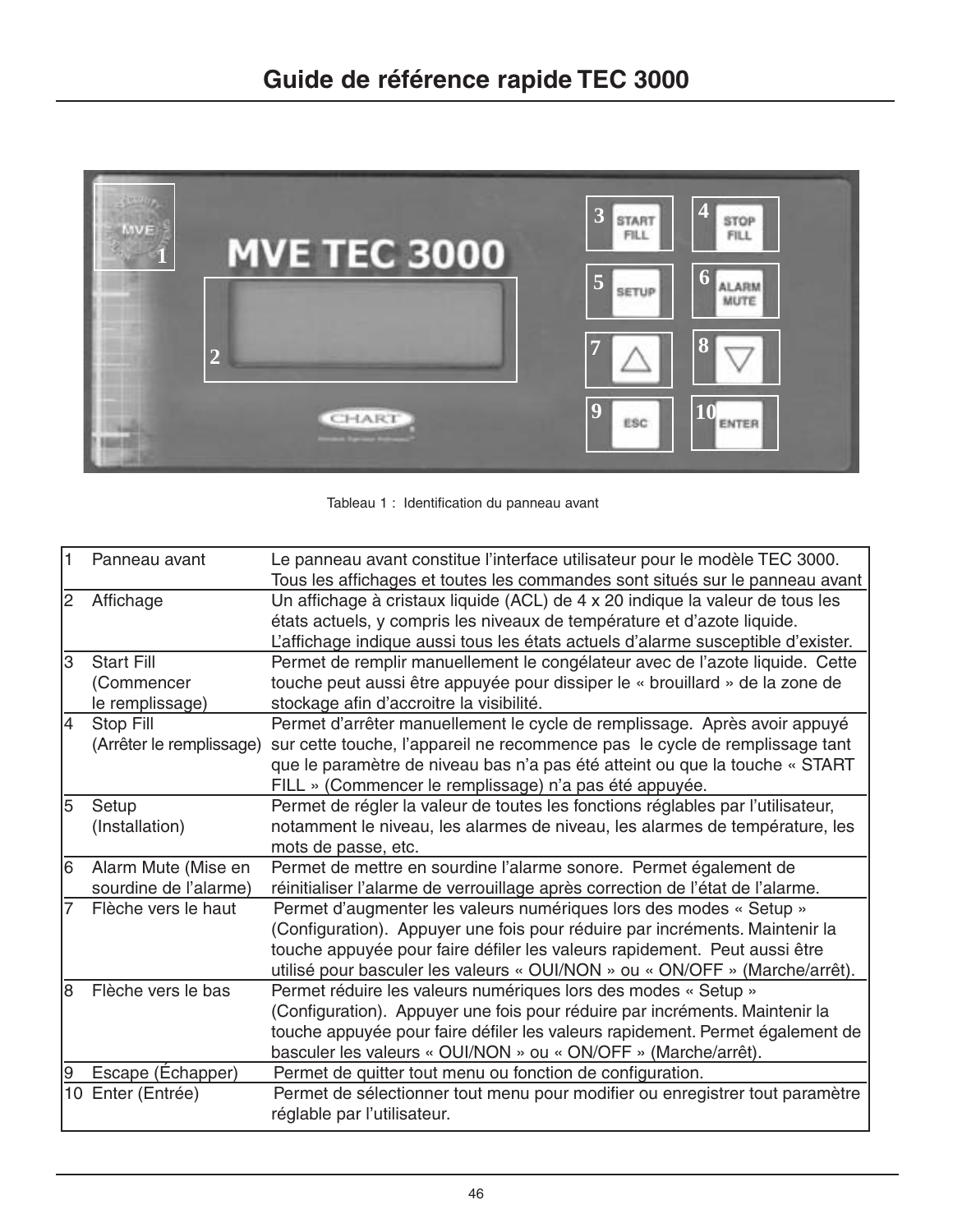# Guide de référence rapide TEC 3000

Tableau 1 : Identification du panneau avant

| | | |
|---|---|---|
| 1 | Panneau avant | Le panneau avant constitue l'interface utilisateur pour le modèle TEC 3000. Tous les affichages et toutes les commandes sont situés sur le panneau avant |
| 2 | Affichage | Un affichage à cristaux liquide (ACL) de 4 x 20 indique la valeur de tous les états actuels, y compris les niveaux de température et d'azote liquide. L'affichage indique aussi tous les états actuels d'alarme susceptible d'exister. |
| 3 | Start Fill (Commencer le remplissage) | Permet de remplir manuellement le congélateur avec de l'azote liquide. Cette touche peut aussi être appuyée pour dissiper le « brouillard » de la zone de stockage afin d'accroitre la visibilité. |
| 4 | Stop Fill (Arrêter le remplissage) | Permet d'arrêter manuellement le cycle de remplissage. Après avoir appuyé sur cette touche, l'appareil ne recommence pas le cycle de remplissage tant que le paramètre de niveau bas n'a pas été atteint ou que la touche « START FILL » (Commencer le remplissage) n'a pas été appuyée. |
| 5 | Setup (Installation) | Permet de régler la valeur de toutes les fonctions réglables par l'utilisateur, notamment le niveau, les alarmes de niveau, les alarmes de température, les mots de passe, etc. |
| 6 | Alarm Mute (Mise en sourdine de l'alarme) | Permet de mettre en sourdine l'alarme sonore. Permet également de réinitialiser l'alarme de verrouillage après correction de l'état de l'alarme. |
| 7 | Flèche vers le haut | Permet d'augmenter les valeurs numériques lors des modes « Setup » (Configuration). Appuyer une fois pour réduire par incréments. Maintenir la touche appuyée pour faire défiler les valeurs rapidement. Peut aussi être utilisé pour basculer les valeurs « OUI/NON » ou « ON/OFF » (Marche/arrêt). |
| 8 | Flèche vers le bas | Permet réduire les valeurs numériques lors des modes « Setup » (Configuration). Appuyer une fois pour réduire par incréments. Maintenir la touche appuyée pour faire défiler les valeurs rapidement. Permet également de basculer les valeurs « OUI/NON » ou « ON/OFF » (Marche/arrêt). |
| 9 | Escape (Échapper) | Permet de quitter tout menu ou fonction de configuration. |
| 10 | Enter (Entrée) | Permet de sélectionner tout menu pour modifier ou enregistrer tout paramètre réglable par l'utilisateur. |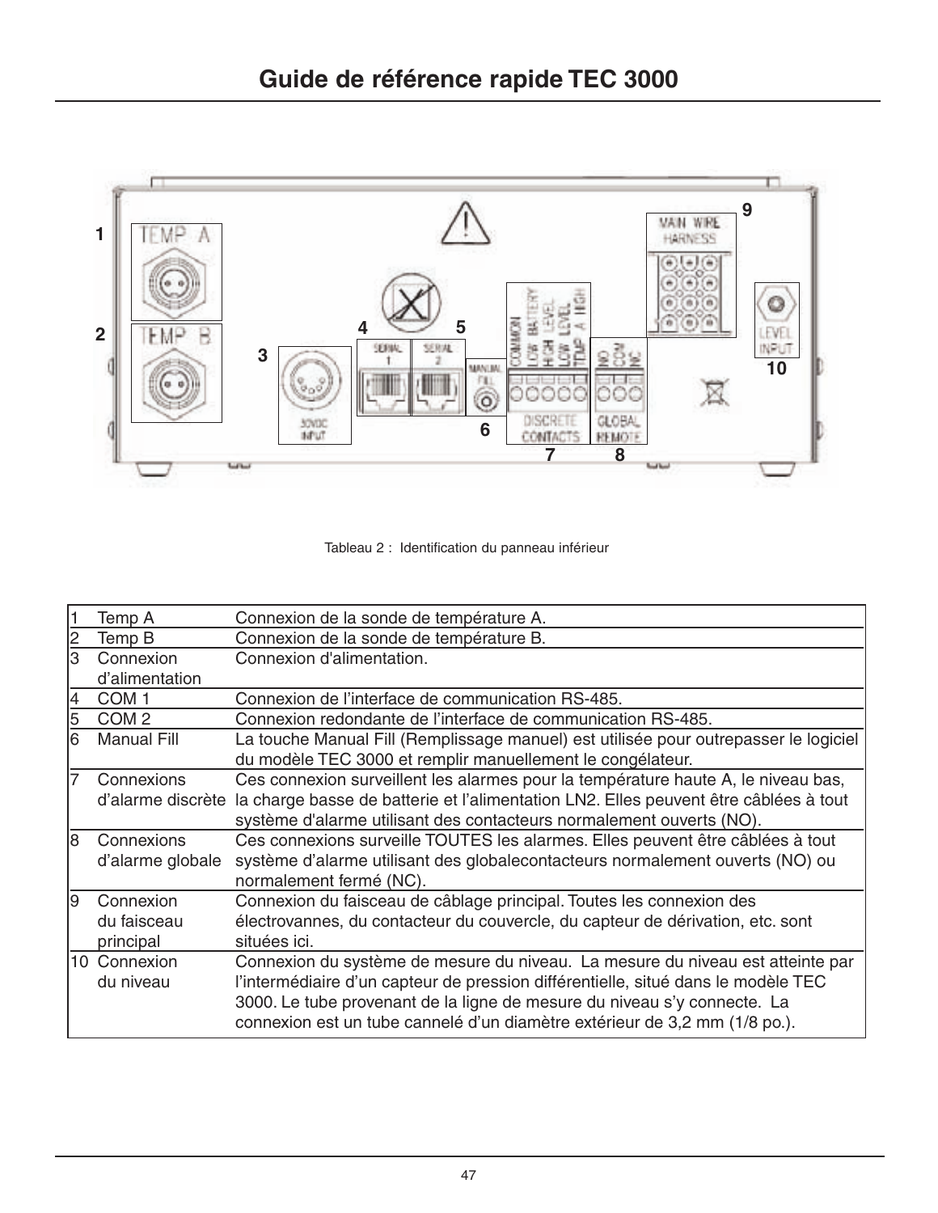# Guide de référence rapide TEC 3000

Tableau 2 : Identification du panneau inférieur

| | | |
|---|---|---|
| 1 | Temp A | Connexion de la sonde de température A. |
| 2 | Temp B | Connexion de la sonde de température B. |
| 3 | Connexion d'alimentation | Connexion d'alimentation. |
| 4 | COM 1 | Connexion de l'interface de communication RS-485. |
| 5 | COM 2 | Connexion redondante de l'interface de communication RS-485. |
| 6 | Manual Fill | La touche Manual Fill (Remplissage manuel) est utilisée pour outrepasser le logiciel du modèle TEC 3000 et remplir manuellement le congélateur. |
| 7 | Connexions d'alarme discrète | Ces connexion surveillent les alarmes pour la température haute A, le niveau bas, la charge basse de batterie et l'alimentation LN2. Elles peuvent être câblées à tout système d'alarme utilisant des contacteurs normalement ouverts (NO). |
| 8 | Connexions d'alarme globale | Ces connexions surveille TOUTES les alarmes. Elles peuvent être câblées à tout système d'alarme utilisant des globalecontacteurs normalement ouverts (NO) ou normalement fermé (NC). |
| 9 | Connexion du faisceau principal | Connexion du faisceau de câblage principal. Toutes les connexion des électrovannes, du contacteur du couvercle, du capteur de dérivation, etc. sont situées ici. |
| 10 | Connexion du niveau | Connexion du système de mesure du niveau. La mesure du niveau est atteinte par l'intermédiaire d'un capteur de pression différentielle, situé dans le modèle TEC 3000. Le tube provenant de la ligne de mesure du niveau s'y connecte. La connexion est un tube cannelé d'un diamètre extérieur de 3,2 mm (1/8 po.). |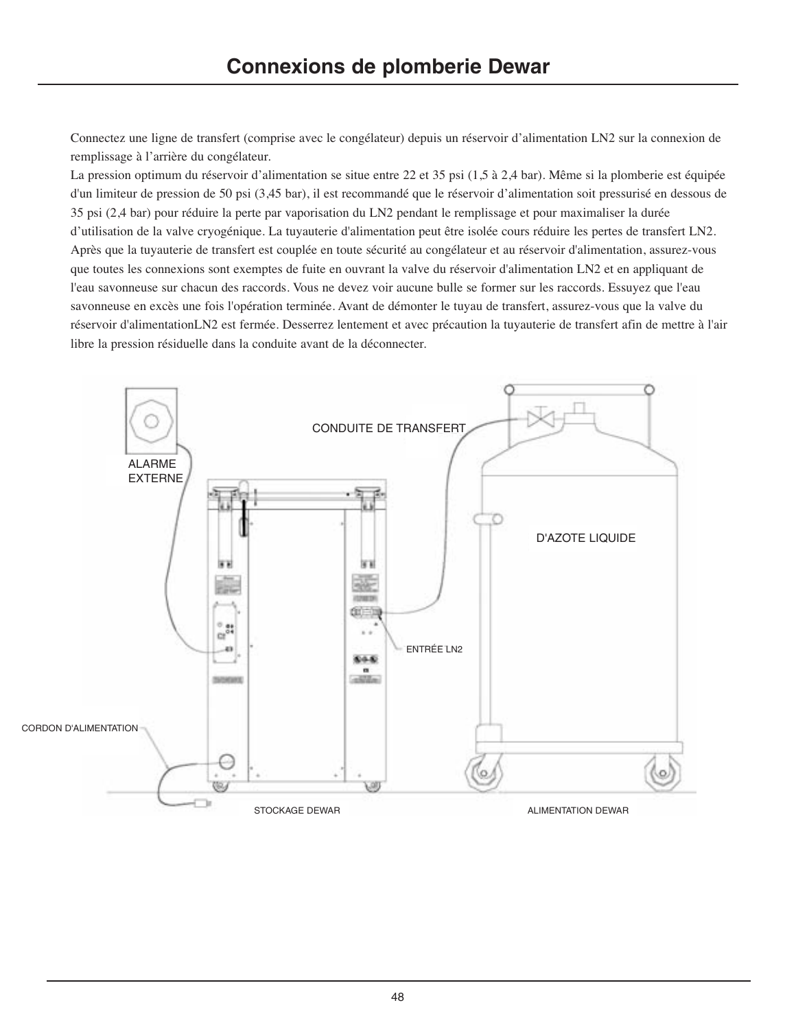# Connexions de plomberie Dewar

Connectez une ligne de transfert (comprise avec le congélateur) depuis un réservoir d'alimentation LN2 sur la connexion de remplissage à l'arrière du congélateur.

La pression optimum du réservoir d'alimentation se situe entre 22 et 35 psi (1,5 à 2,4 bar). Même si la plomberie est équipée d'un limiteur de pression de 50 psi (3,45 bar), il est recommandé que le réservoir d'alimentation soit pressurisé en dessous de 35 psi (2,4 bar) pour réduire la perte par vaporisation du LN2 pendant le remplissage et pour maximaliser la durée d'utilisation de la valve cryogénique. La tuyauterie d'alimentation peut être isolée cours réduire les pertes de transfert LN2. Après que la tuyauterie de transfert est couplée en toute sécurité au congélateur et au réservoir d'alimentation, assurez-vous que toutes les connexions sont exemptes de fuite en ouvrant la valve du réservoir d'alimentation LN2 et en appliquant de l'eau savonneuse sur chacun des raccords. Vous ne devez voir aucune bulle se former sur les raccords. Essuyez que l'eau savonneuse en excès une fois l'opération terminée. Avant de démonter le tuyau de transfert, assurez-vous que la valve du réservoir d'alimentationLN2 est fermée. Desserrez lentement et avec précaution la tuyauterie de transfert afin de mettre à l'air libre la pression résiduelle dans la conduite avant de la déconnecter.

CONDUITE DE TRANSFERT

ALARME EXTERNE

D'AZOTE LIQUIDE

ENTRÉE LN2

CORDON D'ALIMENTATION

STOCKAGE DEWAR

ALIMENTATION DEWAR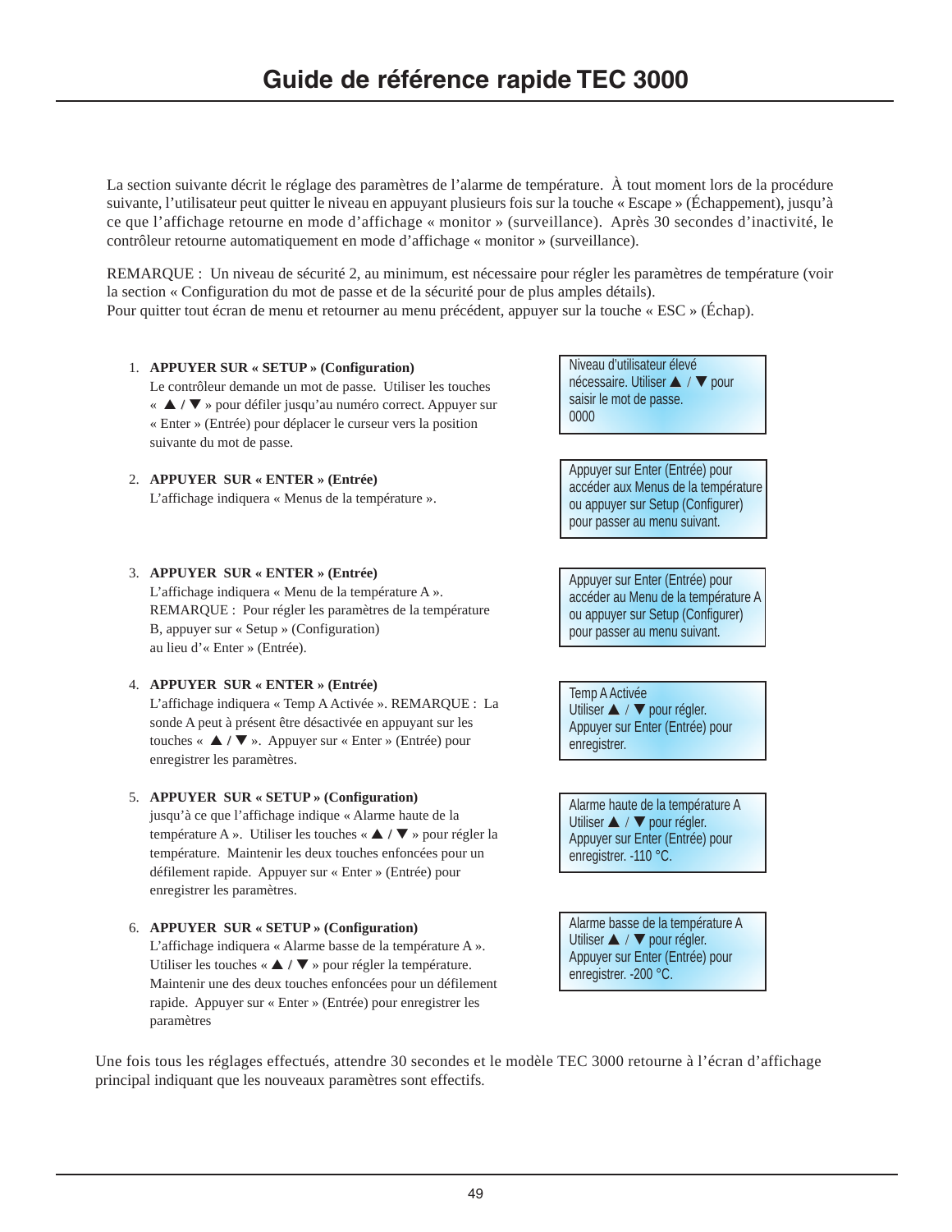# Guide de référence rapide TEC 3000

La section suivante décrit le réglage des paramètres de l'alarme de température. À tout moment lors de la procédure suivante, l'utilisateur peut quitter le niveau en appuyant plusieurs fois sur la touche « Escape » (Échappement), jusqu'à ce que l'affichage retourne en mode d'affichage « monitor » (surveillance). Après 30 secondes d'inactivité, le contrôleur retourne automatiquement en mode d'affichage « monitor » (surveillance).

REMARQUE : Un niveau de sécurité 2, au minimum, est nécessaire pour régler les paramètres de température (voir la section « Configuration du mot de passe et de la sécurité pour de plus amples détails).
Pour quitter tout écran de menu et retourner au menu précédent, appuyer sur la touche « ESC » (Échap).

1. **APPUYER SUR « SETUP » (Configuration)**
   Le contrôleur demande un mot de passe. Utiliser les touches « ▲ / ▼ » pour défiler jusqu'au numéro correct. Appuyer sur « Enter » (Entrée) pour déplacer le curseur vers la position suivante du mot de passe.

   > Niveau d'utilisateur élevé nécessaire. Utiliser ▲ / ▼ pour saisir le mot de passe.
   > 0000

2. **APPUYER SUR « ENTER » (Entrée)**
   L'affichage indiquera « Menus de la température ».

   > Appuyer sur Enter (Entrée) pour accéder aux Menus de la température ou appuyer sur Setup (Configurer) pour passer au menu suivant.

3. **APPUYER SUR « ENTER » (Entrée)**
   L'affichage indiquera « Menu de la température A ».
   REMARQUE : Pour régler les paramètres de la température B, appuyer sur « Setup » (Configuration) au lieu d'« Enter » (Entrée).

   > Appuyer sur Enter (Entrée) pour accéder au Menu de la température A ou appuyer sur Setup (Configurer) pour passer au menu suivant.

4. **APPUYER SUR « ENTER » (Entrée)**
   L'affichage indiquera « Temp A Activée ». REMARQUE : La sonde A peut à présent être désactivée en appuyant sur les touches « ▲ / ▼ ». Appuyer sur « Enter » (Entrée) pour enregistrer les paramètres.

   > Temp A Activée
   > Utiliser ▲ / ▼ pour régler.
   > Appuyer sur Enter (Entrée) pour enregistrer.

5. **APPUYER SUR « SETUP » (Configuration)**
   jusqu'à ce que l'affichage indique « Alarme haute de la température A ». Utiliser les touches « ▲ / ▼ » pour régler la température. Maintenir les deux touches enfoncées pour un défilement rapide. Appuyer sur « Enter » (Entrée) pour enregistrer les paramètres.

   > Alarme haute de la température A
   > Utiliser ▲ / ▼ pour régler.
   > Appuyer sur Enter (Entrée) pour enregistrer. -110 °C.

6. **APPUYER SUR « SETUP » (Configuration)**
   L'affichage indiquera « Alarme basse de la température A ». Utiliser les touches « ▲ / ▼ » pour régler la température. Maintenir une des deux touches enfoncées pour un défilement rapide. Appuyer sur « Enter » (Entrée) pour enregistrer les paramètres

   > Alarme basse de la température A
   > Utiliser ▲ / ▼ pour régler.
   > Appuyer sur Enter (Entrée) pour enregistrer. -200 °C.

Une fois tous les réglages effectués, attendre 30 secondes et le modèle TEC 3000 retourne à l'écran d'affichage principal indiquant que les nouveaux paramètres sont effectifs.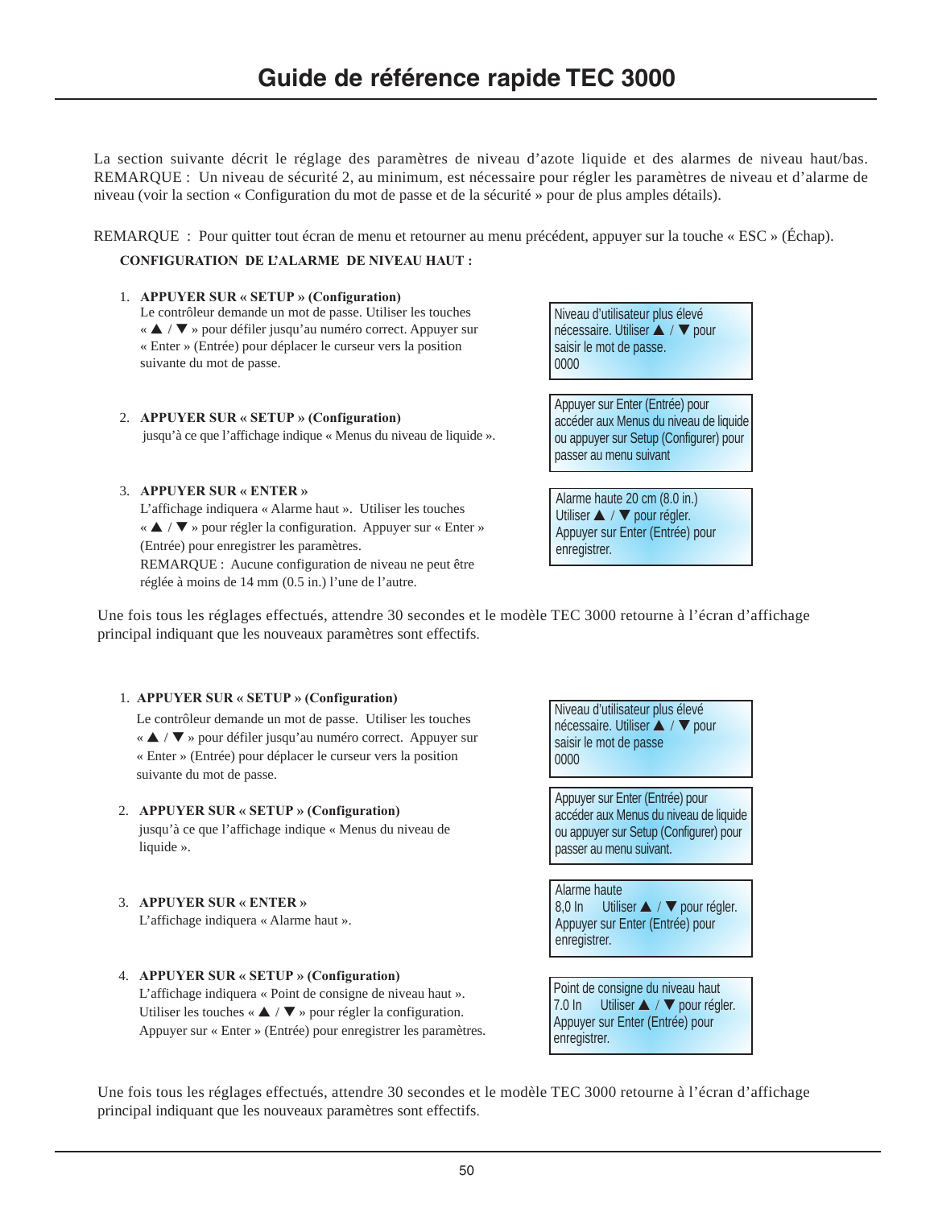# Guide de référence rapide TEC 3000

La section suivante décrit le réglage des paramètres de niveau d'azote liquide et des alarmes de niveau haut/bas. REMARQUE : Un niveau de sécurité 2, au minimum, est nécessaire pour régler les paramètres de niveau et d'alarme de niveau (voir la section « Configuration du mot de passe et de la sécurité » pour de plus amples détails).

REMARQUE : Pour quitter tout écran de menu et retourner au menu précédent, appuyer sur la touche « ESC » (Échap).

**CONFIGURATION DE L'ALARME DE NIVEAU HAUT :**

1. **APPUYER SUR « SETUP » (Configuration)**
   Le contrôleur demande un mot de passe. Utiliser les touches « ▲ / ▼ » pour défiler jusqu'au numéro correct. Appuyer sur « Enter » (Entrée) pour déplacer le curseur vers la position suivante du mot de passe.

   > Niveau d'utilisateur plus élevé nécessaire. Utiliser ▲ / ▼ pour saisir le mot de passe.
   > 0000

2. **APPUYER SUR « SETUP » (Configuration)**
   jusqu'à ce que l'affichage indique « Menus du niveau de liquide ».

   > Appuyer sur Enter (Entrée) pour accéder aux Menus du niveau de liquide ou appuyer sur Setup (Configurer) pour passer au menu suivant

3. **APPUYER SUR « ENTER »**
   L'affichage indiquera « Alarme haut ». Utiliser les touches « ▲ / ▼ » pour régler la configuration. Appuyer sur « Enter » (Entrée) pour enregistrer les paramètres.
   REMARQUE : Aucune configuration de niveau ne peut être réglée à moins de 14 mm (0.5 in.) l'une de l'autre.

   > Alarme haute 20 cm (8.0 in.)
   > Utiliser ▲ / ▼ pour régler.
   > Appuyer sur Enter (Entrée) pour enregistrer.

Une fois tous les réglages effectués, attendre 30 secondes et le modèle TEC 3000 retourne à l'écran d'affichage principal indiquant que les nouveaux paramètres sont effectifs.

1. **APPUYER SUR « SETUP » (Configuration)**
   Le contrôleur demande un mot de passe. Utiliser les touches « ▲ / ▼ » pour défiler jusqu'au numéro correct. Appuyer sur « Enter » (Entrée) pour déplacer le curseur vers la position suivante du mot de passe.

   > Niveau d'utilisateur plus élevé nécessaire. Utiliser ▲ / ▼ pour saisir le mot de passe
   > 0000

2. **APPUYER SUR « SETUP » (Configuration)**
   jusqu'à ce que l'affichage indique « Menus du niveau de liquide ».

   > Appuyer sur Enter (Entrée) pour accéder aux Menus du niveau de liquide ou appuyer sur Setup (Configurer) pour passer au menu suivant.

3. **APPUYER SUR « ENTER »**
   L'affichage indiquera « Alarme haut ».

   > Alarme haute
   > 8,0 In Utiliser ▲ / ▼ pour régler.
   > Appuyer sur Enter (Entrée) pour enregistrer.

4. **APPUYER SUR « SETUP » (Configuration)**
   L'affichage indiquera « Point de consigne de niveau haut ». Utiliser les touches « ▲ / ▼ » pour régler la configuration. Appuyer sur « Enter » (Entrée) pour enregistrer les paramètres.

   > Point de consigne du niveau haut
   > 7.0 In Utiliser ▲ / ▼ pour régler.
   > Appuyer sur Enter (Entrée) pour enregistrer.

Une fois tous les réglages effectués, attendre 30 secondes et le modèle TEC 3000 retourne à l'écran d'affichage principal indiquant que les nouveaux paramètres sont effectifs.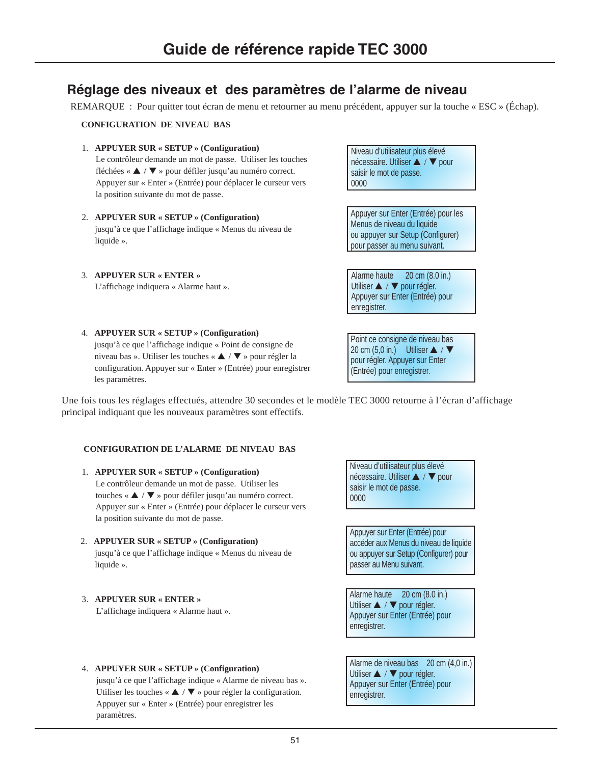# Guide de référence rapide TEC 3000

## Réglage des niveaux et des paramètres de l'alarme de niveau

REMARQUE : Pour quitter tout écran de menu et retourner au menu précédent, appuyer sur la touche « ESC » (Échap).

**CONFIGURATION DE NIVEAU BAS**

1. **APPUYER SUR « SETUP » (Configuration)**
   Le contrôleur demande un mot de passe. Utiliser les touches fléchées « ▲ / ▼ » pour défiler jusqu'au numéro correct. Appuyer sur « Enter » (Entrée) pour déplacer le curseur vers la position suivante du mot de passe.

   > Niveau d'utilisateur plus élevé nécessaire. Utiliser ▲ / ▼ pour saisir le mot de passe.
   > 0000

2. **APPUYER SUR « SETUP » (Configuration)**
   jusqu'à ce que l'affichage indique « Menus du niveau de liquide ».

   > Appuyer sur Enter (Entrée) pour les Menus de niveau du liquide ou appuyer sur Setup (Configurer) pour passer au menu suivant.

3. **APPUYER SUR « ENTER »**
   L'affichage indiquera « Alarme haut ».

   > Alarme haute 20 cm (8.0 in.)
   > Utiliser ▲ / ▼ pour régler.
   > Appuyer sur Enter (Entrée) pour enregistrer.

4. **APPUYER SUR « SETUP » (Configuration)**
   jusqu'à ce que l'affichage indique « Point de consigne de niveau bas ». Utiliser les touches « ▲ / ▼ » pour régler la configuration. Appuyer sur « Enter » (Entrée) pour enregistrer les paramètres.

   > Point ce consigne de niveau bas
   > 20 cm (5,0 in.) Utiliser ▲ / ▼ pour régler. Appuyer sur Enter (Entrée) pour enregistrer.

Une fois tous les réglages effectués, attendre 30 secondes et le modèle TEC 3000 retourne à l'écran d'affichage principal indiquant que les nouveaux paramètres sont effectifs.

**CONFIGURATION DE L'ALARME DE NIVEAU BAS**

1. **APPUYER SUR « SETUP » (Configuration)**
   Le contrôleur demande un mot de passe. Utiliser les touches « ▲ / ▼ » pour défiler jusqu'au numéro correct. Appuyer sur « Enter » (Entrée) pour déplacer le curseur vers la position suivante du mot de passe.

   > Niveau d'utilisateur plus élevé nécessaire. Utiliser ▲ / ▼ pour saisir le mot de passe.
   > 0000

2. **APPUYER SUR « SETUP » (Configuration)**
   jusqu'à ce que l'affichage indique « Menus du niveau de liquide ».

   > Appuyer sur Enter (Entrée) pour accéder aux Menus du niveau de liquide ou appuyer sur Setup (Configurer) pour passer au Menu suivant.

3. **APPUYER SUR « ENTER »**
   L'affichage indiquera « Alarme haut ».

   > Alarme haute 20 cm (8.0 in.)
   > Utiliser ▲ / ▼ pour régler.
   > Appuyer sur Enter (Entrée) pour enregistrer.

4. **APPUYER SUR « SETUP » (Configuration)**
   jusqu'à ce que l'affichage indique « Alarme de niveau bas ». Utiliser les touches « ▲ / ▼ » pour régler la configuration. Appuyer sur « Enter » (Entrée) pour enregistrer les paramètres.

   > Alarme de niveau bas 20 cm (4,0 in.)
   > Utiliser ▲ / ▼ pour régler.
   > Appuyer sur Enter (Entrée) pour enregistrer.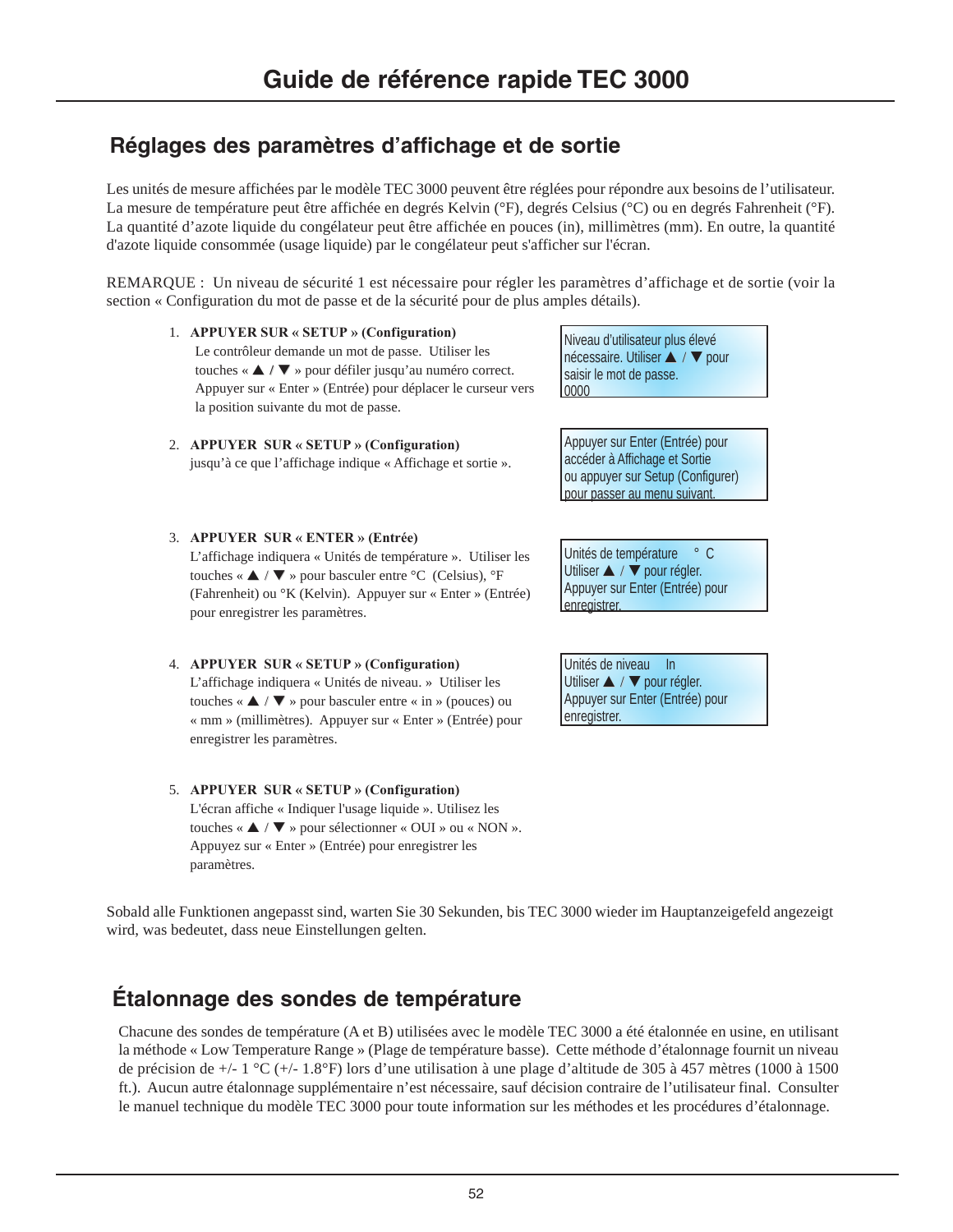# Guide de référence rapide TEC 3000

## Réglages des paramètres d'affichage et de sortie

Les unités de mesure affichées par le modèle TEC 3000 peuvent être réglées pour répondre aux besoins de l'utilisateur. La mesure de température peut être affichée en degrés Kelvin (°F), degrés Celsius (°C) ou en degrés Fahrenheit (°F). La quantité d'azote liquide du congélateur peut être affichée en pouces (in), millimètres (mm). En outre, la quantité d'azote liquide consommée (usage liquide) par le congélateur peut s'afficher sur l'écran.

REMARQUE : Un niveau de sécurité 1 est nécessaire pour régler les paramètres d'affichage et de sortie (voir la section « Configuration du mot de passe et de la sécurité pour de plus amples détails).

1. **APPUYER SUR « SETUP » (Configuration)**
   Le contrôleur demande un mot de passe. Utiliser les touches « ▲ / ▼ » pour défiler jusqu'au numéro correct. Appuyer sur « Enter » (Entrée) pour déplacer le curseur vers la position suivante du mot de passe.

   > Niveau d'utilisateur plus élevé nécessaire. Utiliser ▲ / ▼ pour saisir le mot de passe.
   > 0000

2. **APPUYER SUR « SETUP » (Configuration)** jusqu'à ce que l'affichage indique « Affichage et sortie ».

   > Appuyer sur Enter (Entrée) pour accéder à Affichage et Sortie ou appuyer sur Setup (Configurer) pour passer au menu suivant.

3. **APPUYER SUR « ENTER » (Entrée)**
   L'affichage indiquera « Unités de température ». Utiliser les touches « ▲ / ▼ » pour basculer entre °C (Celsius), °F (Fahrenheit) ou °K (Kelvin). Appuyer sur « Enter » (Entrée) pour enregistrer les paramètres.

   > Unités de température ° C
   > Utiliser ▲ / ▼ pour régler.
   > Appuyer sur Enter (Entrée) pour enregistrer.

4. **APPUYER SUR « SETUP » (Configuration)**
   L'affichage indiquera « Unités de niveau. » Utiliser les touches « ▲ / ▼ » pour basculer entre « in » (pouces) ou « mm » (millimètres). Appuyer sur « Enter » (Entrée) pour enregistrer les paramètres.

   > Unités de niveau In
   > Utiliser ▲ / ▼ pour régler.
   > Appuyer sur Enter (Entrée) pour enregistrer.

5. **APPUYER SUR « SETUP » (Configuration)**
   L'écran affiche « Indiquer l'usage liquide ». Utilisez les touches « ▲ / ▼ » pour sélectionner « OUI » ou « NON ». Appuyez sur « Enter » (Entrée) pour enregistrer les paramètres.

Sobald alle Funktionen angepasst sind, warten Sie 30 Sekunden, bis TEC 3000 wieder im Hauptanzeigefeld angezeigt wird, was bedeutet, dass neue Einstellungen gelten.

## Étalonnage des sondes de température

Chacune des sondes de température (A et B) utilisées avec le modèle TEC 3000 a été étalonnée en usine, en utilisant la méthode « Low Temperature Range » (Plage de température basse). Cette méthode d'étalonnage fournit un niveau de précision de +/- 1 °C (+/- 1.8°F) lors d'une utilisation à une plage d'altitude de 305 à 457 mètres (1000 à 1500 ft.). Aucun autre étalonnage supplémentaire n'est nécessaire, sauf décision contraire de l'utilisateur final. Consulter le manuel technique du modèle TEC 3000 pour toute information sur les méthodes et les procédures d'étalonnage.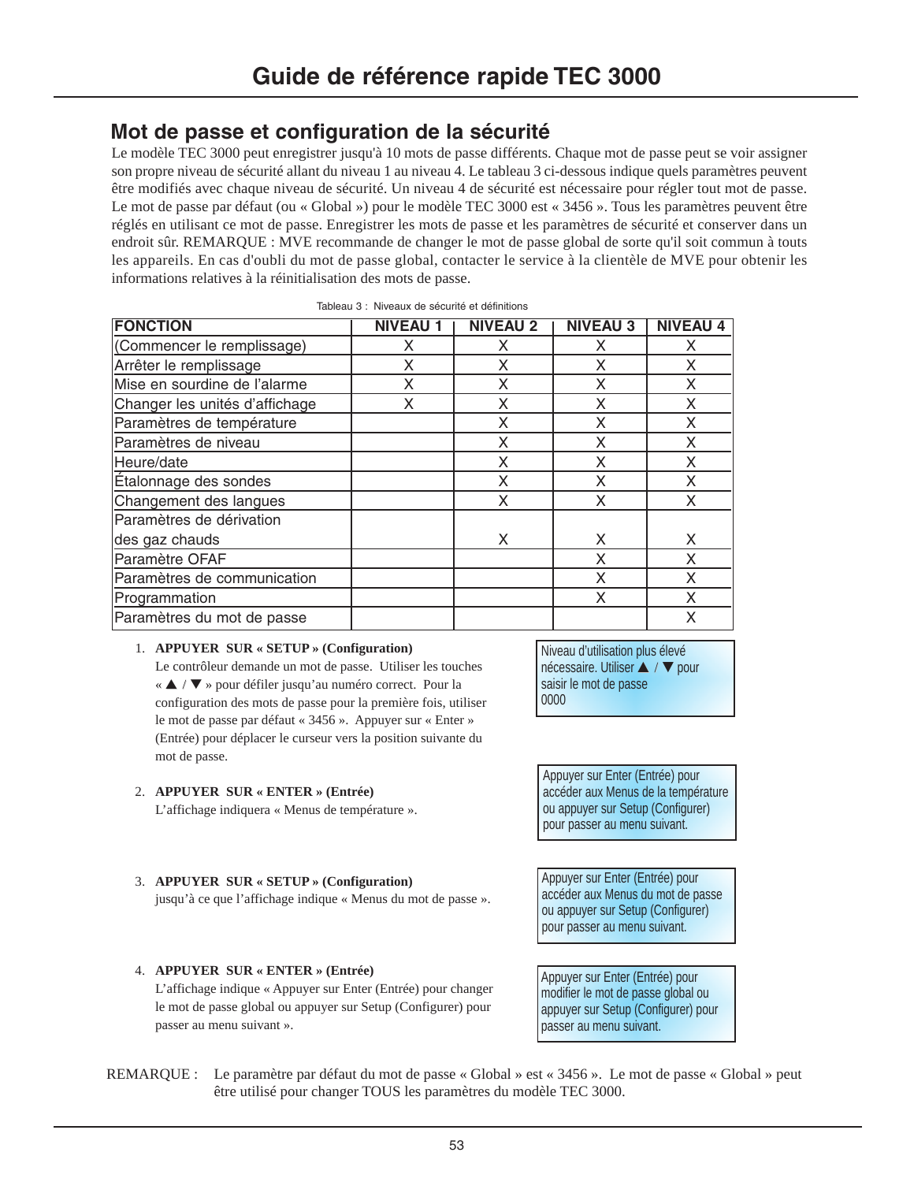# Guide de référence rapide TEC 3000

## Mot de passe et configuration de la sécurité

Le modèle TEC 3000 peut enregistrer jusqu'à 10 mots de passe différents. Chaque mot de passe peut se voir assigner son propre niveau de sécurité allant du niveau 1 au niveau 4. Le tableau 3 ci-dessous indique quels paramètres peuvent être modifiés avec chaque niveau de sécurité. Un niveau 4 de sécurité est nécessaire pour régler tout mot de passe. Le mot de passe par défaut (ou « Global ») pour le modèle TEC 3000 est « 3456 ». Tous les paramètres peuvent être réglés en utilisant ce mot de passe. Enregistrer les mots de passe et les paramètres de sécurité et conserver dans un endroit sûr. REMARQUE : MVE recommande de changer le mot de passe global de sorte qu'il soit commun à touts les appareils. En cas d'oubli du mot de passe global, contacter le service à la clientèle de MVE pour obtenir les informations relatives à la réinitialisation des mots de passe.

Tableau 3 : Niveaux de sécurité et définitions

| FONCTION | NIVEAU 1 | NIVEAU 2 | NIVEAU 3 | NIVEAU 4 |
|---|---|---|---|---|
| (Commencer le remplissage) | X | X | X | X |
| Arrêter le remplissage | X | X | X | X |
| Mise en sourdine de l'alarme | X | X | X | X |
| Changer les unités d'affichage | X | X | X | X |
| Paramètres de température | | X | X | X |
| Paramètres de niveau | | X | X | X |
| Heure/date | | X | X | X |
| Étalonnage des sondes | | X | X | X |
| Changement des langues | | X | X | X |
| Paramètres de dérivation des gaz chauds | | X | X | X |
| Paramètre OFAF | | | X | X |
| Paramètres de communication | | | X | X |
| Programmation | | | X | X |
| Paramètres du mot de passe | | | | X |

1. **APPUYER SUR « SETUP » (Configuration)**
   Le contrôleur demande un mot de passe. Utiliser les touches « ▲ / ▼ » pour défiler jusqu'au numéro correct. Pour la configuration des mots de passe pour la première fois, utiliser le mot de passe par défaut « 3456 ». Appuyer sur « Enter » (Entrée) pour déplacer le curseur vers la position suivante du mot de passe.

   > Niveau d'utilisation plus élevé nécessaire. Utiliser ▲ / ▼ pour saisir le mot de passe 0000

2. **APPUYER SUR « ENTER » (Entrée)**
   L'affichage indiquera « Menus de température ».

   > Appuyer sur Enter (Entrée) pour accéder aux Menus de la température ou appuyer sur Setup (Configurer) pour passer au menu suivant.

3. **APPUYER SUR « SETUP » (Configuration)**
   jusqu'à ce que l'affichage indique « Menus du mot de passe ».

   > Appuyer sur Enter (Entrée) pour accéder aux Menus du mot de passe ou appuyer sur Setup (Configurer) pour passer au menu suivant.

4. **APPUYER SUR « ENTER » (Entrée)**
   L'affichage indique « Appuyer sur Enter (Entrée) pour changer le mot de passe global ou appuyer sur Setup (Configurer) pour passer au menu suivant ».

   > Appuyer sur Enter (Entrée) pour modifier le mot de passe global ou appuyer sur Setup (Configurer) pour passer au menu suivant.

REMARQUE : Le paramètre par défaut du mot de passe « Global » est « 3456 ». Le mot de passe « Global » peut être utilisé pour changer TOUS les paramètres du modèle TEC 3000.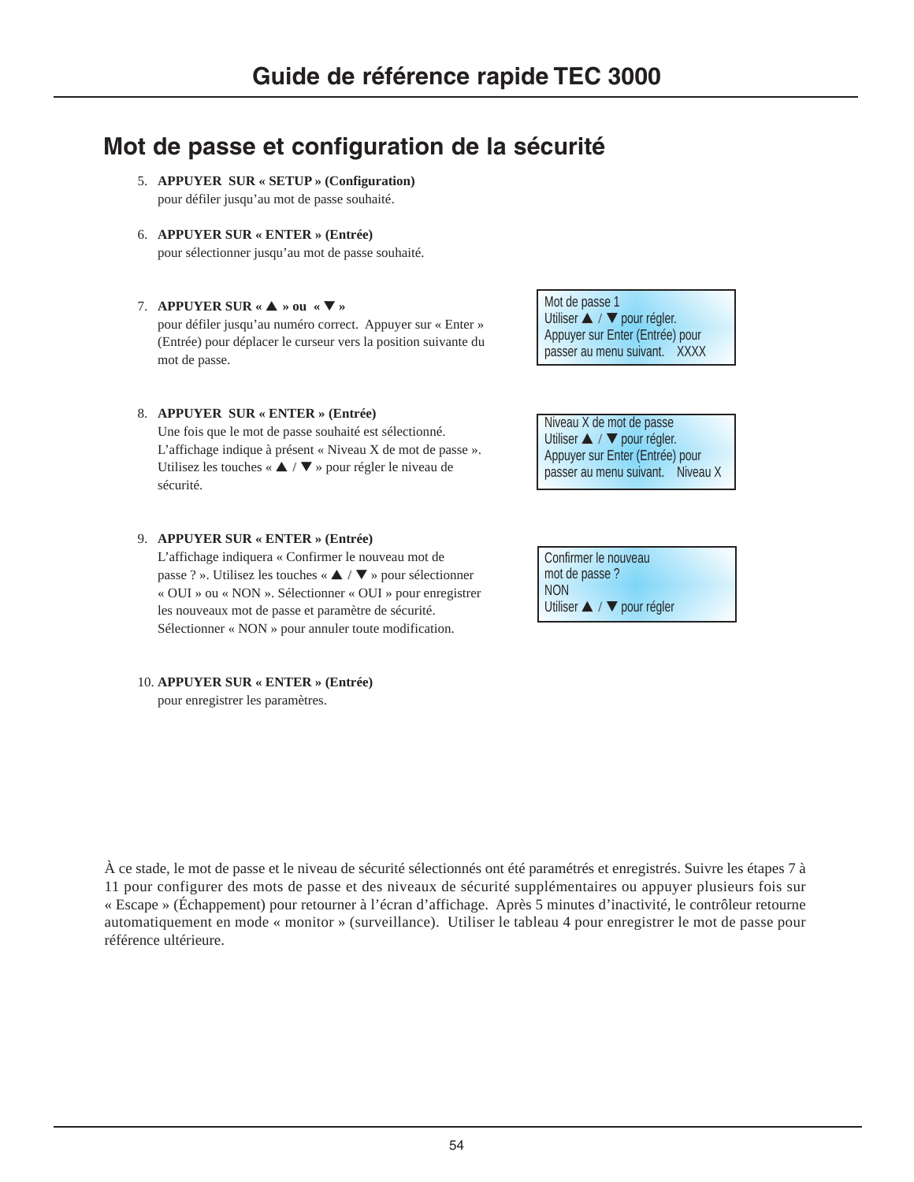# Guide de référence rapide TEC 3000

## Mot de passe et configuration de la sécurité

5. **APPUYER SUR « SETUP » (Configuration)**
   pour défiler jusqu'au mot de passe souhaité.

6. **APPUYER SUR « ENTER » (Entrée)**
   pour sélectionner jusqu'au mot de passe souhaité.

7. **APPUYER SUR « ▲ » ou « ▼ »**
   pour défiler jusqu'au numéro correct. Appuyer sur « Enter » (Entrée) pour déplacer le curseur vers la position suivante du mot de passe.

   > Mot de passe 1
   > Utiliser ▲ / ▼ pour régler.
   > Appuyer sur Enter (Entrée) pour
   > passer au menu suivant. XXXX

8. **APPUYER SUR « ENTER » (Entrée)**
   Une fois que le mot de passe souhaité est sélectionné. L'affichage indique à présent « Niveau X de mot de passe ». Utilisez les touches « ▲ / ▼ » pour régler le niveau de sécurité.

   > Niveau X de mot de passe
   > Utiliser ▲ / ▼ pour régler.
   > Appuyer sur Enter (Entrée) pour
   > passer au menu suivant. Niveau X

9. **APPUYER SUR « ENTER » (Entrée)**
   L'affichage indiquera « Confirmer le nouveau mot de passe ? ». Utilisez les touches « ▲ / ▼ » pour sélectionner « OUI » ou « NON ». Sélectionner « OUI » pour enregistrer les nouveaux mot de passe et paramètre de sécurité. Sélectionner « NON » pour annuler toute modification.

   > Confirmer le nouveau
   > mot de passe ?
   > NON
   > Utiliser ▲ / ▼ pour régler

10. **APPUYER SUR « ENTER » (Entrée)**
    pour enregistrer les paramètres.

À ce stade, le mot de passe et le niveau de sécurité sélectionnés ont été paramétrés et enregistrés. Suivre les étapes 7 à 11 pour configurer des mots de passe et des niveaux de sécurité supplémentaires ou appuyer plusieurs fois sur « Escape » (Échappement) pour retourner à l'écran d'affichage. Après 5 minutes d'inactivité, le contrôleur retourne automatiquement en mode « monitor » (surveillance). Utiliser le tableau 4 pour enregistrer le mot de passe pour référence ultérieure.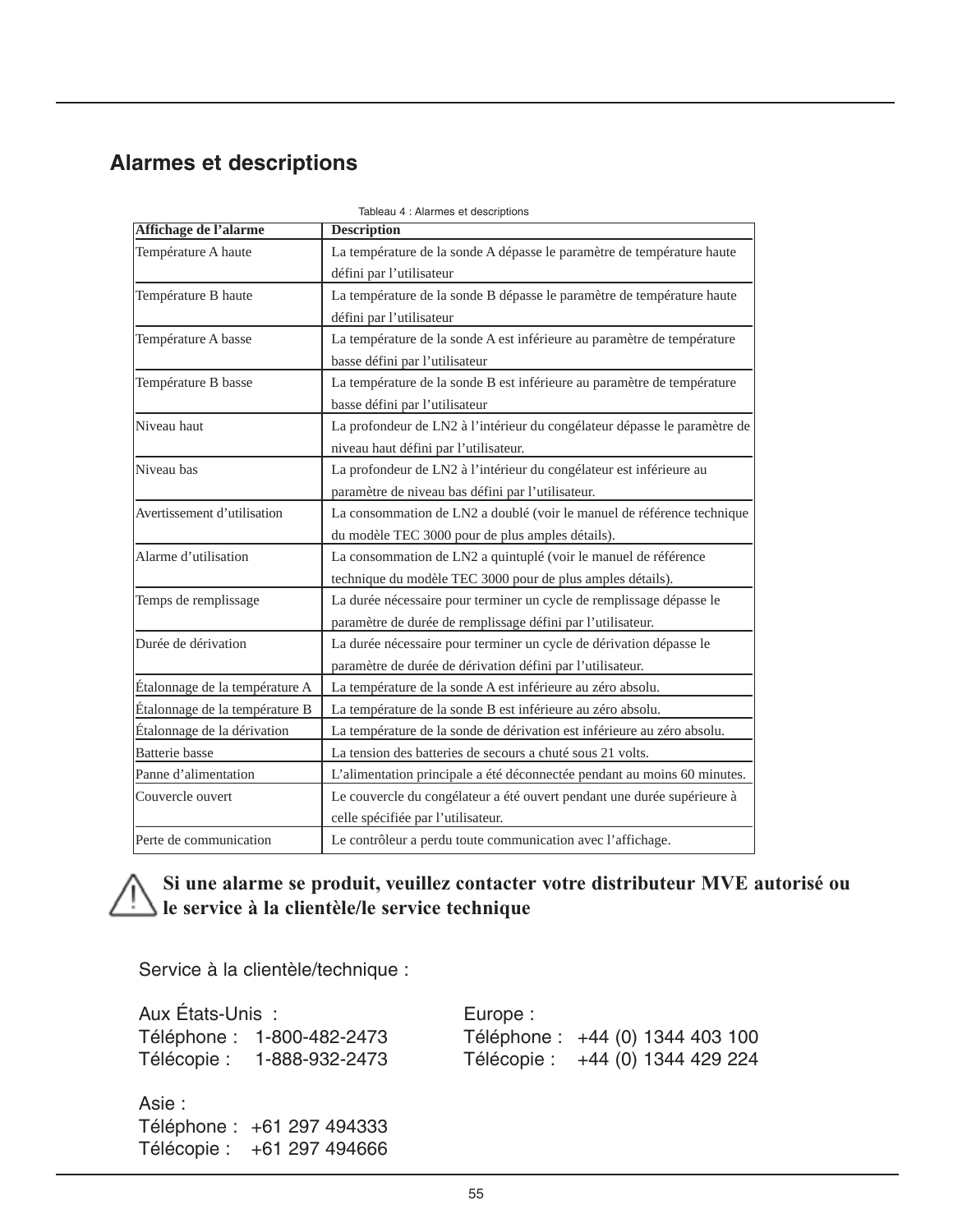## Alarmes et descriptions

Tableau 4 : Alarmes et descriptions

| Affichage de l'alarme | Description |
|---|---|
| Température A haute | La température de la sonde A dépasse le paramètre de température haute défini par l'utilisateur |
| Température B haute | La température de la sonde B dépasse le paramètre de température haute défini par l'utilisateur |
| Température A basse | La température de la sonde A est inférieure au paramètre de température basse défini par l'utilisateur |
| Température B basse | La température de la sonde B est inférieure au paramètre de température basse défini par l'utilisateur |
| Niveau haut | La profondeur de LN2 à l'intérieur du congélateur dépasse le paramètre de niveau haut défini par l'utilisateur. |
| Niveau bas | La profondeur de LN2 à l'intérieur du congélateur est inférieure au paramètre de niveau bas défini par l'utilisateur. |
| Avertissement d'utilisation | La consommation de LN2 a doublé (voir le manuel de référence technique du modèle TEC 3000 pour de plus amples détails). |
| Alarme d'utilisation | La consommation de LN2 a quintuplé (voir le manuel de référence technique du modèle TEC 3000 pour de plus amples détails). |
| Temps de remplissage | La durée nécessaire pour terminer un cycle de remplissage dépasse le paramètre de durée de remplissage défini par l'utilisateur. |
| Durée de dérivation | La durée nécessaire pour terminer un cycle de dérivation dépasse le paramètre de durée de dérivation défini par l'utilisateur. |
| Étalonnage de la température A | La température de la sonde A est inférieure au zéro absolu. |
| Étalonnage de la température B | La température de la sonde B est inférieure au zéro absolu. |
| Étalonnage de la dérivation | La température de la sonde de dérivation est inférieure au zéro absolu. |
| Batterie basse | La tension des batteries de secours a chuté sous 21 volts. |
| Panne d'alimentation | L'alimentation principale a été déconnectée pendant au moins 60 minutes. |
| Couvercle ouvert | Le couvercle du congélateur a été ouvert pendant une durée supérieure à celle spécifiée par l'utilisateur. |
| Perte de communication | Le contrôleur a perdu toute communication avec l'affichage. |

⚠ **Si une alarme se produit, veuillez contacter votre distributeur MVE autorisé ou le service à la clientèle/le service technique**

Service à la clientèle/technique :

Aux États-Unis :
Téléphone : 1-800-482-2473
Télécopie : 1-888-932-2473

Europe :
Téléphone : +44 (0) 1344 403 100
Télécopie : +44 (0) 1344 429 224

Asie :
Téléphone : +61 297 494333
Télécopie : +61 297 494666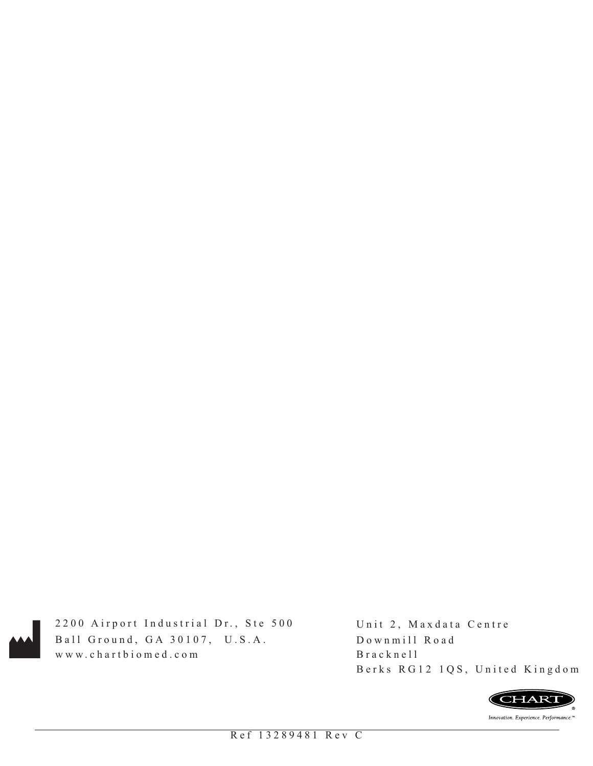2200 Airport Industrial Dr., Ste 500
Ball Ground, GA 30107, U.S.A.
www.chartbiomed.com

Unit 2, Maxdata Centre
Downmill Road
Bracknell
Berks RG12 1QS, United Kingdom

Innovation. Experience. Performance.™

Ref 13289481 Rev C